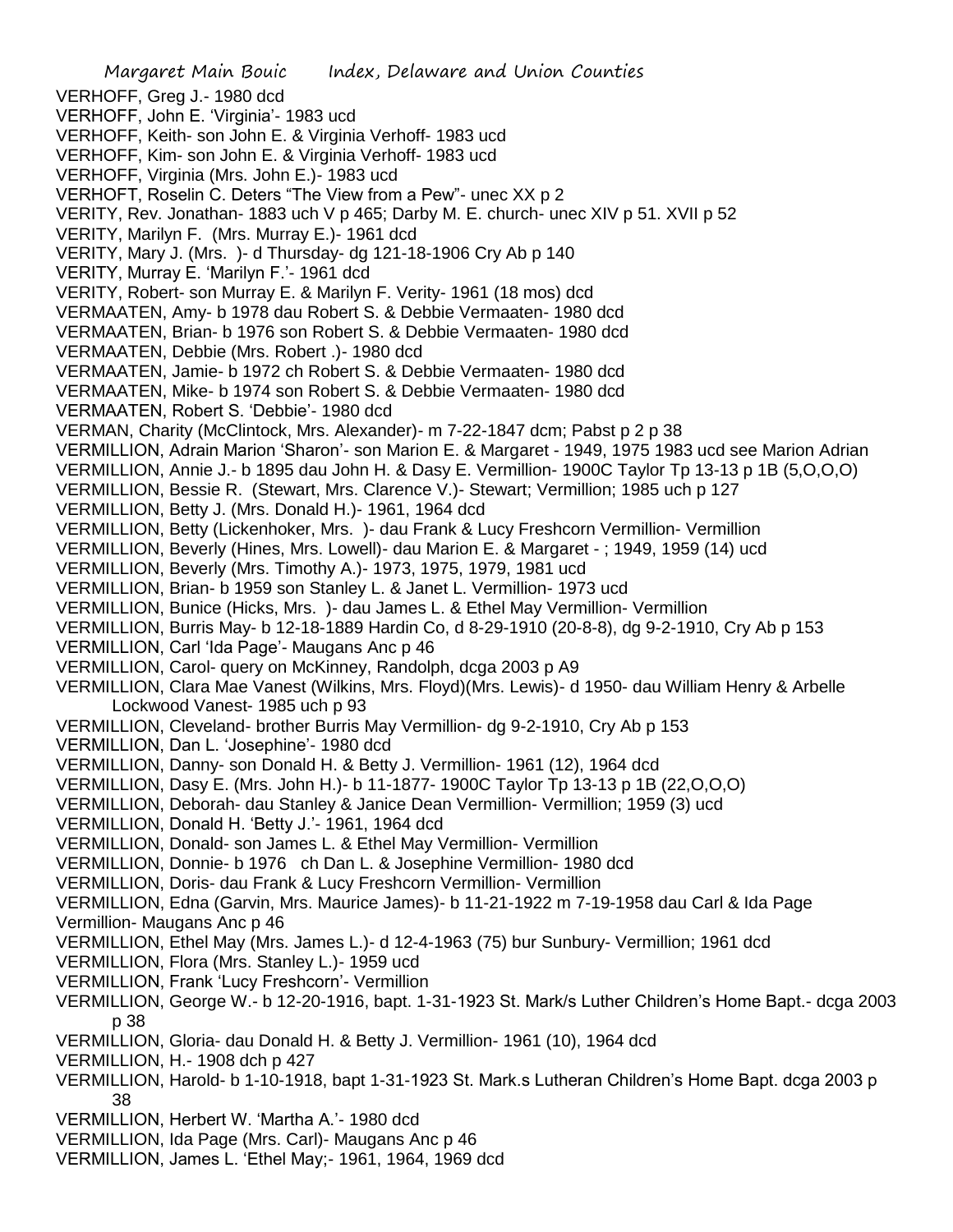VERHOFF, Greg J.- 1980 dcd
VERHOFF, John E. 'Virginia'- 1983 ucd
VERHOFF, Keith- son John E. & Virginia Verhoff- 1983 ucd
VERHOFF, Kim- son John E. & Virginia Verhoff- 1983 ucd
VERHOFF, Virginia (Mrs. John E.)- 1983 ucd
VERHOFT, Roselin C. Deters "The View from a Pew"- unec XX p 2
VERITY, Rev. Jonathan- 1883 uch V p 465; Darby M. E. church- unec XIV p 51. XVII p 52
VERITY, Marilyn F. (Mrs. Murray E.)- 1961 dcd
VERITY, Mary J. (Mrs. )- d Thursday- dg 121-18-1906 Cry Ab p 140
VERITY, Murray E. 'Marilyn F.'- 1961 dcd
VERITY, Robert- son Murray E. & Marilyn F. Verity- 1961 (18 mos) dcd
VERMAATEN, Amy- b 1978 dau Robert S. & Debbie Vermaaten- 1980 dcd
VERMAATEN, Brian- b 1976 son Robert S. & Debbie Vermaaten- 1980 dcd
VERMAATEN, Debbie (Mrs. Robert .)- 1980 dcd
VERMAATEN, Jamie- b 1972 ch Robert S. & Debbie Vermaaten- 1980 dcd
VERMAATEN, Mike- b 1974 son Robert S. & Debbie Vermaaten- 1980 dcd
VERMAATEN, Robert S. 'Debbie'- 1980 dcd
VERMAN, Charity (McClintock, Mrs. Alexander)- m 7-22-1847 dcm; Pabst p 2 p 38
VERMILLION, Adrain Marion 'Sharon'- son Marion E. & Margaret - 1949, 1975 1983 ucd see Marion Adrian
VERMILLION, Annie J.- b 1895 dau John H. & Dasy E. Vermillion- 1900C Taylor Tp 13-13 p 1B (5,O,O,O)
VERMILLION, Bessie R. (Stewart, Mrs. Clarence V.)- Stewart; Vermillion; 1985 uch p 127
VERMILLION, Betty J. (Mrs. Donald H.)- 1961, 1964 dcd
VERMILLION, Betty (Lickenhoker, Mrs. )- dau Frank & Lucy Freshcorn Vermillion- Vermillion
VERMILLION, Beverly (Hines, Mrs. Lowell)- dau Marion E. & Margaret - ; 1949, 1959 (14) ucd
VERMILLION, Beverly (Mrs. Timothy A.)- 1973, 1975, 1979, 1981 ucd
VERMILLION, Brian- b 1959 son Stanley L. & Janet L. Vermillion- 1973 ucd
VERMILLION, Bunice (Hicks, Mrs. )- dau James L. & Ethel May Vermillion- Vermillion
VERMILLION, Burris May- b 12-18-1889 Hardin Co, d 8-29-1910 (20-8-8), dg 9-2-1910, Cry Ab p 153
VERMILLION, Carl 'Ida Page'- Maugans Anc p 46
VERMILLION, Carol- query on McKinney, Randolph, dcga 2003 p A9
VERMILLION, Clara Mae Vanest (Wilkins, Mrs. Floyd)(Mrs. Lewis)- d 1950- dau William Henry & Arbelle Lockwood Vanest- 1985 uch p 93
VERMILLION, Cleveland- brother Burris May Vermillion- dg 9-2-1910, Cry Ab p 153
VERMILLION, Dan L. 'Josephine'- 1980 dcd
VERMILLION, Danny- son Donald H. & Betty J. Vermillion- 1961 (12), 1964 dcd
VERMILLION, Dasy E. (Mrs. John H.)- b 11-1877- 1900C Taylor Tp 13-13 p 1B (22,O,O,O)
VERMILLION, Deborah- dau Stanley & Janice Dean Vermillion- Vermillion; 1959 (3) ucd
VERMILLION, Donald H. 'Betty J.'- 1961, 1964 dcd
VERMILLION, Donald- son James L. & Ethel May Vermillion- Vermillion
VERMILLION, Donnie- b 1976 ch Dan L. & Josephine Vermillion- 1980 dcd
VERMILLION, Doris- dau Frank & Lucy Freshcorn Vermillion- Vermillion
VERMILLION, Edna (Garvin, Mrs. Maurice James)- b 11-21-1922 m 7-19-1958 dau Carl & Ida Page Vermillion- Maugans Anc p 46
VERMILLION, Ethel May (Mrs. James L.)- d 12-4-1963 (75) bur Sunbury- Vermillion; 1961 dcd
VERMILLION, Flora (Mrs. Stanley L.)- 1959 ucd
VERMILLION, Frank 'Lucy Freshcorn'- Vermillion
VERMILLION, George W.- b 12-20-1916, bapt. 1-31-1923 St. Mark/s Luther Children's Home Bapt.- dcga 2003 p 38
VERMILLION, Gloria- dau Donald H. & Betty J. Vermillion- 1961 (10), 1964 dcd
VERMILLION, H.- 1908 dch p 427
VERMILLION, Harold- b 1-10-1918, bapt 1-31-1923 St. Mark.s Lutheran Children's Home Bapt. dcga 2003 p 38
VERMILLION, Herbert W. 'Martha A.'- 1980 dcd
VERMILLION, Ida Page (Mrs. Carl)- Maugans Anc p 46
VERMILLION, James L. 'Ethel May;- 1961, 1964, 1969 dcd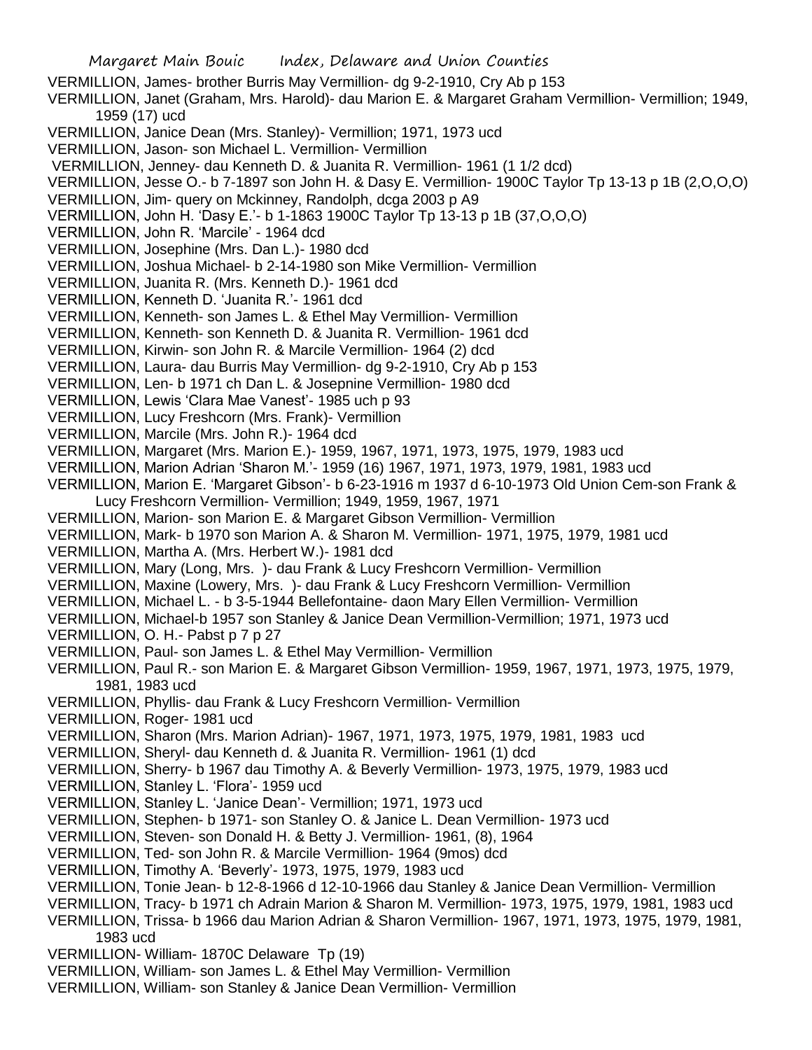VERMILLION, James- brother Burris May Vermillion- dg 9-2-1910, Cry Ab p 153

VERMILLION, Janet (Graham, Mrs. Harold)- dau Marion E. & Margaret Graham Vermillion- Vermillion; 1949, 1959 (17) ucd

VERMILLION, Janice Dean (Mrs. Stanley)- Vermillion; 1971, 1973 ucd

VERMILLION, Jason- son Michael L. Vermillion- Vermillion

VERMILLION, Jenney- dau Kenneth D. & Juanita R. Vermillion- 1961 (1 1/2 dcd)

VERMILLION, Jesse O.- b 7-1897 son John H. & Dasy E. Vermillion- 1900C Taylor Tp 13-13 p 1B (2,O,O,O)

VERMILLION, Jim- query on Mckinney, Randolph, dcga 2003 p A9

VERMILLION, John H. 'Dasy E.'- b 1-1863 1900C Taylor Tp 13-13 p 1B (37,O,O,O)

VERMILLION, John R. 'Marcile' - 1964 dcd

VERMILLION, Josephine (Mrs. Dan L.)- 1980 dcd

VERMILLION, Joshua Michael- b 2-14-1980 son Mike Vermillion- Vermillion

VERMILLION, Juanita R. (Mrs. Kenneth D.)- 1961 dcd

VERMILLION, Kenneth D. 'Juanita R.'- 1961 dcd

VERMILLION, Kenneth- son James L. & Ethel May Vermillion- Vermillion

VERMILLION, Kenneth- son Kenneth D. & Juanita R. Vermillion- 1961 dcd

VERMILLION, Kirwin- son John R. & Marcile Vermillion- 1964 (2) dcd

VERMILLION, Laura- dau Burris May Vermillion- dg 9-2-1910, Cry Ab p 153

VERMILLION, Len- b 1971 ch Dan L. & Josepnine Vermillion- 1980 dcd

VERMILLION, Lewis 'Clara Mae Vanest'- 1985 uch p 93

VERMILLION, Lucy Freshcorn (Mrs. Frank)- Vermillion

VERMILLION, Marcile (Mrs. John R.)- 1964 dcd

VERMILLION, Margaret (Mrs. Marion E.)- 1959, 1967, 1971, 1973, 1975, 1979, 1983 ucd

VERMILLION, Marion Adrian 'Sharon M.'- 1959 (16) 1967, 1971, 1973, 1979, 1981, 1983 ucd

VERMILLION, Marion E. 'Margaret Gibson'- b 6-23-1916 m 1937 d 6-10-1973 Old Union Cem-son Frank & Lucy Freshcorn Vermillion- Vermillion; 1949, 1959, 1967, 1971

VERMILLION, Marion- son Marion E. & Margaret Gibson Vermillion- Vermillion

VERMILLION, Mark- b 1970 son Marion A. & Sharon M. Vermillion- 1971, 1975, 1979, 1981 ucd

VERMILLION, Martha A. (Mrs. Herbert W.)- 1981 dcd

VERMILLION, Mary (Long, Mrs. )- dau Frank & Lucy Freshcorn Vermillion- Vermillion

VERMILLION, Maxine (Lowery, Mrs. )- dau Frank & Lucy Freshcorn Vermillion- Vermillion

VERMILLION, Michael L. - b 3-5-1944 Bellefontaine- daon Mary Ellen Vermillion- Vermillion

VERMILLION, Michael-b 1957 son Stanley & Janice Dean Vermillion-Vermillion; 1971, 1973 ucd

VERMILLION, O. H.- Pabst p 7 p 27

VERMILLION, Paul- son James L. & Ethel May Vermillion- Vermillion

VERMILLION, Paul R.- son Marion E. & Margaret Gibson Vermillion- 1959, 1967, 1971, 1973, 1975, 1979, 1981, 1983 ucd

VERMILLION, Phyllis- dau Frank & Lucy Freshcorn Vermillion- Vermillion

VERMILLION, Roger- 1981 ucd

VERMILLION, Sharon (Mrs. Marion Adrian)- 1967, 1971, 1973, 1975, 1979, 1981, 1983 ucd

VERMILLION, Sheryl- dau Kenneth d. & Juanita R. Vermillion- 1961 (1) dcd

VERMILLION, Sherry- b 1967 dau Timothy A. & Beverly Vermillion- 1973, 1975, 1979, 1983 ucd

VERMILLION, Stanley L. 'Flora'- 1959 ucd

VERMILLION, Stanley L. 'Janice Dean'- Vermillion; 1971, 1973 ucd

VERMILLION, Stephen- b 1971- son Stanley O. & Janice L. Dean Vermillion- 1973 ucd

VERMILLION, Steven- son Donald H. & Betty J. Vermillion- 1961, (8), 1964

VERMILLION, Ted- son John R. & Marcile Vermillion- 1964 (9mos) dcd

VERMILLION, Timothy A. 'Beverly'- 1973, 1975, 1979, 1983 ucd

VERMILLION, Tonie Jean- b 12-8-1966 d 12-10-1966 dau Stanley & Janice Dean Vermillion- Vermillion

VERMILLION, Tracy- b 1971 ch Adrain Marion & Sharon M. Vermillion- 1973, 1975, 1979, 1981, 1983 ucd

VERMILLION, Trissa- b 1966 dau Marion Adrian & Sharon Vermillion- 1967, 1971, 1973, 1975, 1979, 1981, 1983 ucd

VERMILLION- William- 1870C Delaware Tp (19)

VERMILLION, William- son James L. & Ethel May Vermillion- Vermillion

VERMILLION, William- son Stanley & Janice Dean Vermillion- Vermillion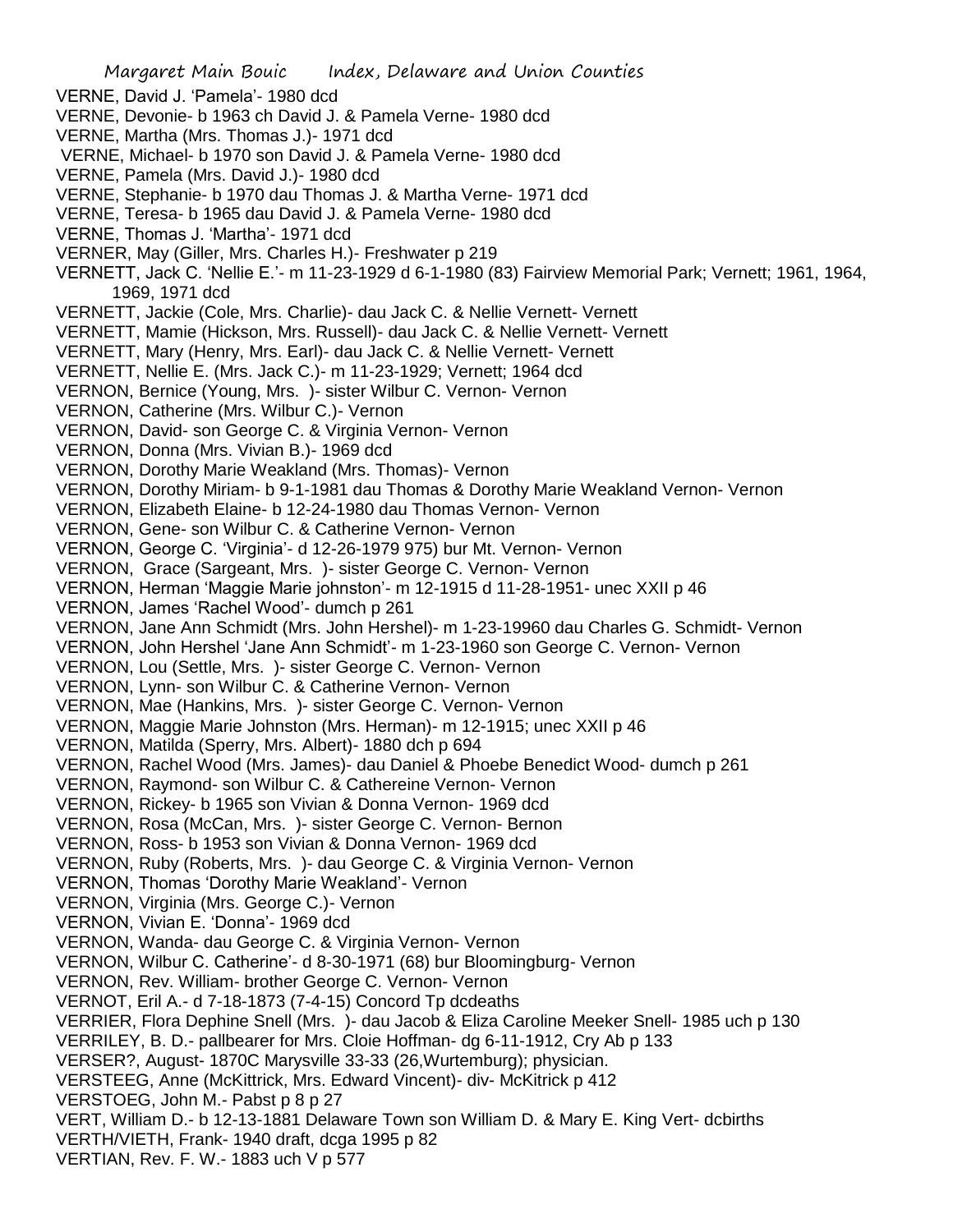VERNE, David J. 'Pamela'- 1980 dcd
VERNE, Devonie- b 1963 ch David J. & Pamela Verne- 1980 dcd
VERNE, Martha (Mrs. Thomas J.)- 1971 dcd
VERNE, Michael- b 1970 son David J. & Pamela Verne- 1980 dcd
VERNE, Pamela (Mrs. David J.)- 1980 dcd
VERNE, Stephanie- b 1970 dau Thomas J. & Martha Verne- 1971 dcd
VERNE, Teresa- b 1965 dau David J. & Pamela Verne- 1980 dcd
VERNE, Thomas J. 'Martha'- 1971 dcd
VERNER, May (Giller, Mrs. Charles H.)- Freshwater p 219
VERNETT, Jack C. 'Nellie E.'- m 11-23-1929 d 6-1-1980 (83) Fairview Memorial Park; Vernett; 1961, 1964, 1969, 1971 dcd
VERNETT, Jackie (Cole, Mrs. Charlie)- dau Jack C. & Nellie Vernett- Vernett
VERNETT, Mamie (Hickson, Mrs. Russell)- dau Jack C. & Nellie Vernett- Vernett
VERNETT, Mary (Henry, Mrs. Earl)- dau Jack C. & Nellie Vernett- Vernett
VERNETT, Nellie E. (Mrs. Jack C.)- m 11-23-1929; Vernett; 1964 dcd
VERNON, Bernice (Young, Mrs. )- sister Wilbur C. Vernon- Vernon
VERNON, Catherine (Mrs. Wilbur C.)- Vernon
VERNON, David- son George C. & Virginia Vernon- Vernon
VERNON, Donna (Mrs. Vivian B.)- 1969 dcd
VERNON, Dorothy Marie Weakland (Mrs. Thomas)- Vernon
VERNON, Dorothy Miriam- b 9-1-1981 dau Thomas & Dorothy Marie Weakland Vernon- Vernon
VERNON, Elizabeth Elaine- b 12-24-1980 dau Thomas Vernon- Vernon
VERNON, Gene- son Wilbur C. & Catherine Vernon- Vernon
VERNON, George C. 'Virginia'- d 12-26-1979 975) bur Mt. Vernon- Vernon
VERNON, Grace (Sargeant, Mrs. )- sister George C. Vernon- Vernon
VERNON, Herman 'Maggie Marie johnston'- m 12-1915 d 11-28-1951- unec XXII p 46
VERNON, James 'Rachel Wood'- dumch p 261
VERNON, Jane Ann Schmidt (Mrs. John Hershel)- m 1-23-19960 dau Charles G. Schmidt- Vernon
VERNON, John Hershel 'Jane Ann Schmidt'- m 1-23-1960 son George C. Vernon- Vernon
VERNON, Lou (Settle, Mrs. )- sister George C. Vernon- Vernon
VERNON, Lynn- son Wilbur C. & Catherine Vernon- Vernon
VERNON, Mae (Hankins, Mrs. )- sister George C. Vernon- Vernon
VERNON, Maggie Marie Johnston (Mrs. Herman)- m 12-1915; unec XXII p 46
VERNON, Matilda (Sperry, Mrs. Albert)- 1880 dch p 694
VERNON, Rachel Wood (Mrs. James)- dau Daniel & Phoebe Benedict Wood- dumch p 261
VERNON, Raymond- son Wilbur C. & Cathereine Vernon- Vernon
VERNON, Rickey- b 1965 son Vivian & Donna Vernon- 1969 dcd
VERNON, Rosa (McCan, Mrs. )- sister George C. Vernon- Bernon
VERNON, Ross- b 1953 son Vivian & Donna Vernon- 1969 dcd
VERNON, Ruby (Roberts, Mrs. )- dau George C. & Virginia Vernon- Vernon
VERNON, Thomas 'Dorothy Marie Weakland'- Vernon
VERNON, Virginia (Mrs. George C.)- Vernon
VERNON, Vivian E. 'Donna'- 1969 dcd
VERNON, Wanda- dau George C. & Virginia Vernon- Vernon
VERNON, Wilbur C. Catherine'- d 8-30-1971 (68) bur Bloomingburg- Vernon
VERNON, Rev. William- brother George C. Vernon- Vernon
VERNOT, Eril A.- d 7-18-1873 (7-4-15) Concord Tp dcdeaths
VERRIER, Flora Dephine Snell (Mrs. )- dau Jacob & Eliza Caroline Meeker Snell- 1985 uch p 130
VERRILEY, B. D.- pallbearer for Mrs. Cloie Hoffman- dg 6-11-1912, Cry Ab p 133
VERSER?, August- 1870C Marysville 33-33 (26,Wurtemburg); physician.
VERSTEEG, Anne (McKittrick, Mrs. Edward Vincent)- div- McKitrick p 412
VERSTOEG, John M.- Pabst p 8 p 27
VERT, William D.- b 12-13-1881 Delaware Town son William D. & Mary E. King Vert- dcbirths
VERTH/VIETH, Frank- 1940 draft, dcga 1995 p 82
VERTIAN, Rev. F. W.- 1883 uch V p 577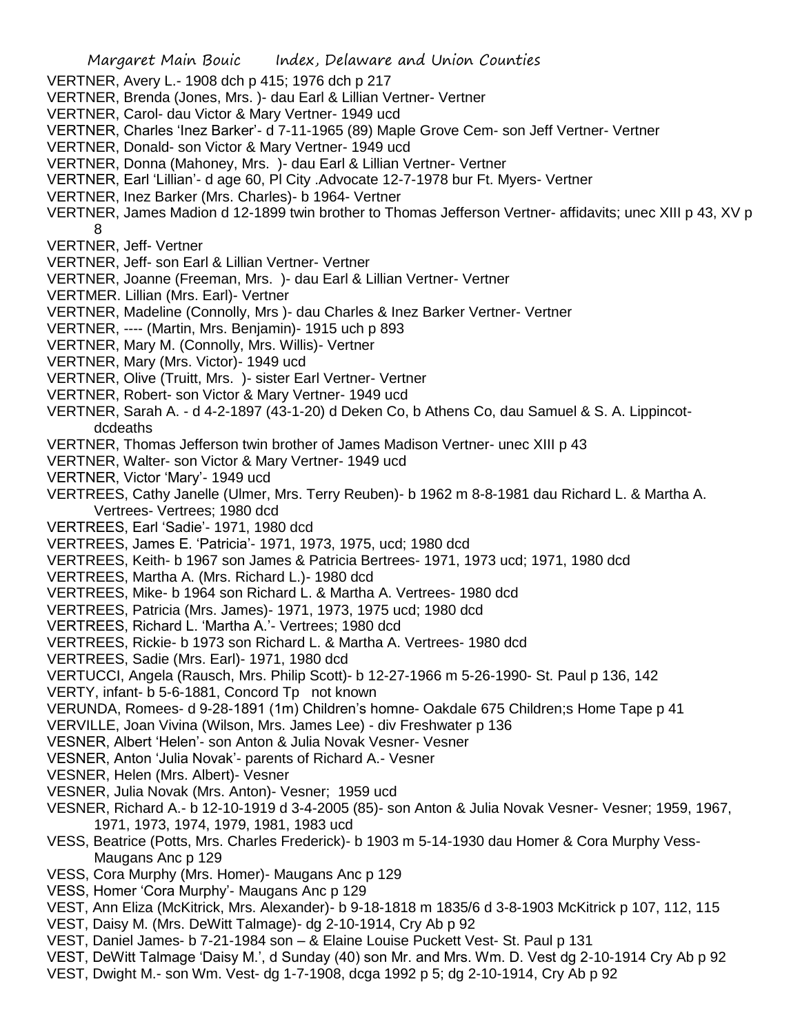VERTNER, Avery L.- 1908 dch p 415; 1976 dch p 217
VERTNER, Brenda (Jones, Mrs. )- dau Earl & Lillian Vertner- Vertner
VERTNER, Carol- dau Victor & Mary Vertner- 1949 ucd
VERTNER, Charles 'Inez Barker'- d 7-11-1965 (89) Maple Grove Cem- son Jeff Vertner- Vertner
VERTNER, Donald- son Victor & Mary Vertner- 1949 ucd
VERTNER, Donna (Mahoney, Mrs. )- dau Earl & Lillian Vertner- Vertner
VERTNER, Earl 'Lillian'- d age 60, Pl City .Advocate 12-7-1978 bur Ft. Myers- Vertner
VERTNER, Inez Barker (Mrs. Charles)- b 1964- Vertner
VERTNER, James Madion d 12-1899 twin brother to Thomas Jefferson Vertner- affidavits; unec XIII p 43, XV p 8
VERTNER, Jeff- Vertner
VERTNER, Jeff- son Earl & Lillian Vertner- Vertner
VERTNER, Joanne (Freeman, Mrs. )- dau Earl & Lillian Vertner- Vertner
VERTMER. Lillian (Mrs. Earl)- Vertner
VERTNER, Madeline (Connolly, Mrs )- dau Charles & Inez Barker Vertner- Vertner
VERTNER, ---- (Martin, Mrs. Benjamin)- 1915 uch p 893
VERTNER, Mary M. (Connolly, Mrs. Willis)- Vertner
VERTNER, Mary (Mrs. Victor)- 1949 ucd
VERTNER, Olive (Truitt, Mrs. )- sister Earl Vertner- Vertner
VERTNER, Robert- son Victor & Mary Vertner- 1949 ucd
VERTNER, Sarah A. - d 4-2-1897 (43-1-20) d Deken Co, b Athens Co, dau Samuel & S. A. Lippincot- dcdeaths
VERTNER, Thomas Jefferson twin brother of James Madison Vertner- unec XIII p 43
VERTNER, Walter- son Victor & Mary Vertner- 1949 ucd
VERTNER, Victor 'Mary'- 1949 ucd
VERTREES, Cathy Janelle (Ulmer, Mrs. Terry Reuben)- b 1962 m 8-8-1981 dau Richard L. & Martha A. Vertrees- Vertrees; 1980 dcd
VERTREES, Earl 'Sadie'- 1971, 1980 dcd
VERTREES, James E. 'Patricia'- 1971, 1973, 1975, ucd; 1980 dcd
VERTREES, Keith- b 1967 son James & Patricia Bertrees- 1971, 1973 ucd; 1971, 1980 dcd
VERTREES, Martha A. (Mrs. Richard L.)- 1980 dcd
VERTREES, Mike- b 1964 son Richard L. & Martha A. Vertrees- 1980 dcd
VERTREES, Patricia (Mrs. James)- 1971, 1973, 1975 ucd; 1980 dcd
VERTREES, Richard L. 'Martha A.'- Vertrees; 1980 dcd
VERTREES, Rickie- b 1973 son Richard L. & Martha A. Vertrees- 1980 dcd
VERTREES, Sadie (Mrs. Earl)- 1971, 1980 dcd
VERTUCCI, Angela (Rausch, Mrs. Philip Scott)- b 12-27-1966 m 5-26-1990- St. Paul p 136, 142
VERTY, infant- b 5-6-1881, Concord Tp not known
VERUNDA, Romees- d 9-28-1891 (1m) Children's homne- Oakdale 675 Children;s Home Tape p 41
VERVILLE, Joan Vivina (Wilson, Mrs. James Lee) - div Freshwater p 136
VESNER, Albert 'Helen'- son Anton & Julia Novak Vesner- Vesner
VESNER, Anton 'Julia Novak'- parents of Richard A.- Vesner
VESNER, Helen (Mrs. Albert)- Vesner
VESNER, Julia Novak (Mrs. Anton)- Vesner; 1959 ucd
VESNER, Richard A.- b 12-10-1919 d 3-4-2005 (85)- son Anton & Julia Novak Vesner- Vesner; 1959, 1967, 1971, 1973, 1974, 1979, 1981, 1983 ucd
VESS, Beatrice (Potts, Mrs. Charles Frederick)- b 1903 m 5-14-1930 dau Homer & Cora Murphy Vess- Maugans Anc p 129
VESS, Cora Murphy (Mrs. Homer)- Maugans Anc p 129
VESS, Homer 'Cora Murphy'- Maugans Anc p 129
VEST, Ann Eliza (McKitrick, Mrs. Alexander)- b 9-18-1818 m 1835/6 d 3-8-1903 McKitrick p 107, 112, 115
VEST, Daisy M. (Mrs. DeWitt Talmage)- dg 2-10-1914, Cry Ab p 92
VEST, Daniel James- b 7-21-1984 son – & Elaine Louise Puckett Vest- St. Paul p 131
VEST, DeWitt Talmage 'Daisy M.', d Sunday (40) son Mr. and Mrs. Wm. D. Vest dg 2-10-1914 Cry Ab p 92
VEST, Dwight M.- son Wm. Vest- dg 1-7-1908, dcga 1992 p 5; dg 2-10-1914, Cry Ab p 92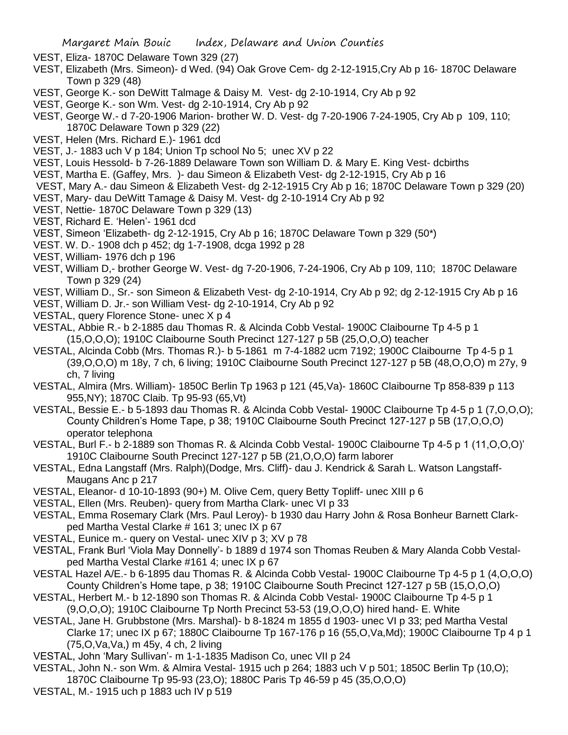VEST, Eliza- 1870C Delaware Town 329 (27)

VEST, Elizabeth (Mrs. Simeon)- d Wed. (94) Oak Grove Cem- dg 2-12-1915,Cry Ab p 16- 1870C Delaware Town p 329 (48)

VEST, George K.- son DeWitt Talmage & Daisy M. Vest- dg 2-10-1914, Cry Ab p 92

VEST, George K.- son Wm. Vest- dg 2-10-1914, Cry Ab p 92

VEST, George W.- d 7-20-1906 Marion- brother W. D. Vest- dg 7-20-1906 7-24-1905, Cry Ab p 109, 110; 1870C Delaware Town p 329 (22)

VEST, Helen (Mrs. Richard E.)- 1961 dcd

VEST, J.- 1883 uch V p 184; Union Tp school No 5; unec XV p 22

VEST, Louis Hessold- b 7-26-1889 Delaware Town son William D. & Mary E. King Vest- dcbirths

VEST, Martha E. (Gaffey, Mrs. )- dau Simeon & Elizabeth Vest- dg 2-12-1915, Cry Ab p 16

VEST, Mary A.- dau Simeon & Elizabeth Vest- dg 2-12-1915 Cry Ab p 16; 1870C Delaware Town p 329 (20)

VEST, Mary- dau DeWitt Tamage & Daisy M. Vest- dg 2-10-1914 Cry Ab p 92

VEST, Nettie- 1870C Delaware Town p 329 (13)

VEST, Richard E. 'Helen'- 1961 dcd

VEST, Simeon 'Elizabeth- dg 2-12-1915, Cry Ab p 16; 1870C Delaware Town p 329 (50*)

VEST. W. D.- 1908 dch p 452; dg 1-7-1908, dcga 1992 p 28

VEST, William- 1976 dch p 196

VEST, William D,- brother George W. Vest- dg 7-20-1906, 7-24-1906, Cry Ab p 109, 110; 1870C Delaware Town p 329 (24)

VEST, William D., Sr.- son Simeon & Elizabeth Vest- dg 2-10-1914, Cry Ab p 92; dg 2-12-1915 Cry Ab p 16

VEST, William D. Jr.- son William Vest- dg 2-10-1914, Cry Ab p 92

VESTAL, query Florence Stone- unec X p 4

VESTAL, Abbie R.- b 2-1885 dau Thomas R. & Alcinda Cobb Vestal- 1900C Claibourne Tp 4-5 p 1 (15,O,O,O); 1910C Claibourne South Precinct 127-127 p 5B (25,O,O,O) teacher

VESTAL, Alcinda Cobb (Mrs. Thomas R.)- b 5-1861 m 7-4-1882 ucm 7192; 1900C Claibourne Tp 4-5 p 1 (39,O,O,O) m 18y, 7 ch, 6 living; 1910C Claibourne South Precinct 127-127 p 5B (48,O,O,O) m 27y, 9 ch, 7 living

VESTAL, Almira (Mrs. William)- 1850C Berlin Tp 1963 p 121 (45,Va)- 1860C Claibourne Tp 858-839 p 113 955,NY); 1870C Claib. Tp 95-93 (65,Vt)

VESTAL, Bessie E.- b 5-1893 dau Thomas R. & Alcinda Cobb Vestal- 1900C Claibourne Tp 4-5 p 1 (7,O,O,O); County Children's Home Tape, p 38; 1910C Claibourne South Precinct 127-127 p 5B (17,O,O,O) operator telephona

VESTAL, Burl F.- b 2-1889 son Thomas R. & Alcinda Cobb Vestal- 1900C Claibourne Tp 4-5 p 1 (11,O,O,O)' 1910C Claibourne South Precinct 127-127 p 5B (21,O,O,O) farm laborer

VESTAL, Edna Langstaff (Mrs. Ralph)(Dodge, Mrs. Cliff)- dau J. Kendrick & Sarah L. Watson Langstaff- Maugans Anc p 217

VESTAL, Eleanor- d 10-10-1893 (90+) M. Olive Cem, query Betty Topliff- unec XIII p 6

VESTAL, Ellen (Mrs. Reuben)- query from Martha Clark- unec VI p 33

VESTAL, Emma Rosemary Clark (Mrs. Paul Leroy)- b 1930 dau Harry John & Rosa Bonheur Barnett Clark- ped Martha Vestal Clarke # 161 3; unec IX p 67

VESTAL, Eunice m.- query on Vestal- unec XIV p 3; XV p 78

VESTAL, Frank Burl 'Viola May Donnelly'- b 1889 d 1974 son Thomas Reuben & Mary Alanda Cobb Vestal- ped Martha Vestal Clarke #161 4; unec IX p 67

VESTAL Hazel A/E.- b 6-1895 dau Thomas R. & Alcinda Cobb Vestal- 1900C Claibourne Tp 4-5 p 1 (4,O,O,O) County Children's Home tape, p 38; 1910C Claibourne South Precinct 127-127 p 5B (15,O,O,O)

VESTAL, Herbert M.- b 12-1890 son Thomas R. & Alcinda Cobb Vestal- 1900C Claibourne Tp 4-5 p 1 (9,O,O,O); 1910C Claibourne Tp North Precinct 53-53 (19,O,O,O) hired hand- E. White

VESTAL, Jane H. Grubbstone (Mrs. Marshal)- b 8-1824 m 1855 d 1903- unec VI p 33; ped Martha Vestal Clarke 17; unec IX p 67; 1880C Claibourne Tp 167-176 p 16 (55,O,Va,Md); 1900C Claibourne Tp 4 p 1 (75,O,Va,Va,) m 45y, 4 ch, 2 living

VESTAL, John 'Mary Sullivan'- m 1-1-1835 Madison Co, unec VII p 24

VESTAL, John N.- son Wm. & Almira Vestal- 1915 uch p 264; 1883 uch V p 501; 1850C Berlin Tp (10,O); 1870C Claibourne Tp 95-93 (23,O); 1880C Paris Tp 46-59 p 45 (35,O,O,O)

VESTAL, M.- 1915 uch p 1883 uch IV p 519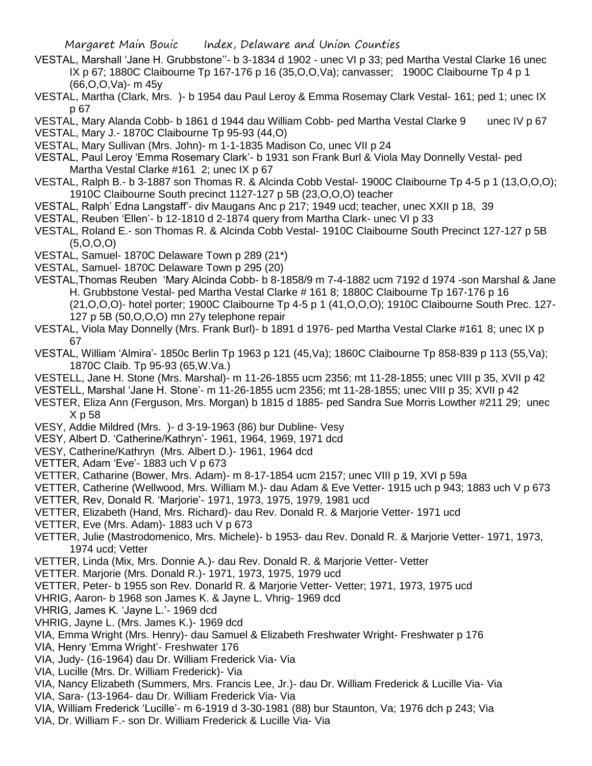VESTAL, Marshall 'Jane H. Grubbstone''- b 3-1834 d 1902 - unec VI p 33; ped Martha Vestal Clarke 16 unec IX p 67; 1880C Claibourne Tp 167-176 p 16 (35,O,O,Va); canvasser; 1900C Claibourne Tp 4 p 1 (66,O,O,Va)- m 45y

VESTAL, Martha (Clark, Mrs. )- b 1954 dau Paul Leroy & Emma Rosemay Clark Vestal- 161; ped 1; unec IX p 67

VESTAL, Mary Alanda Cobb- b 1861 d 1944 dau William Cobb- ped Martha Vestal Clarke 9 unec IV p 67

VESTAL, Mary J.- 1870C Claibourne Tp 95-93 (44,O)

VESTAL, Mary Sullivan (Mrs. John)- m 1-1-1835 Madison Co, unec VII p 24

VESTAL, Paul Leroy 'Emma Rosemary Clark'- b 1931 son Frank Burl & Viola May Donnelly Vestal- ped Martha Vestal Clarke #161 2; unec IX p 67

VESTAL, Ralph B.- b 3-1887 son Thomas R. & Alcinda Cobb Vestal- 1900C Claibourne Tp 4-5 p 1 (13,O,O,O); 1910C Claibourne South precinct 1127-127 p 5B (23,O,O,O) teacher

VESTAL, Ralph' Edna Langstaff'- div Maugans Anc p 217; 1949 ucd; teacher, unec XXII p 18, 39

VESTAL, Reuben 'Ellen'- b 12-1810 d 2-1874 query from Martha Clark- unec VI p 33

VESTAL, Roland E.- son Thomas R. & Alcinda Cobb Vestal- 1910C Claibourne South Precinct 127-127 p 5B (5,O,O,O)

VESTAL, Samuel- 1870C Delaware Town p 289 (21*)

VESTAL, Samuel- 1870C Delaware Town p 295 (20)

VESTAL,Thomas Reuben 'Mary Alcinda Cobb- b 8-1858/9 m 7-4-1882 ucm 7192 d 1974 -son Marshal & Jane H. Grubbstone Vestal- ped Martha Vestal Clarke # 161 8; 1880C Claibourne Tp 167-176 p 16 (21,O,O,O)- hotel porter; 1900C Claibourne Tp 4-5 p 1 (41,O,O,O); 1910C Claibourne South Prec. 127-127 p 5B (50,O,O,O) mn 27y telephone repair

VESTAL, Viola May Donnelly (Mrs. Frank Burl)- b 1891 d 1976- ped Martha Vestal Clarke #161 8; unec IX p 67

VESTAL, William 'Almira'- 1850c Berlin Tp 1963 p 121 (45,Va); 1860C Claibourne Tp 858-839 p 113 (55,Va); 1870C Claib. Tp 95-93 (65,W.Va.)

VESTELL, Jane H. Stone (Mrs. Marshal)- m 11-26-1855 ucm 2356; mt 11-28-1855; unec VIII p 35, XVII p 42

VESTELL, Marshal 'Jane H. Stone'- m 11-26-1855 ucm 2356; mt 11-28-1855; unec VIII p 35; XVII p 42

VESTER, Eliza Ann (Ferguson, Mrs. Morgan) b 1815 d 1885- ped Sandra Sue Morris Lowther #211 29; unec X p 58

VESY, Addie Mildred (Mrs. )- d 3-19-1963 (86) bur Dubline- Vesy

VESY, Albert D. 'Catherine/Kathryn'- 1961, 1964, 1969, 1971 dcd

VESY, Catherine/Kathryn (Mrs. Albert D.)- 1961, 1964 dcd

VETTER, Adam 'Eve'- 1883 uch V p 673

VETTER, Catharine (Bower, Mrs. Adam)- m 8-17-1854 ucm 2157; unec VIII p 19, XVI p 59a

VETTER, Catherine (Wellwood, Mrs. William M.)- dau Adam & Eve Vetter- 1915 uch p 943; 1883 uch V p 673

VETTER, Rev, Donald R. 'Marjorie'- 1971, 1973, 1975, 1979, 1981 ucd

VETTER, Elizabeth (Hand, Mrs. Richard)- dau Rev. Donald R. & Marjorie Vetter- 1971 ucd

VETTER, Eve (Mrs. Adam)- 1883 uch V p 673

VETTER, Julie (Mastrodomenico, Mrs. Michele)- b 1953- dau Rev. Donald R. & Marjorie Vetter- 1971, 1973, 1974 ucd; Vetter

VETTER, Linda (Mix, Mrs. Donnie A.)- dau Rev. Donald R. & Marjorie Vetter- Vetter

VETTER. Marjorie (Mrs. Donald R.)- 1971, 1973, 1975, 1979 ucd

VETTER, Peter- b 1955 son Rev. Donarld R. & Marjorie Vetter- Vetter; 1971, 1973, 1975 ucd

VHRIG, Aaron- b 1968 son James K. & Jayne L. Vhrig- 1969 dcd

VHRIG, James K. 'Jayne L.'- 1969 dcd

VHRIG, Jayne L. (Mrs. James K.)- 1969 dcd

VIA, Emma Wright (Mrs. Henry)- dau Samuel & Elizabeth Freshwater Wright- Freshwater p 176

VIA, Henry 'Emma Wright'- Freshwater 176

VIA, Judy- (16-1964) dau Dr. William Frederick Via- Via

VIA, Lucille (Mrs. Dr. William Frederick)- Via

VIA, Nancy Elizabeth (Summers, Mrs. Francis Lee, Jr.)- dau Dr. William Frederick & Lucille Via- Via

VIA, Sara- (13-1964- dau Dr. William Frederick Via- Via

VIA, William Frederick 'Lucille'- m 6-1919 d 3-30-1981 (88) bur Staunton, Va; 1976 dch p 243; Via

VIA, Dr. William F.- son Dr. William Frederick & Lucille Via- Via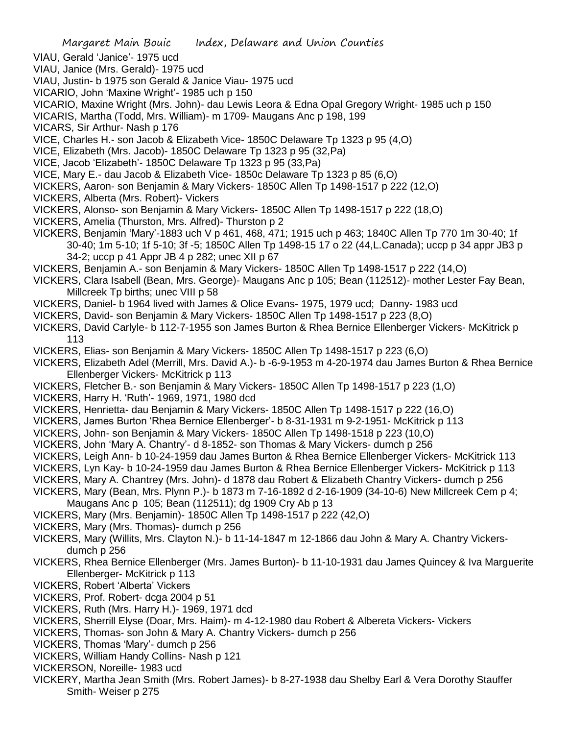VIAU, Gerald 'Janice'- 1975 ucd

VIAU, Janice (Mrs. Gerald)- 1975 ucd

VIAU, Justin- b 1975 son Gerald & Janice Viau- 1975 ucd

VICARIO, John 'Maxine Wright'- 1985 uch p 150

VICARIO, Maxine Wright (Mrs. John)- dau Lewis Leora & Edna Opal Gregory Wright- 1985 uch p 150

VICARIS, Martha (Todd, Mrs. William)- m 1709- Maugans Anc p 198, 199

VICARS, Sir Arthur- Nash p 176

VICE, Charles H.- son Jacob & Elizabeth Vice- 1850C Delaware Tp 1323 p 95 (4,O)

VICE, Elizabeth (Mrs. Jacob)- 1850C Delaware Tp 1323 p 95 (32,Pa)

VICE, Jacob 'Elizabeth'- 1850C Delaware Tp 1323 p 95 (33,Pa)

VICE, Mary E.- dau Jacob & Elizabeth Vice- 1850c Delaware Tp 1323 p 85 (6,O)

VICKERS, Aaron- son Benjamin & Mary Vickers- 1850C Allen Tp 1498-1517 p 222 (12,O)

VICKERS, Alberta (Mrs. Robert)- Vickers

VICKERS, Alonso- son Benjamin & Mary Vickers- 1850C Allen Tp 1498-1517 p 222 (18,O)

VICKERS, Amelia (Thurston, Mrs. Alfred)- Thurston p 2

VICKERS, Benjamin 'Mary'-1883 uch V p 461, 468, 471; 1915 uch p 463; 1840C Allen Tp 770 1m 30-40; 1f 30-40; 1m 5-10; 1f 5-10; 3f -5; 1850C Allen Tp 1498-15 17 o 22 (44,L.Canada); uccp p 34 appr JB3 p 34-2; uccp p 41 Appr JB 4 p 282; unec XII p 67

VICKERS, Benjamin A.- son Benjamin & Mary Vickers- 1850C Allen Tp 1498-1517 p 222 (14,O)

VICKERS, Clara Isabell (Bean, Mrs. George)- Maugans Anc p 105; Bean (112512)- mother Lester Fay Bean, Millcreek Tp births; unec VIII p 58

VICKERS, Daniel- b 1964 lived with James & Olice Evans- 1975, 1979 ucd; Danny- 1983 ucd

VICKERS, David- son Benjamin & Mary Vickers- 1850C Allen Tp 1498-1517 p 223 (8,O)

VICKERS, David Carlyle- b 112-7-1955 son James Burton & Rhea Bernice Ellenberger Vickers- McKitrick p 113

VICKERS, Elias- son Benjamin & Mary Vickers- 1850C Allen Tp 1498-1517 p 223 (6,O)

VICKERS, Elizabeth Adel (Merrill, Mrs. David A.)- b -6-9-1953 m 4-20-1974 dau James Burton & Rhea Bernice Ellenberger Vickers- McKitrick p 113

VICKERS, Fletcher B.- son Benjamin & Mary Vickers- 1850C Allen Tp 1498-1517 p 223 (1,O)

VICKERS, Harry H. 'Ruth'- 1969, 1971, 1980 dcd

VICKERS, Henrietta- dau Benjamin & Mary Vickers- 1850C Allen Tp 1498-1517 p 222 (16,O)

VICKERS, James Burton 'Rhea Bernice Ellenberger'- b 8-31-1931 m 9-2-1951- McKitrick p 113

VICKERS, John- son Benjamin & Mary Vickers- 1850C Allen Tp 1498-1518 p 223 (10,O)

VICKERS, John 'Mary A. Chantry'- d 8-1852- son Thomas & Mary Vickers- dumch p 256

VICKERS, Leigh Ann- b 10-24-1959 dau James Burton & Rhea Bernice Ellenberger Vickers- McKitrick 113

VICKERS, Lyn Kay- b 10-24-1959 dau James Burton & Rhea Bernice Ellenberger Vickers- McKitrick p 113

VICKERS, Mary A. Chantrey (Mrs. John)- d 1878 dau Robert & Elizabeth Chantry Vickers- dumch p 256

VICKERS, Mary (Bean, Mrs. Plynn P.)- b 1873 m 7-16-1892 d 2-16-1909 (34-10-6) New Millcreek Cem p 4; Maugans Anc p 105; Bean (112511); dg 1909 Cry Ab p 13

VICKERS, Mary (Mrs. Benjamin)- 1850C Allen Tp 1498-1517 p 222 (42,O)

VICKERS, Mary (Mrs. Thomas)- dumch p 256

VICKERS, Mary (Willits, Mrs. Clayton N.)- b 11-14-1847 m 12-1866 dau John & Mary A. Chantry Vickers- dumch p 256

VICKERS, Rhea Bernice Ellenberger (Mrs. James Burton)- b 11-10-1931 dau James Quincey & Iva Marguerite Ellenberger- McKitrick p 113

VICKERS, Robert 'Alberta' Vickers

VICKERS, Prof. Robert- dcga 2004 p 51

VICKERS, Ruth (Mrs. Harry H.)- 1969, 1971 dcd

VICKERS, Sherrill Elyse (Doar, Mrs. Haim)- m 4-12-1980 dau Robert & Albereta Vickers- Vickers

VICKERS, Thomas- son John & Mary A. Chantry Vickers- dumch p 256

VICKERS, Thomas 'Mary'- dumch p 256

VICKERS, William Handy Collins- Nash p 121

VICKERSON, Noreille- 1983 ucd

VICKERY, Martha Jean Smith (Mrs. Robert James)- b 8-27-1938 dau Shelby Earl & Vera Dorothy Stauffer Smith- Weiser p 275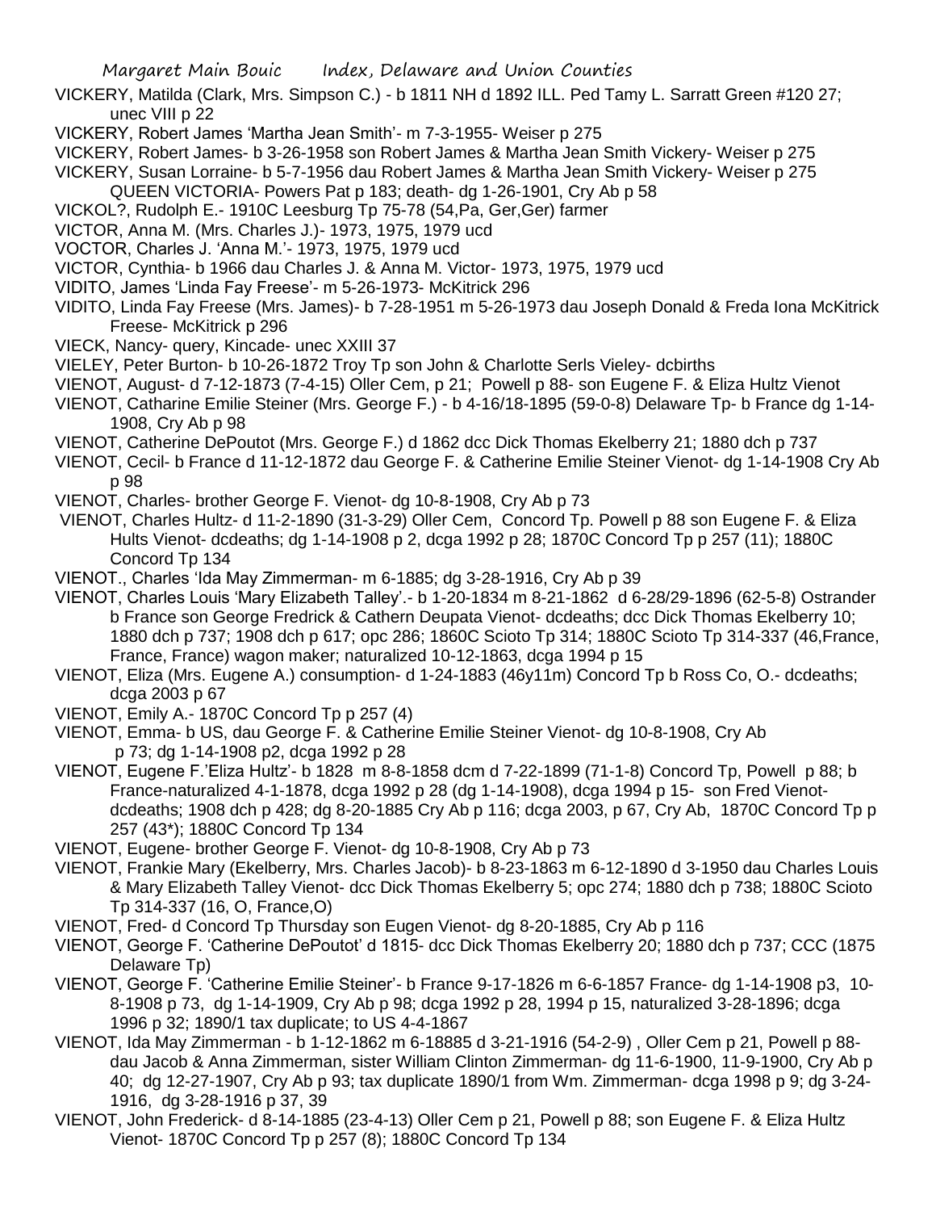VICKERY, Matilda (Clark, Mrs. Simpson C.) - b 1811 NH d 1892 ILL. Ped Tamy L. Sarratt Green #120 27; unec VIII p 22

VICKERY, Robert James 'Martha Jean Smith'- m 7-3-1955- Weiser p 275

VICKERY, Robert James- b 3-26-1958 son Robert James & Martha Jean Smith Vickery- Weiser p 275

VICKERY, Susan Lorraine- b 5-7-1956 dau Robert James & Martha Jean Smith Vickery- Weiser p 275

QUEEN VICTORIA- Powers Pat p 183; death- dg 1-26-1901, Cry Ab p 58

VICKOL?, Rudolph E.- 1910C Leesburg Tp 75-78 (54,Pa, Ger,Ger) farmer

VICTOR, Anna M. (Mrs. Charles J.)- 1973, 1975, 1979 ucd

VOCTOR, Charles J. 'Anna M.'- 1973, 1975, 1979 ucd

VICTOR, Cynthia- b 1966 dau Charles J. & Anna M. Victor- 1973, 1975, 1979 ucd

VIDITO, James 'Linda Fay Freese'- m 5-26-1973- McKitrick 296

VIDITO, Linda Fay Freese (Mrs. James)- b 7-28-1951 m 5-26-1973 dau Joseph Donald & Freda Iona McKitrick Freese- McKitrick p 296

VIECK, Nancy- query, Kincade- unec XXIII 37

VIELEY, Peter Burton- b 10-26-1872 Troy Tp son John & Charlotte Serls Vieley- dcbirths

VIENOT, August- d 7-12-1873 (7-4-15) Oller Cem, p 21; Powell p 88- son Eugene F. & Eliza Hultz Vienot

VIENOT, Catharine Emilie Steiner (Mrs. George F.) - b 4-16/18-1895 (59-0-8) Delaware Tp- b France dg 1-14-1908, Cry Ab p 98

VIENOT, Catherine DePoutot (Mrs. George F.) d 1862 dcc Dick Thomas Ekelberry 21; 1880 dch p 737

VIENOT, Cecil- b France d 11-12-1872 dau George F. & Catherine Emilie Steiner Vienot- dg 1-14-1908 Cry Ab p 98

VIENOT, Charles- brother George F. Vienot- dg 10-8-1908, Cry Ab p 73

VIENOT, Charles Hultz- d 11-2-1890 (31-3-29) Oller Cem, Concord Tp. Powell p 88 son Eugene F. & Eliza Hults Vienot- dcdeaths; dg 1-14-1908 p 2, dcga 1992 p 28; 1870C Concord Tp p 257 (11); 1880C Concord Tp 134

VIENOT., Charles 'Ida May Zimmerman- m 6-1885; dg 3-28-1916, Cry Ab p 39

VIENOT, Charles Louis 'Mary Elizabeth Talley'.- b 1-20-1834 m 8-21-1862 d 6-28/29-1896 (62-5-8) Ostrander b France son George Fredrick & Cathern Deupata Vienot- dcdeaths; dcc Dick Thomas Ekelberry 10; 1880 dch p 737; 1908 dch p 617; opc 286; 1860C Scioto Tp 314; 1880C Scioto Tp 314-337 (46,France, France, France) wagon maker; naturalized 10-12-1863, dcga 1994 p 15

VIENOT, Eliza (Mrs. Eugene A.) consumption- d 1-24-1883 (46y11m) Concord Tp b Ross Co, O.- dcdeaths; dcga 2003 p 67

VIENOT, Emily A.- 1870C Concord Tp p 257 (4)

VIENOT, Emma- b US, dau George F. & Catherine Emilie Steiner Vienot- dg 10-8-1908, Cry Ab p 73; dg 1-14-1908 p2, dcga 1992 p 28

VIENOT, Eugene F.'Eliza Hultz'- b 1828 m 8-8-1858 dcm d 7-22-1899 (71-1-8) Concord Tp, Powell p 88; b France-naturalized 4-1-1878, dcga 1992 p 28 (dg 1-14-1908), dcga 1994 p 15- son Fred Vienot- dcdeaths; 1908 dch p 428; dg 8-20-1885 Cry Ab p 116; dcga 2003, p 67, Cry Ab, 1870C Concord Tp p 257 (43*); 1880C Concord Tp 134

VIENOT, Eugene- brother George F. Vienot- dg 10-8-1908, Cry Ab p 73

VIENOT, Frankie Mary (Ekelberry, Mrs. Charles Jacob)- b 8-23-1863 m 6-12-1890 d 3-1950 dau Charles Louis & Mary Elizabeth Talley Vienot- dcc Dick Thomas Ekelberry 5; opc 274; 1880 dch p 738; 1880C Scioto Tp 314-337 (16, O, France,O)

VIENOT, Fred- d Concord Tp Thursday son Eugen Vienot- dg 8-20-1885, Cry Ab p 116

VIENOT, George F. 'Catherine DePoutot' d 1815- dcc Dick Thomas Ekelberry 20; 1880 dch p 737; CCC (1875 Delaware Tp)

VIENOT, George F. 'Catherine Emilie Steiner'- b France 9-17-1826 m 6-6-1857 France- dg 1-14-1908 p3, 10-8-1908 p 73, dg 1-14-1909, Cry Ab p 98; dcga 1992 p 28, 1994 p 15, naturalized 3-28-1896; dcga 1996 p 32; 1890/1 tax duplicate; to US 4-4-1867

VIENOT, Ida May Zimmerman - b 1-12-1862 m 6-18885 d 3-21-1916 (54-2-9) , Oller Cem p 21, Powell p 88- dau Jacob & Anna Zimmerman, sister William Clinton Zimmerman- dg 11-6-1900, 11-9-1900, Cry Ab p 40; dg 12-27-1907, Cry Ab p 93; tax duplicate 1890/1 from Wm. Zimmerman- dcga 1998 p 9; dg 3-24-1916, dg 3-28-1916 p 37, 39

VIENOT, John Frederick- d 8-14-1885 (23-4-13) Oller Cem p 21, Powell p 88; son Eugene F. & Eliza Hultz Vienot- 1870C Concord Tp p 257 (8); 1880C Concord Tp 134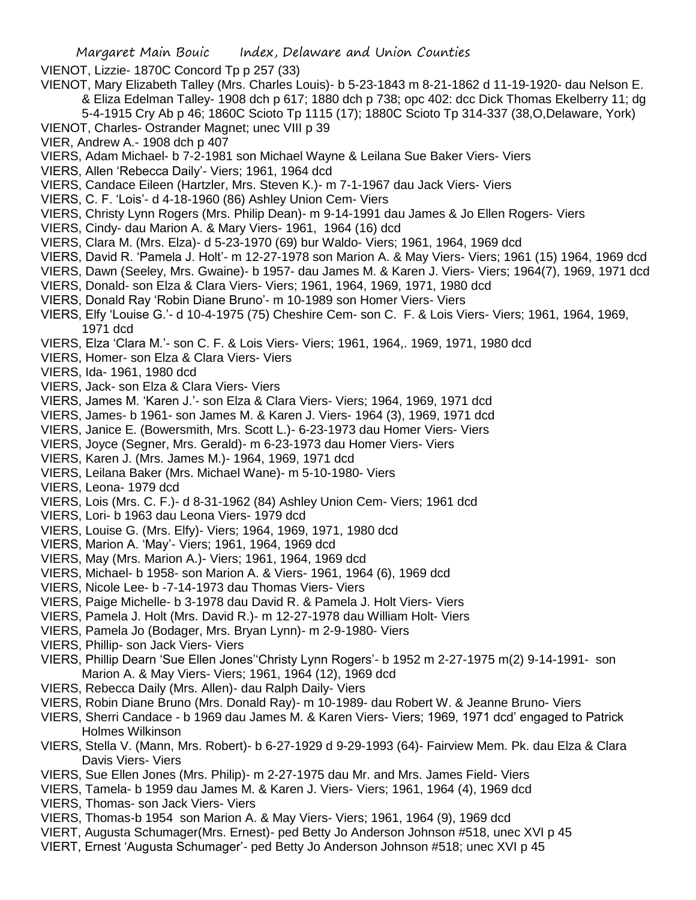VIENOT, Lizzie- 1870C Concord Tp p 257 (33)

VIENOT, Mary Elizabeth Talley (Mrs. Charles Louis)- b 5-23-1843 m 8-21-1862 d 11-19-1920- dau Nelson E. & Eliza Edelman Talley- 1908 dch p 617; 1880 dch p 738; opc 402: dcc Dick Thomas Ekelberry 11; dg 5-4-1915 Cry Ab p 46; 1860C Scioto Tp 1115 (17); 1880C Scioto Tp 314-337 (38,O,Delaware, York)

VIENOT, Charles- Ostrander Magnet; unec VIII p 39

VIER, Andrew A.- 1908 dch p 407

VIERS, Adam Michael- b 7-2-1981 son Michael Wayne & Leilana Sue Baker Viers- Viers

VIERS, Allen 'Rebecca Daily'- Viers; 1961, 1964 dcd

VIERS, Candace Eileen (Hartzler, Mrs. Steven K.)- m 7-1-1967 dau Jack Viers- Viers

VIERS, C. F. 'Lois'- d 4-18-1960 (86) Ashley Union Cem- Viers

VIERS, Christy Lynn Rogers (Mrs. Philip Dean)- m 9-14-1991 dau James & Jo Ellen Rogers- Viers

VIERS, Cindy- dau Marion A. & Mary Viers- 1961, 1964 (16) dcd

VIERS, Clara M. (Mrs. Elza)- d 5-23-1970 (69) bur Waldo- Viers; 1961, 1964, 1969 dcd

VIERS, David R. 'Pamela J. Holt'- m 12-27-1978 son Marion A. & May Viers- Viers; 1961 (15) 1964, 1969 dcd

VIERS, Dawn (Seeley, Mrs. Gwaine)- b 1957- dau James M. & Karen J. Viers- Viers; 1964(7), 1969, 1971 dcd

VIERS, Donald- son Elza & Clara Viers- Viers; 1961, 1964, 1969, 1971, 1980 dcd

VIERS, Donald Ray 'Robin Diane Bruno'- m 10-1989 son Homer Viers- Viers

VIERS, Elfy 'Louise G.'- d 10-4-1975 (75) Cheshire Cem- son C. F. & Lois Viers- Viers; 1961, 1964, 1969, 1971 dcd

VIERS, Elza 'Clara M.'- son C. F. & Lois Viers- Viers; 1961, 1964,. 1969, 1971, 1980 dcd

VIERS, Homer- son Elza & Clara Viers- Viers

VIERS, Ida- 1961, 1980 dcd

VIERS, Jack- son Elza & Clara Viers- Viers

VIERS, James M. 'Karen J.'- son Elza & Clara Viers- Viers; 1964, 1969, 1971 dcd

VIERS, James- b 1961- son James M. & Karen J. Viers- 1964 (3), 1969, 1971 dcd

VIERS, Janice E. (Bowersmith, Mrs. Scott L.)- 6-23-1973 dau Homer Viers- Viers

VIERS, Joyce (Segner, Mrs. Gerald)- m 6-23-1973 dau Homer Viers- Viers

VIERS, Karen J. (Mrs. James M.)- 1964, 1969, 1971 dcd

VIERS, Leilana Baker (Mrs. Michael Wane)- m 5-10-1980- Viers

VIERS, Leona- 1979 dcd

VIERS, Lois (Mrs. C. F.)- d 8-31-1962 (84) Ashley Union Cem- Viers; 1961 dcd

VIERS, Lori- b 1963 dau Leona Viers- 1979 dcd

VIERS, Louise G. (Mrs. Elfy)- Viers; 1964, 1969, 1971, 1980 dcd

VIERS, Marion A. 'May'- Viers; 1961, 1964, 1969 dcd

VIERS, May (Mrs. Marion A.)- Viers; 1961, 1964, 1969 dcd

VIERS, Michael- b 1958- son Marion A. & Viers- 1961, 1964 (6), 1969 dcd

VIERS, Nicole Lee- b -7-14-1973 dau Thomas Viers- Viers

VIERS, Paige Michelle- b 3-1978 dau David R. & Pamela J. Holt Viers- Viers

VIERS, Pamela J. Holt (Mrs. David R.)- m 12-27-1978 dau William Holt- Viers

VIERS, Pamela Jo (Bodager, Mrs. Bryan Lynn)- m 2-9-1980- Viers

VIERS, Phillip- son Jack Viers- Viers

VIERS, Phillip Dearn 'Sue Ellen Jones''Christy Lynn Rogers'- b 1952 m 2-27-1975 m(2) 9-14-1991- son Marion A. & May Viers- Viers; 1961, 1964 (12), 1969 dcd

VIERS, Rebecca Daily (Mrs. Allen)- dau Ralph Daily- Viers

VIERS, Robin Diane Bruno (Mrs. Donald Ray)- m 10-1989- dau Robert W. & Jeanne Bruno- Viers

VIERS, Sherri Candace - b 1969 dau James M. & Karen Viers- Viers; 1969, 1971 dcd' engaged to Patrick Holmes Wilkinson

VIERS, Stella V. (Mann, Mrs. Robert)- b 6-27-1929 d 9-29-1993 (64)- Fairview Mem. Pk. dau Elza & Clara Davis Viers- Viers

VIERS, Sue Ellen Jones (Mrs. Philip)- m 2-27-1975 dau Mr. and Mrs. James Field- Viers

VIERS, Tamela- b 1959 dau James M. & Karen J. Viers- Viers; 1961, 1964 (4), 1969 dcd

VIERS, Thomas- son Jack Viers- Viers

VIERS, Thomas-b 1954 son Marion A. & May Viers- Viers; 1961, 1964 (9), 1969 dcd

VIERT, Augusta Schumager(Mrs. Ernest)- ped Betty Jo Anderson Johnson #518, unec XVI p 45

VIERT, Ernest 'Augusta Schumager'- ped Betty Jo Anderson Johnson #518; unec XVI p 45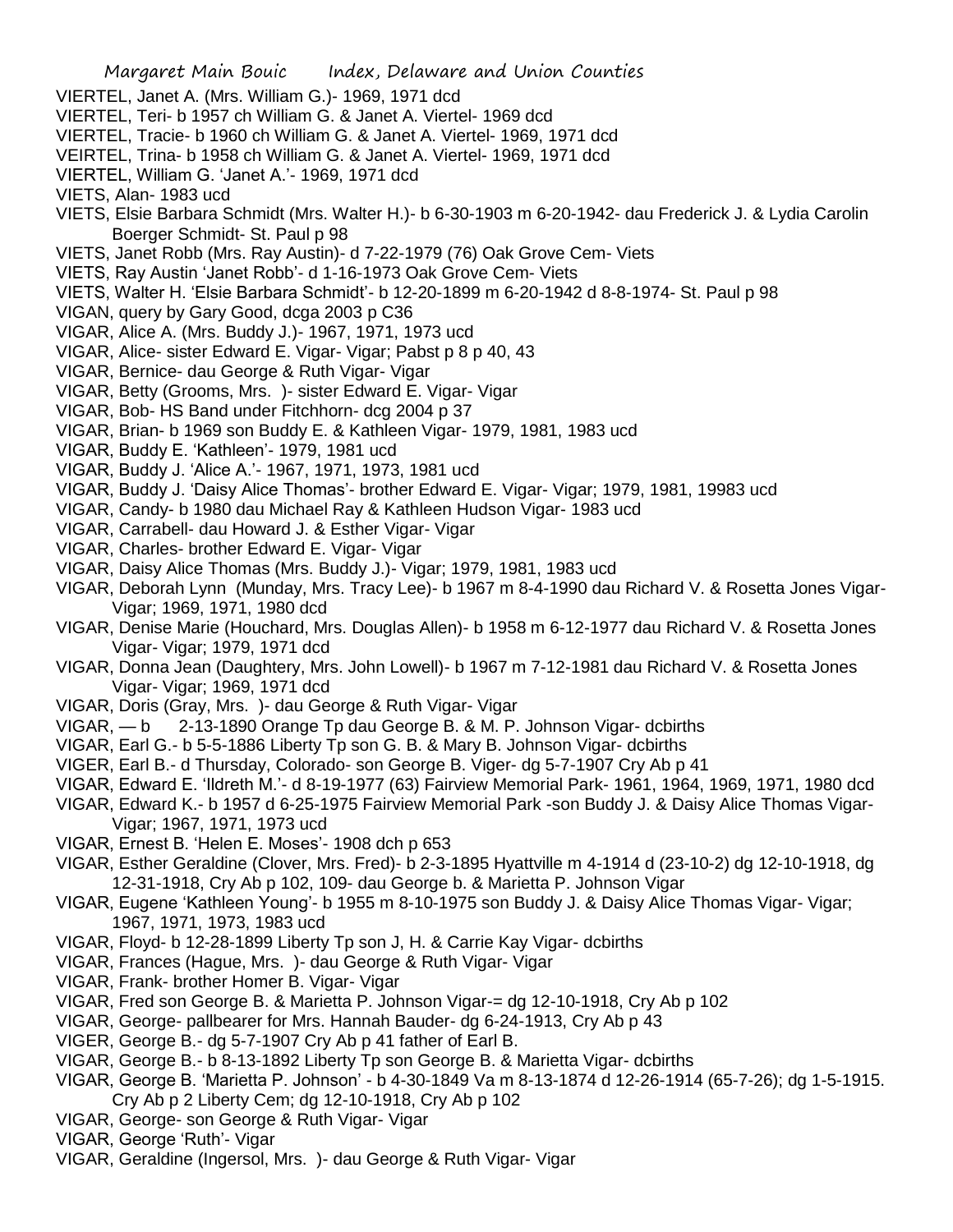VIERTEL, Janet A. (Mrs. William G.)- 1969, 1971 dcd

VIERTEL, Teri- b 1957 ch William G. & Janet A. Viertel- 1969 dcd

VIERTEL, Tracie- b 1960 ch William G. & Janet A. Viertel- 1969, 1971 dcd

VEIRTEL, Trina- b 1958 ch William G. & Janet A. Viertel- 1969, 1971 dcd

VIERTEL, William G. 'Janet A.'- 1969, 1971 dcd

VIETS, Alan- 1983 ucd

VIETS, Elsie Barbara Schmidt (Mrs. Walter H.)- b 6-30-1903 m 6-20-1942- dau Frederick J. & Lydia Carolin Boerger Schmidt- St. Paul p 98

VIETS, Janet Robb (Mrs. Ray Austin)- d 7-22-1979 (76) Oak Grove Cem- Viets

VIETS, Ray Austin 'Janet Robb'- d 1-16-1973 Oak Grove Cem- Viets

VIETS, Walter H. 'Elsie Barbara Schmidt'- b 12-20-1899 m 6-20-1942 d 8-8-1974- St. Paul p 98

VIGAN, query by Gary Good, dcga 2003 p C36

VIGAR, Alice A. (Mrs. Buddy J.)- 1967, 1971, 1973 ucd

VIGAR, Alice- sister Edward E. Vigar- Vigar; Pabst p 8 p 40, 43

VIGAR, Bernice- dau George & Ruth Vigar- Vigar

VIGAR, Betty (Grooms, Mrs. )- sister Edward E. Vigar- Vigar

VIGAR, Bob- HS Band under Fitchhorn- dcg 2004 p 37

VIGAR, Brian- b 1969 son Buddy E. & Kathleen Vigar- 1979, 1981, 1983 ucd

VIGAR, Buddy E. 'Kathleen'- 1979, 1981 ucd

VIGAR, Buddy J. 'Alice A.'- 1967, 1971, 1973, 1981 ucd

VIGAR, Buddy J. 'Daisy Alice Thomas'- brother Edward E. Vigar- Vigar; 1979, 1981, 19983 ucd

VIGAR, Candy- b 1980 dau Michael Ray & Kathleen Hudson Vigar- 1983 ucd

VIGAR, Carrabell- dau Howard J. & Esther Vigar- Vigar

VIGAR, Charles- brother Edward E. Vigar- Vigar

VIGAR, Daisy Alice Thomas (Mrs. Buddy J.)- Vigar; 1979, 1981, 1983 ucd

VIGAR, Deborah Lynn (Munday, Mrs. Tracy Lee)- b 1967 m 8-4-1990 dau Richard V. & Rosetta Jones Vigar- Vigar; 1969, 1971, 1980 dcd

VIGAR, Denise Marie (Houchard, Mrs. Douglas Allen)- b 1958 m 6-12-1977 dau Richard V. & Rosetta Jones Vigar- Vigar; 1979, 1971 dcd

VIGAR, Donna Jean (Daughtery, Mrs. John Lowell)- b 1967 m 7-12-1981 dau Richard V. & Rosetta Jones Vigar- Vigar; 1969, 1971 dcd

VIGAR, Doris (Gray, Mrs. )- dau George & Ruth Vigar- Vigar

VIGAR, — b 2-13-1890 Orange Tp dau George B. & M. P. Johnson Vigar- dcbirths

VIGAR, Earl G.- b 5-5-1886 Liberty Tp son G. B. & Mary B. Johnson Vigar- dcbirths

VIGER, Earl B.- d Thursday, Colorado- son George B. Viger- dg 5-7-1907 Cry Ab p 41

VIGAR, Edward E. 'Ildreth M.'- d 8-19-1977 (63) Fairview Memorial Park- 1961, 1964, 1969, 1971, 1980 dcd

VIGAR, Edward K.- b 1957 d 6-25-1975 Fairview Memorial Park -son Buddy J. & Daisy Alice Thomas Vigar- Vigar; 1967, 1971, 1973 ucd

VIGAR, Ernest B. 'Helen E. Moses'- 1908 dch p 653

VIGAR, Esther Geraldine (Clover, Mrs. Fred)- b 2-3-1895 Hyattville m 4-1914 d (23-10-2) dg 12-10-1918, dg 12-31-1918, Cry Ab p 102, 109- dau George b. & Marietta P. Johnson Vigar

VIGAR, Eugene 'Kathleen Young'- b 1955 m 8-10-1975 son Buddy J. & Daisy Alice Thomas Vigar- Vigar; 1967, 1971, 1973, 1983 ucd

VIGAR, Floyd- b 12-28-1899 Liberty Tp son J, H. & Carrie Kay Vigar- dcbirths

VIGAR, Frances (Hague, Mrs. )- dau George & Ruth Vigar- Vigar

VIGAR, Frank- brother Homer B. Vigar- Vigar

VIGAR, Fred son George B. & Marietta P. Johnson Vigar-= dg 12-10-1918, Cry Ab p 102

VIGAR, George- pallbearer for Mrs. Hannah Bauder- dg 6-24-1913, Cry Ab p 43

VIGER, George B.- dg 5-7-1907 Cry Ab p 41 father of Earl B.

VIGAR, George B.- b 8-13-1892 Liberty Tp son George B. & Marietta Vigar- dcbirths

VIGAR, George B. 'Marietta P. Johnson' - b 4-30-1849 Va m 8-13-1874 d 12-26-1914 (65-7-26); dg 1-5-1915. Cry Ab p 2 Liberty Cem; dg 12-10-1918, Cry Ab p 102

VIGAR, George- son George & Ruth Vigar- Vigar

VIGAR, George 'Ruth'- Vigar

VIGAR, Geraldine (Ingersol, Mrs. )- dau George & Ruth Vigar- Vigar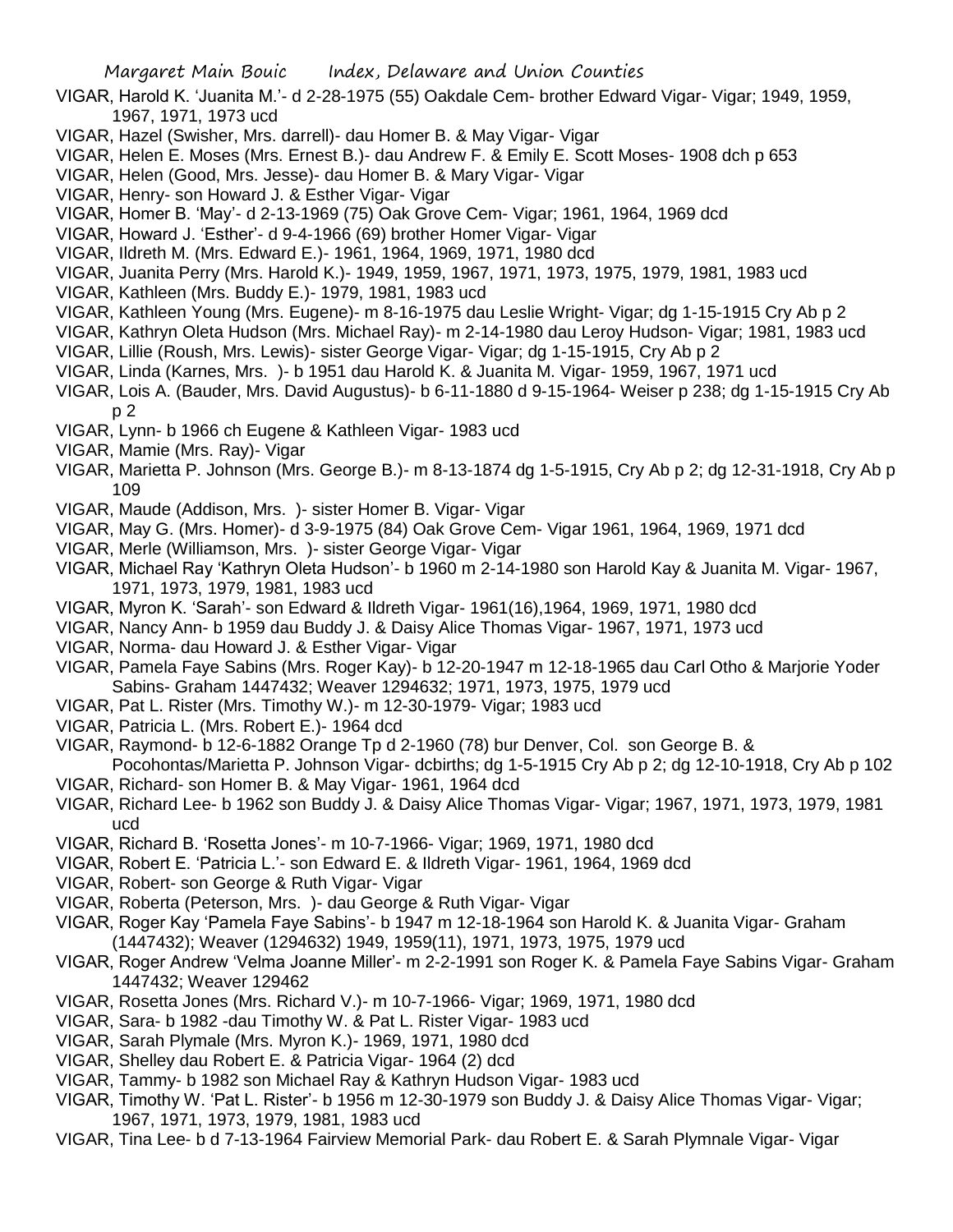VIGAR, Harold K. 'Juanita M.'- d 2-28-1975 (55) Oakdale Cem- brother Edward Vigar- Vigar; 1949, 1959, 1967, 1971, 1973 ucd

VIGAR, Hazel (Swisher, Mrs. darrell)- dau Homer B. & May Vigar- Vigar

VIGAR, Helen E. Moses (Mrs. Ernest B.)- dau Andrew F. & Emily E. Scott Moses- 1908 dch p 653

VIGAR, Helen (Good, Mrs. Jesse)- dau Homer B. & Mary Vigar- Vigar

VIGAR, Henry- son Howard J. & Esther Vigar- Vigar

VIGAR, Homer B. 'May'- d 2-13-1969 (75) Oak Grove Cem- Vigar; 1961, 1964, 1969 dcd

VIGAR, Howard J. 'Esther'- d 9-4-1966 (69) brother Homer Vigar- Vigar

VIGAR, Ildreth M. (Mrs. Edward E.)- 1961, 1964, 1969, 1971, 1980 dcd

VIGAR, Juanita Perry (Mrs. Harold K.)- 1949, 1959, 1967, 1971, 1973, 1975, 1979, 1981, 1983 ucd

VIGAR, Kathleen (Mrs. Buddy E.)- 1979, 1981, 1983 ucd

VIGAR, Kathleen Young (Mrs. Eugene)- m 8-16-1975 dau Leslie Wright- Vigar; dg 1-15-1915 Cry Ab p 2

VIGAR, Kathryn Oleta Hudson (Mrs. Michael Ray)- m 2-14-1980 dau Leroy Hudson- Vigar; 1981, 1983 ucd

VIGAR, Lillie (Roush, Mrs. Lewis)- sister George Vigar- Vigar; dg 1-15-1915, Cry Ab p 2

VIGAR, Linda (Karnes, Mrs. )- b 1951 dau Harold K. & Juanita M. Vigar- 1959, 1967, 1971 ucd

VIGAR, Lois A. (Bauder, Mrs. David Augustus)- b 6-11-1880 d 9-15-1964- Weiser p 238; dg 1-15-1915 Cry Ab p 2

VIGAR, Lynn- b 1966 ch Eugene & Kathleen Vigar- 1983 ucd

VIGAR, Mamie (Mrs. Ray)- Vigar

VIGAR, Marietta P. Johnson (Mrs. George B.)- m 8-13-1874 dg 1-5-1915, Cry Ab p 2; dg 12-31-1918, Cry Ab p 109

VIGAR, Maude (Addison, Mrs. )- sister Homer B. Vigar- Vigar

VIGAR, May G. (Mrs. Homer)- d 3-9-1975 (84) Oak Grove Cem- Vigar 1961, 1964, 1969, 1971 dcd

VIGAR, Merle (Williamson, Mrs. )- sister George Vigar- Vigar

VIGAR, Michael Ray 'Kathryn Oleta Hudson'- b 1960 m 2-14-1980 son Harold Kay & Juanita M. Vigar- 1967, 1971, 1973, 1979, 1981, 1983 ucd

VIGAR, Myron K. 'Sarah'- son Edward & Ildreth Vigar- 1961(16),1964, 1969, 1971, 1980 dcd

VIGAR, Nancy Ann- b 1959 dau Buddy J. & Daisy Alice Thomas Vigar- 1967, 1971, 1973 ucd

VIGAR, Norma- dau Howard J. & Esther Vigar- Vigar

VIGAR, Pamela Faye Sabins (Mrs. Roger Kay)- b 12-20-1947 m 12-18-1965 dau Carl Otho & Marjorie Yoder Sabins- Graham 1447432; Weaver 1294632; 1971, 1973, 1975, 1979 ucd

VIGAR, Pat L. Rister (Mrs. Timothy W.)- m 12-30-1979- Vigar; 1983 ucd

VIGAR, Patricia L. (Mrs. Robert E.)- 1964 dcd

VIGAR, Raymond- b 12-6-1882 Orange Tp d 2-1960 (78) bur Denver, Col. son George B. & Pocohontas/Marietta P. Johnson Vigar- dcbirths; dg 1-5-1915 Cry Ab p 2; dg 12-10-1918, Cry Ab p 102

VIGAR, Richard- son Homer B. & May Vigar- 1961, 1964 dcd

VIGAR, Richard Lee- b 1962 son Buddy J. & Daisy Alice Thomas Vigar- Vigar; 1967, 1971, 1973, 1979, 1981 ucd

VIGAR, Richard B. 'Rosetta Jones'- m 10-7-1966- Vigar; 1969, 1971, 1980 dcd

VIGAR, Robert E. 'Patricia L.'- son Edward E. & Ildreth Vigar- 1961, 1964, 1969 dcd

VIGAR, Robert- son George & Ruth Vigar- Vigar

VIGAR, Roberta (Peterson, Mrs. )- dau George & Ruth Vigar- Vigar

VIGAR, Roger Kay 'Pamela Faye Sabins'- b 1947 m 12-18-1964 son Harold K. & Juanita Vigar- Graham (1447432); Weaver (1294632) 1949, 1959(11), 1971, 1973, 1975, 1979 ucd

VIGAR, Roger Andrew 'Velma Joanne Miller'- m 2-2-1991 son Roger K. & Pamela Faye Sabins Vigar- Graham 1447432; Weaver 129462

VIGAR, Rosetta Jones (Mrs. Richard V.)- m 10-7-1966- Vigar; 1969, 1971, 1980 dcd

VIGAR, Sara- b 1982 -dau Timothy W. & Pat L. Rister Vigar- 1983 ucd

VIGAR, Sarah Plymale (Mrs. Myron K.)- 1969, 1971, 1980 dcd

VIGAR, Shelley dau Robert E. & Patricia Vigar- 1964 (2) dcd

VIGAR, Tammy- b 1982 son Michael Ray & Kathryn Hudson Vigar- 1983 ucd

VIGAR, Timothy W. 'Pat L. Rister'- b 1956 m 12-30-1979 son Buddy J. & Daisy Alice Thomas Vigar- Vigar; 1967, 1971, 1973, 1979, 1981, 1983 ucd

VIGAR, Tina Lee- b d 7-13-1964 Fairview Memorial Park- dau Robert E. & Sarah Plymnale Vigar- Vigar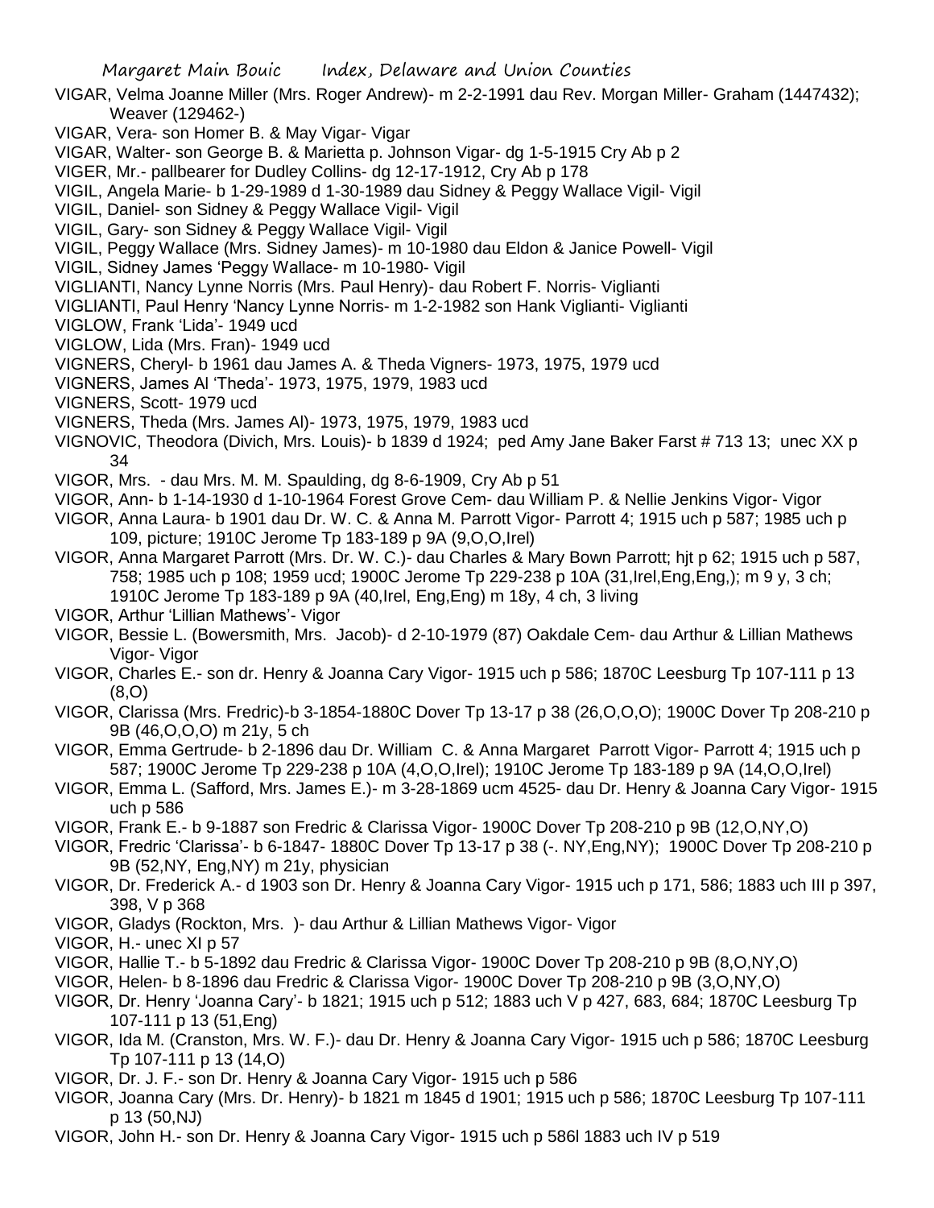VIGAR, Velma Joanne Miller (Mrs. Roger Andrew)- m 2-2-1991 dau Rev. Morgan Miller- Graham (1447432); Weaver (129462-)

VIGAR, Vera- son Homer B. & May Vigar- Vigar

VIGAR, Walter- son George B. & Marietta p. Johnson Vigar- dg 1-5-1915 Cry Ab p 2

VIGER, Mr.- pallbearer for Dudley Collins- dg 12-17-1912, Cry Ab p 178

VIGIL, Angela Marie- b 1-29-1989 d 1-30-1989 dau Sidney & Peggy Wallace Vigil- Vigil

VIGIL, Daniel- son Sidney & Peggy Wallace Vigil- Vigil

VIGIL, Gary- son Sidney & Peggy Wallace Vigil- Vigil

VIGIL, Peggy Wallace (Mrs. Sidney James)- m 10-1980 dau Eldon & Janice Powell- Vigil

VIGIL, Sidney James 'Peggy Wallace- m 10-1980- Vigil

VIGLIANTI, Nancy Lynne Norris (Mrs. Paul Henry)- dau Robert F. Norris- Viglianti

VIGLIANTI, Paul Henry 'Nancy Lynne Norris- m 1-2-1982 son Hank Viglianti- Viglianti

VIGLOW, Frank 'Lida'- 1949 ucd

VIGLOW, Lida (Mrs. Fran)- 1949 ucd

VIGNERS, Cheryl- b 1961 dau James A. & Theda Vigners- 1973, 1975, 1979 ucd

VIGNERS, James Al 'Theda'- 1973, 1975, 1979, 1983 ucd

VIGNERS, Scott- 1979 ucd

VIGNERS, Theda (Mrs. James Al)- 1973, 1975, 1979, 1983 ucd

VIGNOVIC, Theodora (Divich, Mrs. Louis)- b 1839 d 1924; ped Amy Jane Baker Farst # 713 13; unec XX p 34

VIGOR, Mrs. - dau Mrs. M. M. Spaulding, dg 8-6-1909, Cry Ab p 51

VIGOR, Ann- b 1-14-1930 d 1-10-1964 Forest Grove Cem- dau William P. & Nellie Jenkins Vigor- Vigor

VIGOR, Anna Laura- b 1901 dau Dr. W. C. & Anna M. Parrott Vigor- Parrott 4; 1915 uch p 587; 1985 uch p 109, picture; 1910C Jerome Tp 183-189 p 9A (9,O,O,Irel)

VIGOR, Anna Margaret Parrott (Mrs. Dr. W. C.)- dau Charles & Mary Bown Parrott; hjt p 62; 1915 uch p 587, 758; 1985 uch p 108; 1959 ucd; 1900C Jerome Tp 229-238 p 10A (31,Irel,Eng,Eng,); m 9 y, 3 ch; 1910C Jerome Tp 183-189 p 9A (40,Irel, Eng,Eng) m 18y, 4 ch, 3 living

VIGOR, Arthur 'Lillian Mathews'- Vigor

VIGOR, Bessie L. (Bowersmith, Mrs. Jacob)- d 2-10-1979 (87) Oakdale Cem- dau Arthur & Lillian Mathews Vigor- Vigor

VIGOR, Charles E.- son dr. Henry & Joanna Cary Vigor- 1915 uch p 586; 1870C Leesburg Tp 107-111 p 13 (8,O)

VIGOR, Clarissa (Mrs. Fredric)-b 3-1854-1880C Dover Tp 13-17 p 38 (26,O,O,O); 1900C Dover Tp 208-210 p 9B (46,O,O,O) m 21y, 5 ch

VIGOR, Emma Gertrude- b 2-1896 dau Dr. William C. & Anna Margaret Parrott Vigor- Parrott 4; 1915 uch p 587; 1900C Jerome Tp 229-238 p 10A (4,O,O,Irel); 1910C Jerome Tp 183-189 p 9A (14,O,O,Irel)

VIGOR, Emma L. (Safford, Mrs. James E.)- m 3-28-1869 ucm 4525- dau Dr. Henry & Joanna Cary Vigor- 1915 uch p 586

VIGOR, Frank E.- b 9-1887 son Fredric & Clarissa Vigor- 1900C Dover Tp 208-210 p 9B (12,O,NY,O)

VIGOR, Fredric 'Clarissa'- b 6-1847- 1880C Dover Tp 13-17 p 38 (-. NY,Eng,NY); 1900C Dover Tp 208-210 p 9B (52,NY, Eng,NY) m 21y, physician

VIGOR, Dr. Frederick A.- d 1903 son Dr. Henry & Joanna Cary Vigor- 1915 uch p 171, 586; 1883 uch III p 397, 398, V p 368

VIGOR, Gladys (Rockton, Mrs. )- dau Arthur & Lillian Mathews Vigor- Vigor

VIGOR, H.- unec XI p 57

VIGOR, Hallie T.- b 5-1892 dau Fredric & Clarissa Vigor- 1900C Dover Tp 208-210 p 9B (8,O,NY,O)

VIGOR, Helen- b 8-1896 dau Fredric & Clarissa Vigor- 1900C Dover Tp 208-210 p 9B (3,O,NY,O)

VIGOR, Dr. Henry 'Joanna Cary'- b 1821; 1915 uch p 512; 1883 uch V p 427, 683, 684; 1870C Leesburg Tp 107-111 p 13 (51,Eng)

VIGOR, Ida M. (Cranston, Mrs. W. F.)- dau Dr. Henry & Joanna Cary Vigor- 1915 uch p 586; 1870C Leesburg Tp 107-111 p 13 (14,O)

VIGOR, Dr. J. F.- son Dr. Henry & Joanna Cary Vigor- 1915 uch p 586

VIGOR, Joanna Cary (Mrs. Dr. Henry)- b 1821 m 1845 d 1901; 1915 uch p 586; 1870C Leesburg Tp 107-111 p 13 (50,NJ)

VIGOR, John H.- son Dr. Henry & Joanna Cary Vigor- 1915 uch p 586l 1883 uch IV p 519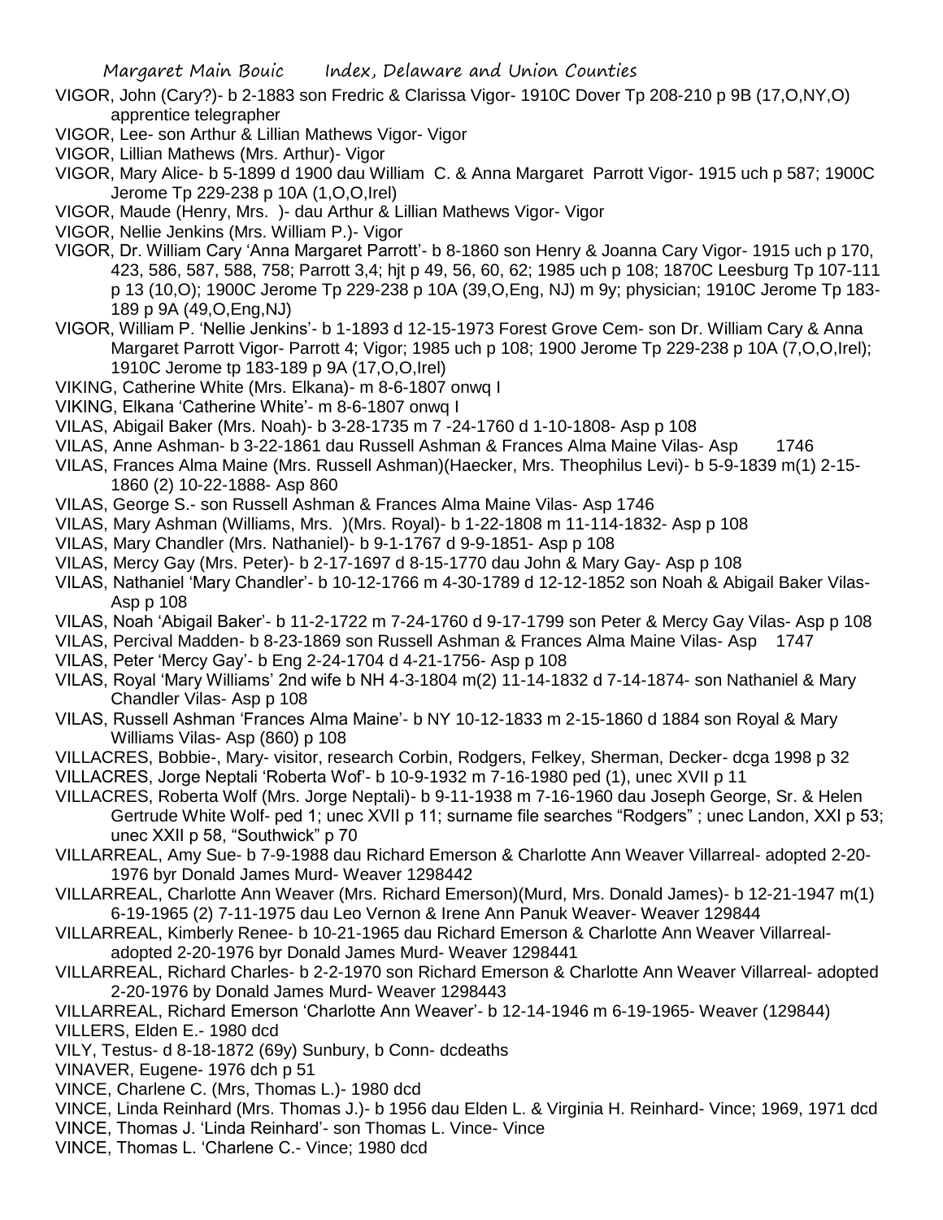VIGOR, John (Cary?)- b 2-1883 son Fredric & Clarissa Vigor- 1910C Dover Tp 208-210 p 9B (17,O,NY,O) apprentice telegrapher

VIGOR, Lee- son Arthur & Lillian Mathews Vigor- Vigor

VIGOR, Lillian Mathews (Mrs. Arthur)- Vigor

VIGOR, Mary Alice- b 5-1899 d 1900 dau William C. & Anna Margaret Parrott Vigor- 1915 uch p 587; 1900C Jerome Tp 229-238 p 10A (1,O,O,Irel)

VIGOR, Maude (Henry, Mrs. )- dau Arthur & Lillian Mathews Vigor- Vigor

VIGOR, Nellie Jenkins (Mrs. William P.)- Vigor

VIGOR, Dr. William Cary 'Anna Margaret Parrott'- b 8-1860 son Henry & Joanna Cary Vigor- 1915 uch p 170, 423, 586, 587, 588, 758; Parrott 3,4; hjt p 49, 56, 60, 62; 1985 uch p 108; 1870C Leesburg Tp 107-111 p 13 (10,O); 1900C Jerome Tp 229-238 p 10A (39,O,Eng, NJ) m 9y; physician; 1910C Jerome Tp 183-189 p 9A (49,O,Eng,NJ)

VIGOR, William P. 'Nellie Jenkins'- b 1-1893 d 12-15-1973 Forest Grove Cem- son Dr. William Cary & Anna Margaret Parrott Vigor- Parrott 4; Vigor; 1985 uch p 108; 1900 Jerome Tp 229-238 p 10A (7,O,O,Irel); 1910C Jerome tp 183-189 p 9A (17,O,O,Irel)

VIKING, Catherine White (Mrs. Elkana)- m 8-6-1807 onwq I

VIKING, Elkana 'Catherine White'- m 8-6-1807 onwq I

VILAS, Abigail Baker (Mrs. Noah)- b 3-28-1735 m 7 -24-1760 d 1-10-1808- Asp p 108

VILAS, Anne Ashman- b 3-22-1861 dau Russell Ashman & Frances Alma Maine Vilas- Asp 1746

VILAS, Frances Alma Maine (Mrs. Russell Ashman)(Haecker, Mrs. Theophilus Levi)- b 5-9-1839 m(1) 2-15-1860 (2) 10-22-1888- Asp 860

VILAS, George S.- son Russell Ashman & Frances Alma Maine Vilas- Asp 1746

VILAS, Mary Ashman (Williams, Mrs. )(Mrs. Royal)- b 1-22-1808 m 11-114-1832- Asp p 108

VILAS, Mary Chandler (Mrs. Nathaniel)- b 9-1-1767 d 9-9-1851- Asp p 108

VILAS, Mercy Gay (Mrs. Peter)- b 2-17-1697 d 8-15-1770 dau John & Mary Gay- Asp p 108

VILAS, Nathaniel 'Mary Chandler'- b 10-12-1766 m 4-30-1789 d 12-12-1852 son Noah & Abigail Baker Vilas- Asp p 108

VILAS, Noah 'Abigail Baker'- b 11-2-1722 m 7-24-1760 d 9-17-1799 son Peter & Mercy Gay Vilas- Asp p 108

VILAS, Percival Madden- b 8-23-1869 son Russell Ashman & Frances Alma Maine Vilas- Asp 1747

VILAS, Peter 'Mercy Gay'- b Eng 2-24-1704 d 4-21-1756- Asp p 108

VILAS, Royal 'Mary Williams' 2nd wife b NH 4-3-1804 m(2) 11-14-1832 d 7-14-1874- son Nathaniel & Mary Chandler Vilas- Asp p 108

VILAS, Russell Ashman 'Frances Alma Maine'- b NY 10-12-1833 m 2-15-1860 d 1884 son Royal & Mary Williams Vilas- Asp (860) p 108

VILLACRES, Bobbie-, Mary- visitor, research Corbin, Rodgers, Felkey, Sherman, Decker- dcga 1998 p 32

VILLACRES, Jorge Neptali 'Roberta Wof'- b 10-9-1932 m 7-16-1980 ped (1), unec XVII p 11

VILLACRES, Roberta Wolf (Mrs. Jorge Neptali)- b 9-11-1938 m 7-16-1960 dau Joseph George, Sr. & Helen Gertrude White Wolf- ped 1; unec XVII p 11; surname file searches "Rodgers" ; unec Landon, XXI p 53; unec XXII p 58, "Southwick" p 70

VILLARREAL, Amy Sue- b 7-9-1988 dau Richard Emerson & Charlotte Ann Weaver Villarreal- adopted 2-20-1976 byr Donald James Murd- Weaver 1298442

VILLARREAL, Charlotte Ann Weaver (Mrs. Richard Emerson)(Murd, Mrs. Donald James)- b 12-21-1947 m(1) 6-19-1965 (2) 7-11-1975 dau Leo Vernon & Irene Ann Panuk Weaver- Weaver 129844

VILLARREAL, Kimberly Renee- b 10-21-1965 dau Richard Emerson & Charlotte Ann Weaver Villarreal- adopted 2-20-1976 byr Donald James Murd- Weaver 1298441

VILLARREAL, Richard Charles- b 2-2-1970 son Richard Emerson & Charlotte Ann Weaver Villarreal- adopted 2-20-1976 by Donald James Murd- Weaver 1298443

VILLARREAL, Richard Emerson 'Charlotte Ann Weaver'- b 12-14-1946 m 6-19-1965- Weaver (129844)

VILLERS, Elden E.- 1980 dcd

VILY, Testus- d 8-18-1872 (69y) Sunbury, b Conn- dcdeaths

VINAVER, Eugene- 1976 dch p 51

VINCE, Charlene C. (Mrs, Thomas L.)- 1980 dcd

VINCE, Linda Reinhard (Mrs. Thomas J.)- b 1956 dau Elden L. & Virginia H. Reinhard- Vince; 1969, 1971 dcd

VINCE, Thomas J. 'Linda Reinhard'- son Thomas L. Vince- Vince

VINCE, Thomas L. 'Charlene C.- Vince; 1980 dcd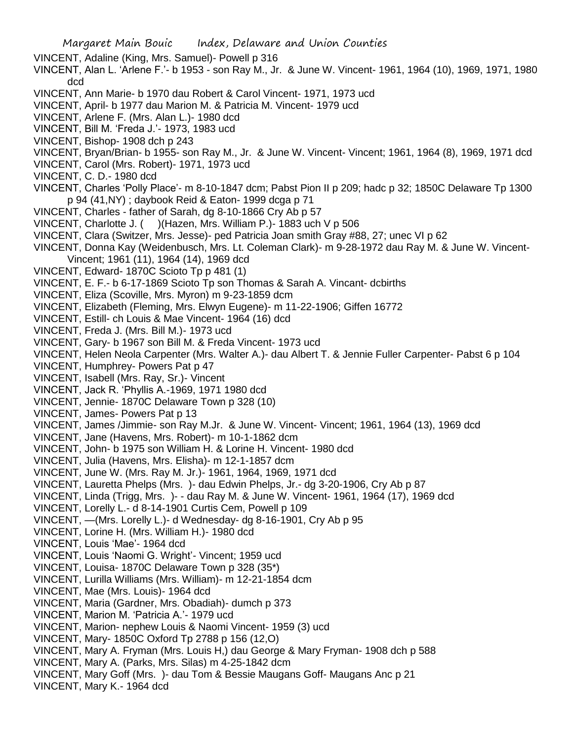VINCENT, Adaline (King, Mrs. Samuel)- Powell p 316
VINCENT, Alan L. 'Arlene F.'- b 1953 - son Ray M., Jr. & June W. Vincent- 1961, 1964 (10), 1969, 1971, 1980 dcd
VINCENT, Ann Marie- b 1970 dau Robert & Carol Vincent- 1971, 1973 ucd
VINCENT, April- b 1977 dau Marion M. & Patricia M. Vincent- 1979 ucd
VINCENT, Arlene F. (Mrs. Alan L.)- 1980 dcd
VINCENT, Bill M. 'Freda J.'- 1973, 1983 ucd
VINCENT, Bishop- 1908 dch p 243
VINCENT, Bryan/Brian- b 1955- son Ray M., Jr. & June W. Vincent- Vincent; 1961, 1964 (8), 1969, 1971 dcd
VINCENT, Carol (Mrs. Robert)- 1971, 1973 ucd
VINCENT, C. D.- 1980 dcd
VINCENT, Charles 'Polly Place'- m 8-10-1847 dcm; Pabst Pion II p 209; hadc p 32; 1850C Delaware Tp 1300 p 94 (41,NY) ; daybook Reid & Eaton- 1999 dcga p 71
VINCENT, Charles - father of Sarah, dg 8-10-1866 Cry Ab p 57
VINCENT, Charlotte J. ( )(Hazen, Mrs. William P.)- 1883 uch V p 506
VINCENT, Clara (Switzer, Mrs. Jesse)- ped Patricia Joan smith Gray #88, 27; unec VI p 62
VINCENT, Donna Kay (Weidenbusch, Mrs. Lt. Coleman Clark)- m 9-28-1972 dau Ray M. & June W. Vincent- Vincent; 1961 (11), 1964 (14), 1969 dcd
VINCENT, Edward- 1870C Scioto Tp p 481 (1)
VINCENT, E. F.- b 6-17-1869 Scioto Tp son Thomas & Sarah A. Vincant- dcbirths
VINCENT, Eliza (Scoville, Mrs. Myron) m 9-23-1859 dcm
VINCENT, Elizabeth (Fleming, Mrs. Elwyn Eugene)- m 11-22-1906; Giffen 16772
VINCENT, Estill- ch Louis & Mae Vincent- 1964 (16) dcd
VINCENT, Freda J. (Mrs. Bill M.)- 1973 ucd
VINCENT, Gary- b 1967 son Bill M. & Freda Vincent- 1973 ucd
VINCENT, Helen Neola Carpenter (Mrs. Walter A.)- dau Albert T. & Jennie Fuller Carpenter- Pabst 6 p 104
VINCENT, Humphrey- Powers Pat p 47
VINCENT, Isabell (Mrs. Ray, Sr.)- Vincent
VINCENT, Jack R. 'Phyllis A.-1969, 1971 1980 dcd
VINCENT, Jennie- 1870C Delaware Town p 328 (10)
VINCENT, James- Powers Pat p 13
VINCENT, James /Jimmie- son Ray M.Jr. & June W. Vincent- Vincent; 1961, 1964 (13), 1969 dcd
VINCENT, Jane (Havens, Mrs. Robert)- m 10-1-1862 dcm
VINCENT, John- b 1975 son William H. & Lorine H. Vincent- 1980 dcd
VINCENT, Julia (Havens, Mrs. Elisha)- m 12-1-1857 dcm
VINCENT, June W. (Mrs. Ray M. Jr.)- 1961, 1964, 1969, 1971 dcd
VINCENT, Lauretta Phelps (Mrs. )- dau Edwin Phelps, Jr.- dg 3-20-1906, Cry Ab p 87
VINCENT, Linda (Trigg, Mrs. )- - dau Ray M. & June W. Vincent- 1961, 1964 (17), 1969 dcd
VINCENT, Lorelly L.- d 8-14-1901 Curtis Cem, Powell p 109
VINCENT, —(Mrs. Lorelly L.)- d Wednesday- dg 8-16-1901, Cry Ab p 95
VINCENT, Lorine H. (Mrs. William H.)- 1980 dcd
VINCENT, Louis 'Mae'- 1964 dcd
VINCENT, Louis 'Naomi G. Wright'- Vincent; 1959 ucd
VINCENT, Louisa- 1870C Delaware Town p 328 (35*)
VINCENT, Lurilla Williams (Mrs. William)- m 12-21-1854 dcm
VINCENT, Mae (Mrs. Louis)- 1964 dcd
VINCENT, Maria (Gardner, Mrs. Obadiah)- dumch p 373
VINCENT, Marion M. 'Patricia A.'- 1979 ucd
VINCENT, Marion- nephew Louis & Naomi Vincent- 1959 (3) ucd
VINCENT, Mary- 1850C Oxford Tp 2788 p 156 (12,O)
VINCENT, Mary A. Fryman (Mrs. Louis H,) dau George & Mary Fryman- 1908 dch p 588
VINCENT, Mary A. (Parks, Mrs. Silas) m 4-25-1842 dcm
VINCENT, Mary Goff (Mrs. )- dau Tom & Bessie Maugans Goff- Maugans Anc p 21
VINCENT, Mary K.- 1964 dcd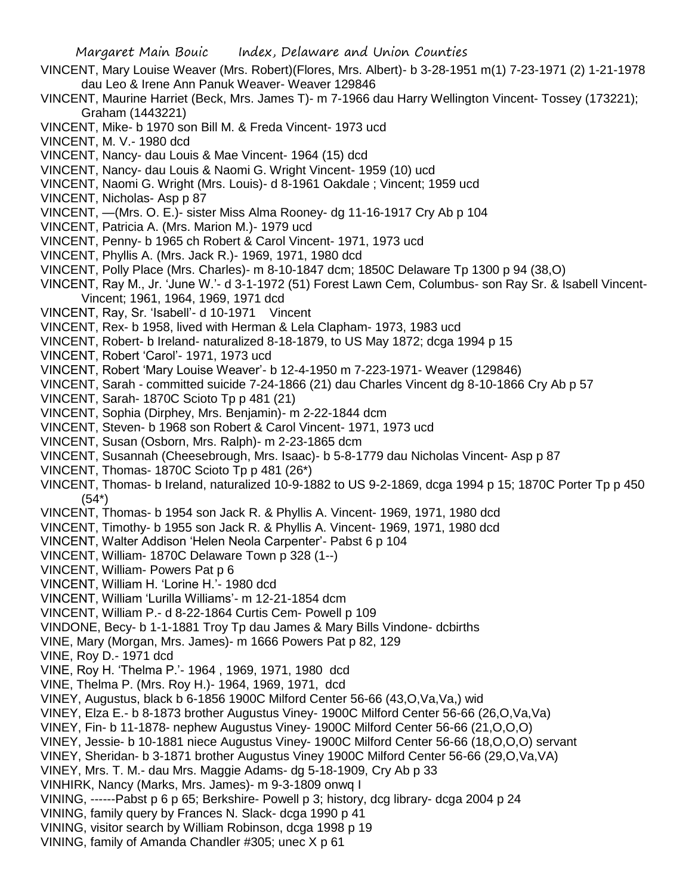VINCENT, Mary Louise Weaver (Mrs. Robert)(Flores, Mrs. Albert)- b 3-28-1951 m(1) 7-23-1971 (2) 1-21-1978 dau Leo & Irene Ann Panuk Weaver- Weaver 129846

VINCENT, Maurine Harriet (Beck, Mrs. James T)- m 7-1966 dau Harry Wellington Vincent- Tossey (173221); Graham (1443221)

VINCENT, Mike- b 1970 son Bill M. & Freda Vincent- 1973 ucd

VINCENT, M. V.- 1980 dcd

VINCENT, Nancy- dau Louis & Mae Vincent- 1964 (15) dcd

VINCENT, Nancy- dau Louis & Naomi G. Wright Vincent- 1959 (10) ucd

VINCENT, Naomi G. Wright (Mrs. Louis)- d 8-1961 Oakdale ; Vincent; 1959 ucd

VINCENT, Nicholas- Asp p 87

VINCENT, —(Mrs. O. E.)- sister Miss Alma Rooney- dg 11-16-1917 Cry Ab p 104

VINCENT, Patricia A. (Mrs. Marion M.)- 1979 ucd

VINCENT, Penny- b 1965 ch Robert & Carol Vincent- 1971, 1973 ucd

VINCENT, Phyllis A. (Mrs. Jack R.)- 1969, 1971, 1980 dcd

VINCENT, Polly Place (Mrs. Charles)- m 8-10-1847 dcm; 1850C Delaware Tp 1300 p 94 (38,O)

VINCENT, Ray M., Jr. 'June W.'- d 3-1-1972 (51) Forest Lawn Cem, Columbus- son Ray Sr. & Isabell Vincent- Vincent; 1961, 1964, 1969, 1971 dcd

VINCENT, Ray, Sr. 'Isabell'- d 10-1971 Vincent

VINCENT, Rex- b 1958, lived with Herman & Lela Clapham- 1973, 1983 ucd

VINCENT, Robert- b Ireland- naturalized 8-18-1879, to US May 1872; dcga 1994 p 15

VINCENT, Robert 'Carol'- 1971, 1973 ucd

VINCENT, Robert 'Mary Louise Weaver'- b 12-4-1950 m 7-223-1971- Weaver (129846)

VINCENT, Sarah - committed suicide 7-24-1866 (21) dau Charles Vincent dg 8-10-1866 Cry Ab p 57

VINCENT, Sarah- 1870C Scioto Tp p 481 (21)

VINCENT, Sophia (Dirphey, Mrs. Benjamin)- m 2-22-1844 dcm

VINCENT, Steven- b 1968 son Robert & Carol Vincent- 1971, 1973 ucd

VINCENT, Susan (Osborn, Mrs. Ralph)- m 2-23-1865 dcm

VINCENT, Susannah (Cheesebrough, Mrs. Isaac)- b 5-8-1779 dau Nicholas Vincent- Asp p 87

VINCENT, Thomas- 1870C Scioto Tp p 481 (26*)

VINCENT, Thomas- b Ireland, naturalized 10-9-1882 to US 9-2-1869, dcga 1994 p 15; 1870C Porter Tp p 450 (54*)

VINCENT, Thomas- b 1954 son Jack R. & Phyllis A. Vincent- 1969, 1971, 1980 dcd

VINCENT, Timothy- b 1955 son Jack R. & Phyllis A. Vincent- 1969, 1971, 1980 dcd

VINCENT, Walter Addison 'Helen Neola Carpenter'- Pabst 6 p 104

VINCENT, William- 1870C Delaware Town p 328 (1--)

VINCENT, William- Powers Pat p 6

VINCENT, William H. 'Lorine H.'- 1980 dcd

VINCENT, William 'Lurilla Williams'- m 12-21-1854 dcm

VINCENT, William P.- d 8-22-1864 Curtis Cem- Powell p 109

VINDONE, Becy- b 1-1-1881 Troy Tp dau James & Mary Bills Vindone- dcbirths

VINE, Mary (Morgan, Mrs. James)- m 1666 Powers Pat p 82, 129

VINE, Roy D.- 1971 dcd

VINE, Roy H. 'Thelma P.'- 1964 , 1969, 1971, 1980 dcd

VINE, Thelma P. (Mrs. Roy H.)- 1964, 1969, 1971, dcd

VINEY, Augustus, black b 6-1856 1900C Milford Center 56-66 (43,O,Va,Va,) wid

VINEY, Elza E.- b 8-1873 brother Augustus Viney- 1900C Milford Center 56-66 (26,O,Va,Va)

VINEY, Fin- b 11-1878- nephew Augustus Viney- 1900C Milford Center 56-66 (21,O,O,O)

VINEY, Jessie- b 10-1881 niece Augustus Viney- 1900C Milford Center 56-66 (18,O,O,O) servant

VINEY, Sheridan- b 3-1871 brother Augustus Viney 1900C Milford Center 56-66 (29,O,Va,VA)

VINEY, Mrs. T. M.- dau Mrs. Maggie Adams- dg 5-18-1909, Cry Ab p 33

VINHIRK, Nancy (Marks, Mrs. James)- m 9-3-1809 onwq I

VINING, ------Pabst p 6 p 65; Berkshire- Powell p 3; history, dcg library- dcga 2004 p 24

VINING, family query by Frances N. Slack- dcga 1990 p 41

VINING, visitor search by William Robinson, dcga 1998 p 19

VINING, family of Amanda Chandler #305; unec X p 61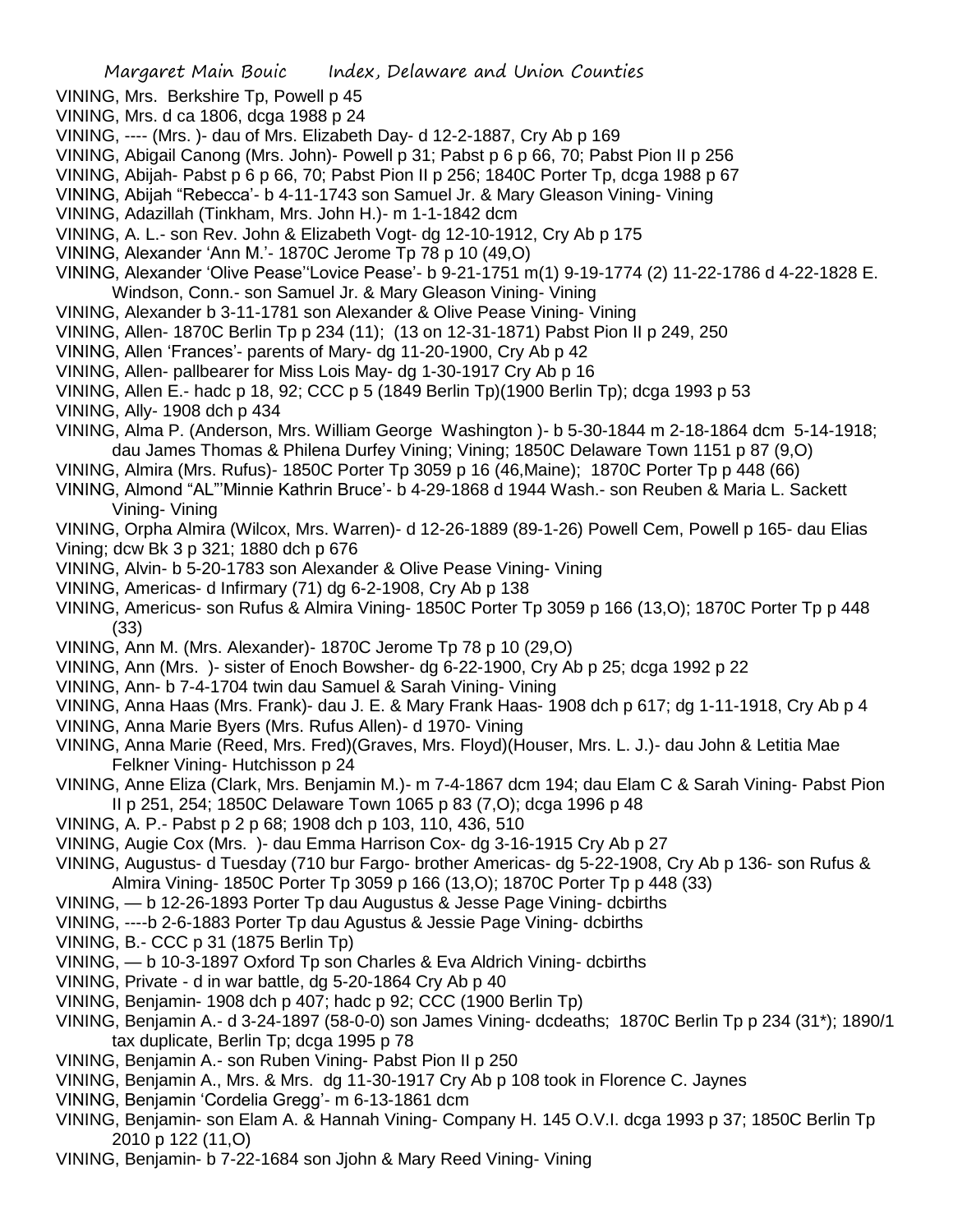VINING, Mrs. Berkshire Tp, Powell p 45

VINING, Mrs. d ca 1806, dcga 1988 p 24

VINING, ---- (Mrs. )- dau of Mrs. Elizabeth Day- d 12-2-1887, Cry Ab p 169

VINING, Abigail Canong (Mrs. John)- Powell p 31; Pabst p 6 p 66, 70; Pabst Pion II p 256

VINING, Abijah- Pabst p 6 p 66, 70; Pabst Pion II p 256; 1840C Porter Tp, dcga 1988 p 67

VINING, Abijah "Rebecca'- b 4-11-1743 son Samuel Jr. & Mary Gleason Vining- Vining

VINING, Adazillah (Tinkham, Mrs. John H.)- m 1-1-1842 dcm

VINING, A. L.- son Rev. John & Elizabeth Vogt- dg 12-10-1912, Cry Ab p 175

VINING, Alexander 'Ann M.'- 1870C Jerome Tp 78 p 10 (49,O)

VINING, Alexander 'Olive Pease''Lovice Pease'- b 9-21-1751 m(1) 9-19-1774 (2) 11-22-1786 d 4-22-1828 E. Windson, Conn.- son Samuel Jr. & Mary Gleason Vining- Vining

VINING, Alexander b 3-11-1781 son Alexander & Olive Pease Vining- Vining

VINING, Allen- 1870C Berlin Tp p 234 (11); (13 on 12-31-1871) Pabst Pion II p 249, 250

VINING, Allen 'Frances'- parents of Mary- dg 11-20-1900, Cry Ab p 42

VINING, Allen- pallbearer for Miss Lois May- dg 1-30-1917 Cry Ab p 16

VINING, Allen E.- hadc p 18, 92; CCC p 5 (1849 Berlin Tp)(1900 Berlin Tp); dcga 1993 p 53

VINING, Ally- 1908 dch p 434

VINING, Alma P. (Anderson, Mrs. William George Washington )- b 5-30-1844 m 2-18-1864 dcm 5-14-1918; dau James Thomas & Philena Durfey Vining; Vining; 1850C Delaware Town 1151 p 87 (9,O)

VINING, Almira (Mrs. Rufus)- 1850C Porter Tp 3059 p 16 (46,Maine); 1870C Porter Tp p 448 (66)

VINING, Almond "AL"'Minnie Kathrin Bruce'- b 4-29-1868 d 1944 Wash.- son Reuben & Maria L. Sackett Vining- Vining

VINING, Orpha Almira (Wilcox, Mrs. Warren)- d 12-26-1889 (89-1-26) Powell Cem, Powell p 165- dau Elias Vining; dcw Bk 3 p 321; 1880 dch p 676

VINING, Alvin- b 5-20-1783 son Alexander & Olive Pease Vining- Vining

VINING, Americas- d Infirmary (71) dg 6-2-1908, Cry Ab p 138

VINING, Americus- son Rufus & Almira Vining- 1850C Porter Tp 3059 p 166 (13,O); 1870C Porter Tp p 448 (33)

VINING, Ann M. (Mrs. Alexander)- 1870C Jerome Tp 78 p 10 (29,O)

VINING, Ann (Mrs. )- sister of Enoch Bowsher- dg 6-22-1900, Cry Ab p 25; dcga 1992 p 22

VINING, Ann- b 7-4-1704 twin dau Samuel & Sarah Vining- Vining

VINING, Anna Haas (Mrs. Frank)- dau J. E. & Mary Frank Haas- 1908 dch p 617; dg 1-11-1918, Cry Ab p 4

VINING, Anna Marie Byers (Mrs. Rufus Allen)- d 1970- Vining

VINING, Anna Marie (Reed, Mrs. Fred)(Graves, Mrs. Floyd)(Houser, Mrs. L. J.)- dau John & Letitia Mae Felkner Vining- Hutchisson p 24

VINING, Anne Eliza (Clark, Mrs. Benjamin M.)- m 7-4-1867 dcm 194; dau Elam C & Sarah Vining- Pabst Pion II p 251, 254; 1850C Delaware Town 1065 p 83 (7,O); dcga 1996 p 48

VINING, A. P.- Pabst p 2 p 68; 1908 dch p 103, 110, 436, 510

VINING, Augie Cox (Mrs. )- dau Emma Harrison Cox- dg 3-16-1915 Cry Ab p 27

VINING, Augustus- d Tuesday (710 bur Fargo- brother Americas- dg 5-22-1908, Cry Ab p 136- son Rufus & Almira Vining- 1850C Porter Tp 3059 p 166 (13,O); 1870C Porter Tp p 448 (33)

VINING, — b 12-26-1893 Porter Tp dau Augustus & Jesse Page Vining- dcbirths

VINING, ----b 2-6-1883 Porter Tp dau Agustus & Jessie Page Vining- dcbirths

VINING, B.- CCC p 31 (1875 Berlin Tp)

VINING, — b 10-3-1897 Oxford Tp son Charles & Eva Aldrich Vining- dcbirths

VINING, Private - d in war battle, dg 5-20-1864 Cry Ab p 40

VINING, Benjamin- 1908 dch p 407; hadc p 92; CCC (1900 Berlin Tp)

VINING, Benjamin A.- d 3-24-1897 (58-0-0) son James Vining- dcdeaths; 1870C Berlin Tp p 234 (31*); 1890/1 tax duplicate, Berlin Tp; dcga 1995 p 78

VINING, Benjamin A.- son Ruben Vining- Pabst Pion II p 250

VINING, Benjamin A., Mrs. & Mrs. dg 11-30-1917 Cry Ab p 108 took in Florence C. Jaynes

VINING, Benjamin 'Cordelia Gregg'- m 6-13-1861 dcm

VINING, Benjamin- son Elam A. & Hannah Vining- Company H. 145 O.V.I. dcga 1993 p 37; 1850C Berlin Tp 2010 p 122 (11,O)

VINING, Benjamin- b 7-22-1684 son Jjohn & Mary Reed Vining- Vining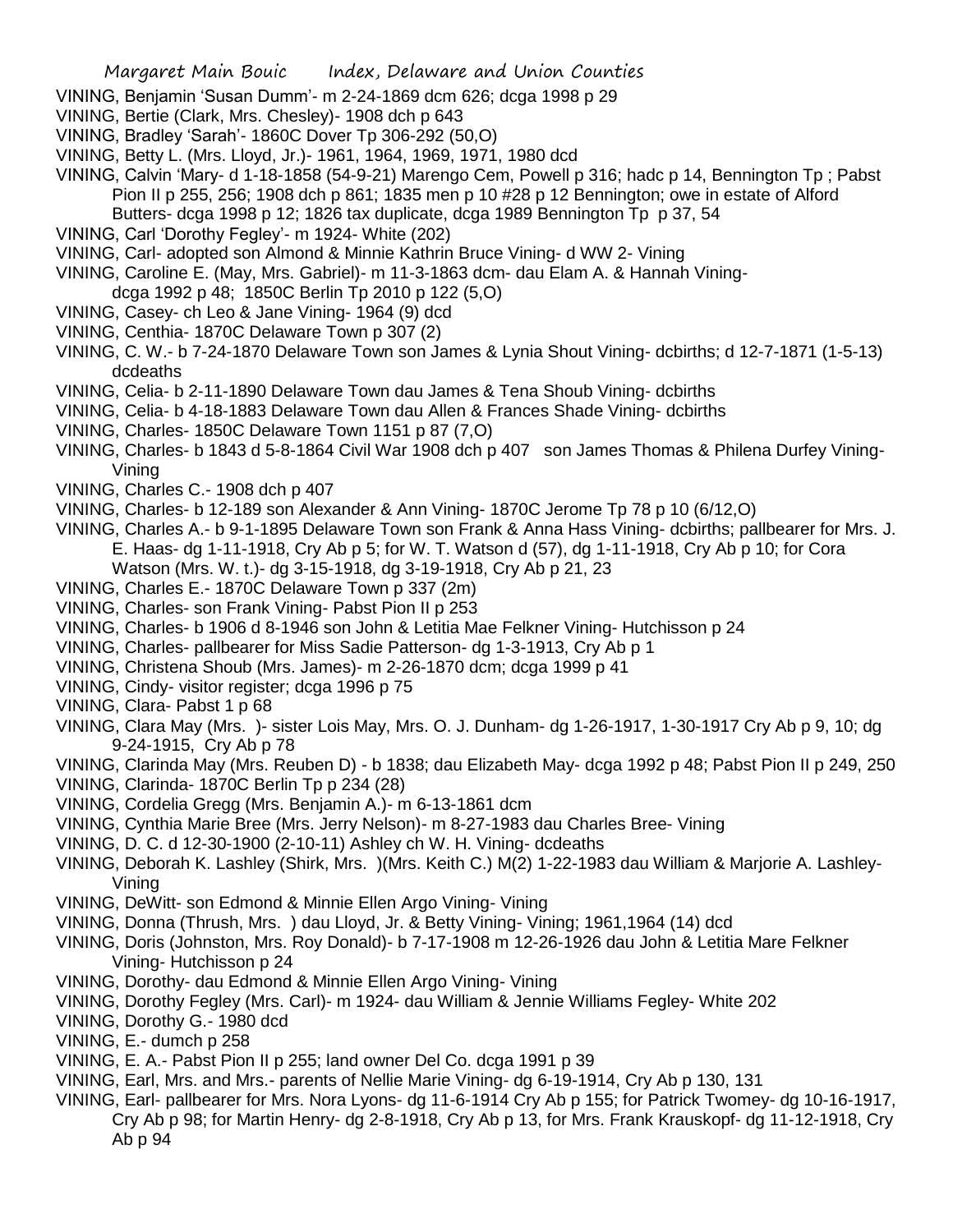VINING, Benjamin 'Susan Dumm'- m 2-24-1869 dcm 626; dcga 1998 p 29

VINING, Bertie (Clark, Mrs. Chesley)- 1908 dch p 643

VINING, Bradley 'Sarah'- 1860C Dover Tp 306-292 (50,O)

VINING, Betty L. (Mrs. Lloyd, Jr.)- 1961, 1964, 1969, 1971, 1980 dcd

VINING, Calvin 'Mary- d 1-18-1858 (54-9-21) Marengo Cem, Powell p 316; hadc p 14, Bennington Tp ; Pabst Pion II p 255, 256; 1908 dch p 861; 1835 men p 10 #28 p 12 Bennington; owe in estate of Alford Butters- dcga 1998 p 12; 1826 tax duplicate, dcga 1989 Bennington Tp p 37, 54

VINING, Carl 'Dorothy Fegley'- m 1924- White (202)

VINING, Carl- adopted son Almond & Minnie Kathrin Bruce Vining- d WW 2- Vining

VINING, Caroline E. (May, Mrs. Gabriel)- m 11-3-1863 dcm- dau Elam A. & Hannah Vining- dcga 1992 p 48; 1850C Berlin Tp 2010 p 122 (5,O)

VINING, Casey- ch Leo & Jane Vining- 1964 (9) dcd

VINING, Centhia- 1870C Delaware Town p 307 (2)

VINING, C. W.- b 7-24-1870 Delaware Town son James & Lynia Shout Vining- dcbirths; d 12-7-1871 (1-5-13) dcdeaths

VINING, Celia- b 2-11-1890 Delaware Town dau James & Tena Shoub Vining- dcbirths

VINING, Celia- b 4-18-1883 Delaware Town dau Allen & Frances Shade Vining- dcbirths

VINING, Charles- 1850C Delaware Town 1151 p 87 (7,O)

VINING, Charles- b 1843 d 5-8-1864 Civil War 1908 dch p 407 son James Thomas & Philena Durfey Vining- Vining

VINING, Charles C.- 1908 dch p 407

VINING, Charles- b 12-189 son Alexander & Ann Vining- 1870C Jerome Tp 78 p 10 (6/12,O)

VINING, Charles A.- b 9-1-1895 Delaware Town son Frank & Anna Hass Vining- dcbirths; pallbearer for Mrs. J. E. Haas- dg 1-11-1918, Cry Ab p 5; for W. T. Watson d (57), dg 1-11-1918, Cry Ab p 10; for Cora Watson (Mrs. W. t.)- dg 3-15-1918, dg 3-19-1918, Cry Ab p 21, 23

VINING, Charles E.- 1870C Delaware Town p 337 (2m)

VINING, Charles- son Frank Vining- Pabst Pion II p 253

VINING, Charles- b 1906 d 8-1946 son John & Letitia Mae Felkner Vining- Hutchisson p 24

VINING, Charles- pallbearer for Miss Sadie Patterson- dg 1-3-1913, Cry Ab p 1

VINING, Christena Shoub (Mrs. James)- m 2-26-1870 dcm; dcga 1999 p 41

VINING, Cindy- visitor register; dcga 1996 p 75

VINING, Clara- Pabst 1 p 68

VINING, Clara May (Mrs. )- sister Lois May, Mrs. O. J. Dunham- dg 1-26-1917, 1-30-1917 Cry Ab p 9, 10; dg 9-24-1915, Cry Ab p 78

VINING, Clarinda May (Mrs. Reuben D) - b 1838; dau Elizabeth May- dcga 1992 p 48; Pabst Pion II p 249, 250

VINING, Clarinda- 1870C Berlin Tp p 234 (28)

VINING, Cordelia Gregg (Mrs. Benjamin A.)- m 6-13-1861 dcm

VINING, Cynthia Marie Bree (Mrs. Jerry Nelson)- m 8-27-1983 dau Charles Bree- Vining

VINING, D. C. d 12-30-1900 (2-10-11) Ashley ch W. H. Vining- dcdeaths

VINING, Deborah K. Lashley (Shirk, Mrs. )(Mrs. Keith C.) M(2) 1-22-1983 dau William & Marjorie A. Lashley- Vining

VINING, DeWitt- son Edmond & Minnie Ellen Argo Vining- Vining

VINING, Donna (Thrush, Mrs. ) dau Lloyd, Jr. & Betty Vining- Vining; 1961,1964 (14) dcd

VINING, Doris (Johnston, Mrs. Roy Donald)- b 7-17-1908 m 12-26-1926 dau John & Letitia Mare Felkner Vining- Hutchisson p 24

VINING, Dorothy- dau Edmond & Minnie Ellen Argo Vining- Vining

VINING, Dorothy Fegley (Mrs. Carl)- m 1924- dau William & Jennie Williams Fegley- White 202

VINING, Dorothy G.- 1980 dcd

VINING, E.- dumch p 258

VINING, E. A.- Pabst Pion II p 255; land owner Del Co. dcga 1991 p 39

VINING, Earl, Mrs. and Mrs.- parents of Nellie Marie Vining- dg 6-19-1914, Cry Ab p 130, 131

VINING, Earl- pallbearer for Mrs. Nora Lyons- dg 11-6-1914 Cry Ab p 155; for Patrick Twomey- dg 10-16-1917, Cry Ab p 98; for Martin Henry- dg 2-8-1918, Cry Ab p 13, for Mrs. Frank Krauskopf- dg 11-12-1918, Cry Ab p 94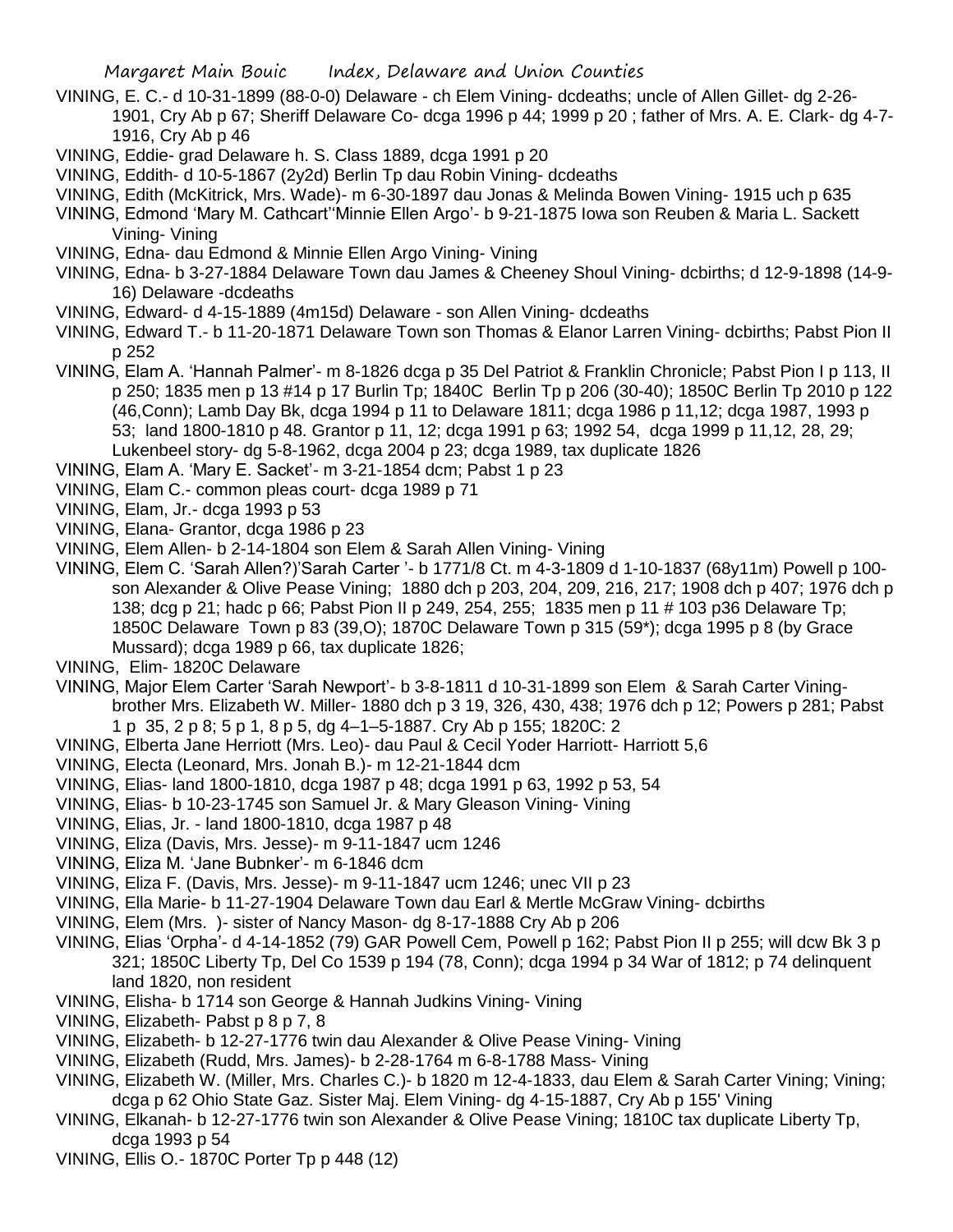VINING, E. C.- d 10-31-1899 (88-0-0) Delaware - ch Elem Vining- dcdeaths; uncle of Allen Gillet- dg 2-26-1901, Cry Ab p 67; Sheriff Delaware Co- dcga 1996 p 44; 1999 p 20 ; father of Mrs. A. E. Clark- dg 4-7-1916, Cry Ab p 46

VINING, Eddie- grad Delaware h. S. Class 1889, dcga 1991 p 20

VINING, Eddith- d 10-5-1867 (2y2d) Berlin Tp dau Robin Vining- dcdeaths

VINING, Edith (McKitrick, Mrs. Wade)- m 6-30-1897 dau Jonas & Melinda Bowen Vining- 1915 uch p 635

VINING, Edmond 'Mary M. Cathcart''Minnie Ellen Argo'- b 9-21-1875 Iowa son Reuben & Maria L. Sackett Vining- Vining

VINING, Edna- dau Edmond & Minnie Ellen Argo Vining- Vining

VINING, Edna- b 3-27-1884 Delaware Town dau James & Cheeney Shoul Vining- dcbirths; d 12-9-1898 (14-9-16) Delaware -dcdeaths

VINING, Edward- d 4-15-1889 (4m15d) Delaware - son Allen Vining- dcdeaths

VINING, Edward T.- b 11-20-1871 Delaware Town son Thomas & Elanor Larren Vining- dcbirths; Pabst Pion II p 252

VINING, Elam A. 'Hannah Palmer'- m 8-1826 dcga p 35 Del Patriot & Franklin Chronicle; Pabst Pion I p 113, II p 250; 1835 men p 13 #14 p 17 Burlin Tp; 1840C Berlin Tp p 206 (30-40); 1850C Berlin Tp 2010 p 122 (46,Conn); Lamb Day Bk, dcga 1994 p 11 to Delaware 1811; dcga 1986 p 11,12; dcga 1987, 1993 p 53; land 1800-1810 p 48. Grantor p 11, 12; dcga 1991 p 63; 1992 54, dcga 1999 p 11,12, 28, 29; Lukenbeel story- dg 5-8-1962, dcga 2004 p 23; dcga 1989, tax duplicate 1826

VINING, Elam A. 'Mary E. Sacket'- m 3-21-1854 dcm; Pabst 1 p 23

VINING, Elam C.- common pleas court- dcga 1989 p 71

VINING, Elam, Jr.- dcga 1993 p 53

VINING, Elana- Grantor, dcga 1986 p 23

VINING, Elem Allen- b 2-14-1804 son Elem & Sarah Allen Vining- Vining

VINING, Elem C. 'Sarah Allen?)'Sarah Carter '- b 1771/8 Ct. m 4-3-1809 d 1-10-1837 (68y11m) Powell p 100- son Alexander & Olive Pease Vining; 1880 dch p 203, 204, 209, 216, 217; 1908 dch p 407; 1976 dch p 138; dcg p 21; hadc p 66; Pabst Pion II p 249, 254, 255; 1835 men p 11 # 103 p36 Delaware Tp; 1850C Delaware Town p 83 (39,O); 1870C Delaware Town p 315 (59*); dcga 1995 p 8 (by Grace Mussard); dcga 1989 p 66, tax duplicate 1826;

VINING, Elim- 1820C Delaware

VINING, Major Elem Carter 'Sarah Newport'- b 3-8-1811 d 10-31-1899 son Elem & Sarah Carter Vining- brother Mrs. Elizabeth W. Miller- 1880 dch p 3 19, 326, 430, 438; 1976 dch p 12; Powers p 281; Pabst 1 p 35, 2 p 8; 5 p 1, 8 p 5, dg 4–1–5-1887. Cry Ab p 155; 1820C: 2

VINING, Elberta Jane Herriott (Mrs. Leo)- dau Paul & Cecil Yoder Harriott- Harriott 5,6

VINING, Electa (Leonard, Mrs. Jonah B.)- m 12-21-1844 dcm

VINING, Elias- land 1800-1810, dcga 1987 p 48; dcga 1991 p 63, 1992 p 53, 54

VINING, Elias- b 10-23-1745 son Samuel Jr. & Mary Gleason Vining- Vining

VINING, Elias, Jr. - land 1800-1810, dcga 1987 p 48

VINING, Eliza (Davis, Mrs. Jesse)- m 9-11-1847 ucm 1246

VINING, Eliza M. 'Jane Bubnker'- m 6-1846 dcm

VINING, Eliza F. (Davis, Mrs. Jesse)- m 9-11-1847 ucm 1246; unec VII p 23

VINING, Ella Marie- b 11-27-1904 Delaware Town dau Earl & Mertle McGraw Vining- dcbirths

VINING, Elem (Mrs. )- sister of Nancy Mason- dg 8-17-1888 Cry Ab p 206

VINING, Elias 'Orpha'- d 4-14-1852 (79) GAR Powell Cem, Powell p 162; Pabst Pion II p 255; will dcw Bk 3 p 321; 1850C Liberty Tp, Del Co 1539 p 194 (78, Conn); dcga 1994 p 34 War of 1812; p 74 delinquent land 1820, non resident

VINING, Elisha- b 1714 son George & Hannah Judkins Vining- Vining

VINING, Elizabeth- Pabst p 8 p 7, 8

VINING, Elizabeth- b 12-27-1776 twin dau Alexander & Olive Pease Vining- Vining

VINING, Elizabeth (Rudd, Mrs. James)- b 2-28-1764 m 6-8-1788 Mass- Vining

VINING, Elizabeth W. (Miller, Mrs. Charles C.)- b 1820 m 12-4-1833, dau Elem & Sarah Carter Vining; Vining; dcga p 62 Ohio State Gaz. Sister Maj. Elem Vining- dg 4-15-1887, Cry Ab p 155' Vining

VINING, Elkanah- b 12-27-1776 twin son Alexander & Olive Pease Vining; 1810C tax duplicate Liberty Tp, dcga 1993 p 54

VINING, Ellis O.- 1870C Porter Tp p 448 (12)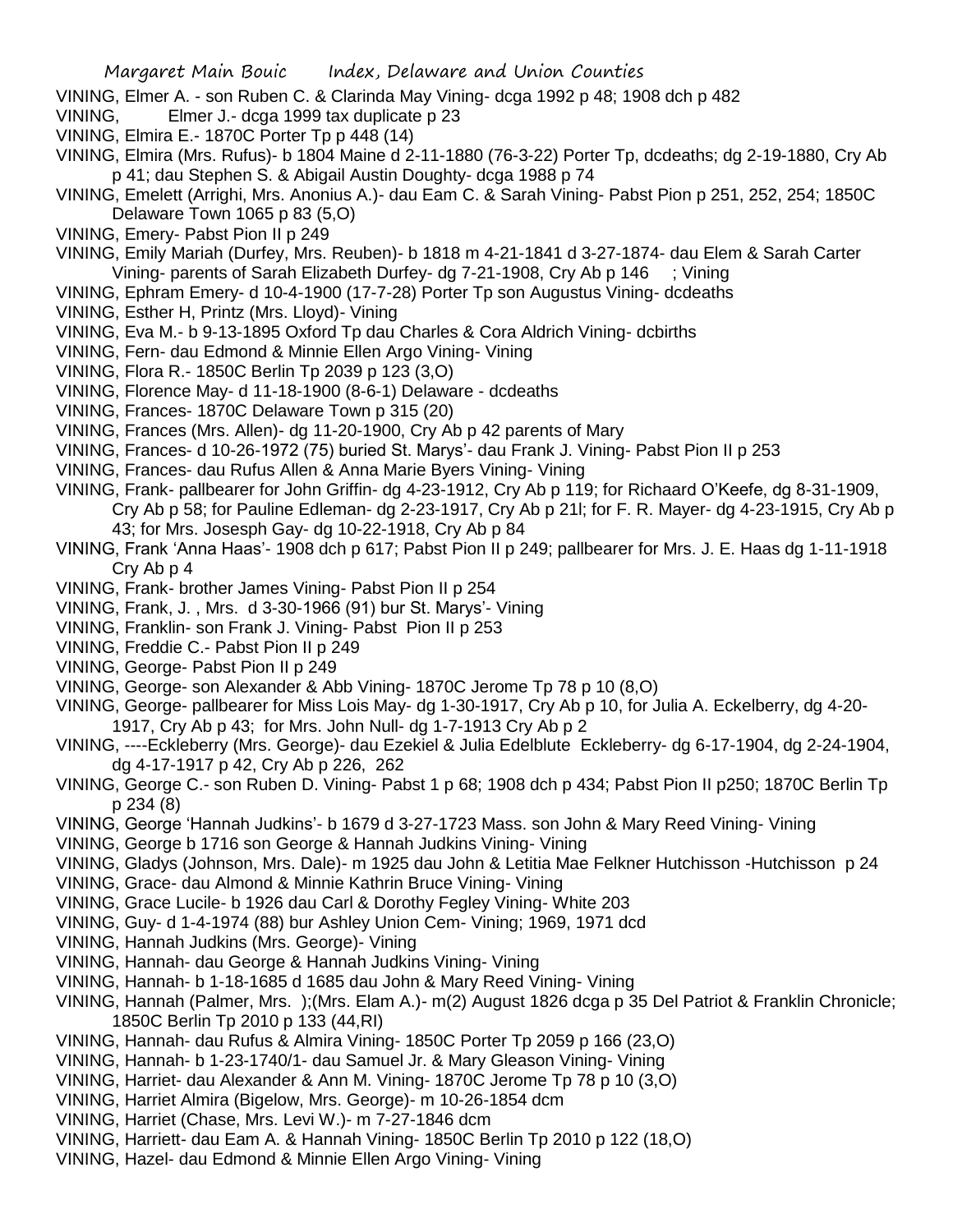VINING, Elmer A. - son Ruben C. & Clarinda May Vining- dcga 1992 p 48; 1908 dch p 482

VINING, Elmer J.- dcga 1999 tax duplicate p 23

VINING, Elmira E.- 1870C Porter Tp p 448 (14)

VINING, Elmira (Mrs. Rufus)- b 1804 Maine d 2-11-1880 (76-3-22) Porter Tp, dcdeaths; dg 2-19-1880, Cry Ab p 41; dau Stephen S. & Abigail Austin Doughty- dcga 1988 p 74

VINING, Emelett (Arrighi, Mrs. Anonius A.)- dau Eam C. & Sarah Vining- Pabst Pion p 251, 252, 254; 1850C Delaware Town 1065 p 83 (5,O)

VINING, Emery- Pabst Pion II p 249

VINING, Emily Mariah (Durfey, Mrs. Reuben)- b 1818 m 4-21-1841 d 3-27-1874- dau Elem & Sarah Carter Vining- parents of Sarah Elizabeth Durfey- dg 7-21-1908, Cry Ab p 146 ; Vining

VINING, Ephram Emery- d 10-4-1900 (17-7-28) Porter Tp son Augustus Vining- dcdeaths

VINING, Esther H, Printz (Mrs. Lloyd)- Vining

VINING, Eva M.- b 9-13-1895 Oxford Tp dau Charles & Cora Aldrich Vining- dcbirths

VINING, Fern- dau Edmond & Minnie Ellen Argo Vining- Vining

VINING, Flora R.- 1850C Berlin Tp 2039 p 123 (3,O)

VINING, Florence May- d 11-18-1900 (8-6-1) Delaware - dcdeaths

VINING, Frances- 1870C Delaware Town p 315 (20)

VINING, Frances (Mrs. Allen)- dg 11-20-1900, Cry Ab p 42 parents of Mary

VINING, Frances- d 10-26-1972 (75) buried St. Marys'- dau Frank J. Vining- Pabst Pion II p 253

VINING, Frances- dau Rufus Allen & Anna Marie Byers Vining- Vining

VINING, Frank- pallbearer for John Griffin- dg 4-23-1912, Cry Ab p 119; for Richaard O'Keefe, dg 8-31-1909, Cry Ab p 58; for Pauline Edleman- dg 2-23-1917, Cry Ab p 21l; for F. R. Mayer- dg 4-23-1915, Cry Ab p 43; for Mrs. Josesph Gay- dg 10-22-1918, Cry Ab p 84

VINING, Frank 'Anna Haas'- 1908 dch p 617; Pabst Pion II p 249; pallbearer for Mrs. J. E. Haas dg 1-11-1918 Cry Ab p 4

VINING, Frank- brother James Vining- Pabst Pion II p 254

VINING, Frank, J. , Mrs. d 3-30-1966 (91) bur St. Marys'- Vining

VINING, Franklin- son Frank J. Vining- Pabst Pion II p 253

VINING, Freddie C.- Pabst Pion II p 249

VINING, George- Pabst Pion II p 249

VINING, George- son Alexander & Abb Vining- 1870C Jerome Tp 78 p 10 (8,O)

VINING, George- pallbearer for Miss Lois May- dg 1-30-1917, Cry Ab p 10, for Julia A. Eckelberry, dg 4-20-1917, Cry Ab p 43; for Mrs. John Null- dg 1-7-1913 Cry Ab p 2

VINING, ----Eckleberry (Mrs. George)- dau Ezekiel & Julia Edelblute Eckleberry- dg 6-17-1904, dg 2-24-1904, dg 4-17-1917 p 42, Cry Ab p 226, 262

VINING, George C.- son Ruben D. Vining- Pabst 1 p 68; 1908 dch p 434; Pabst Pion II p250; 1870C Berlin Tp p 234 (8)

VINING, George 'Hannah Judkins'- b 1679 d 3-27-1723 Mass. son John & Mary Reed Vining- Vining

VINING, George b 1716 son George & Hannah Judkins Vining- Vining

VINING, Gladys (Johnson, Mrs. Dale)- m 1925 dau John & Letitia Mae Felkner Hutchisson -Hutchisson p 24

VINING, Grace- dau Almond & Minnie Kathrin Bruce Vining- Vining

VINING, Grace Lucile- b 1926 dau Carl & Dorothy Fegley Vining- White 203

VINING, Guy- d 1-4-1974 (88) bur Ashley Union Cem- Vining; 1969, 1971 dcd

VINING, Hannah Judkins (Mrs. George)- Vining

VINING, Hannah- dau George & Hannah Judkins Vining- Vining

VINING, Hannah- b 1-18-1685 d 1685 dau John & Mary Reed Vining- Vining

VINING, Hannah (Palmer, Mrs. );(Mrs. Elam A.)- m(2) August 1826 dcga p 35 Del Patriot & Franklin Chronicle; 1850C Berlin Tp 2010 p 133 (44,RI)

VINING, Hannah- dau Rufus & Almira Vining- 1850C Porter Tp 2059 p 166 (23,O)

VINING, Hannah- b 1-23-1740/1- dau Samuel Jr. & Mary Gleason Vining- Vining

VINING, Harriet- dau Alexander & Ann M. Vining- 1870C Jerome Tp 78 p 10 (3,O)

VINING, Harriet Almira (Bigelow, Mrs. George)- m 10-26-1854 dcm

VINING, Harriet (Chase, Mrs. Levi W.)- m 7-27-1846 dcm

VINING, Harriett- dau Eam A. & Hannah Vining- 1850C Berlin Tp 2010 p 122 (18,O)

VINING, Hazel- dau Edmond & Minnie Ellen Argo Vining- Vining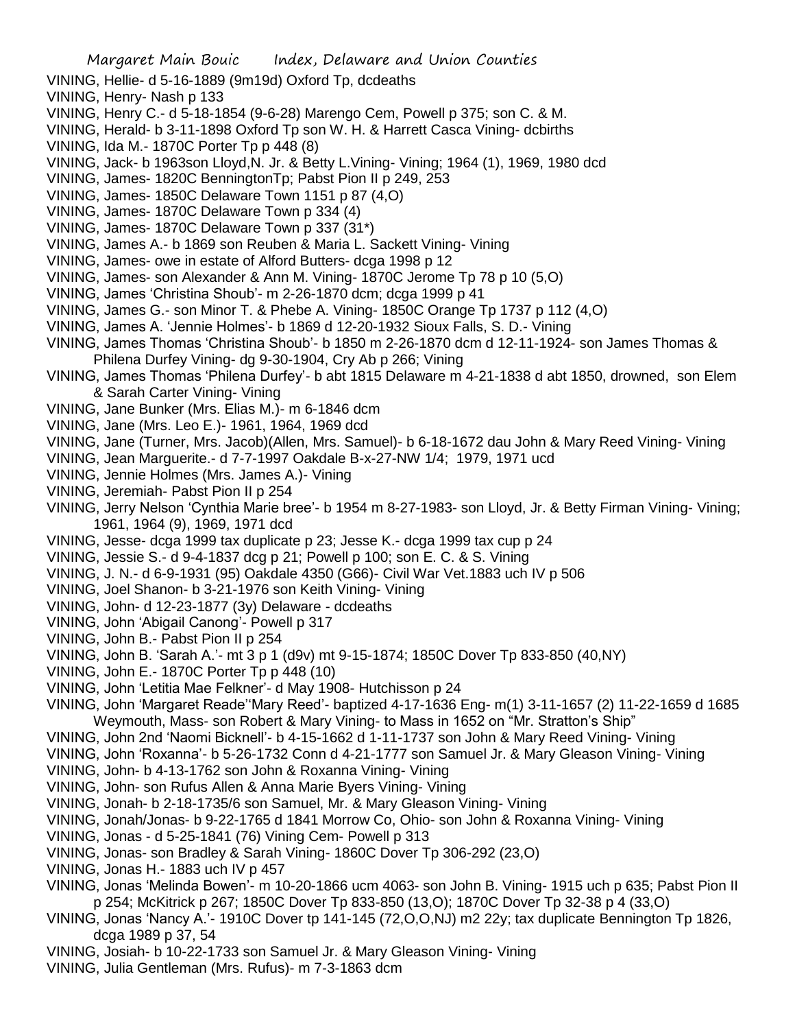VINING, Hellie- d 5-16-1889 (9m19d) Oxford Tp, dcdeaths
VINING, Henry- Nash p 133
VINING, Henry C.- d 5-18-1854 (9-6-28) Marengo Cem, Powell p 375; son C. & M.
VINING, Herald- b 3-11-1898 Oxford Tp son W. H. & Harrett Casca Vining- dcbirths
VINING, Ida M.- 1870C Porter Tp p 448 (8)
VINING, Jack- b 1963son Lloyd,N. Jr. & Betty L.Vining- Vining; 1964 (1), 1969, 1980 dcd
VINING, James- 1820C BenningtonTp; Pabst Pion II p 249, 253
VINING, James- 1850C Delaware Town 1151 p 87 (4,O)
VINING, James- 1870C Delaware Town p 334 (4)
VINING, James- 1870C Delaware Town p 337 (31*)
VINING, James A.- b 1869 son Reuben & Maria L. Sackett Vining- Vining
VINING, James- owe in estate of Alford Butters- dcga 1998 p 12
VINING, James- son Alexander & Ann M. Vining- 1870C Jerome Tp 78 p 10 (5,O)
VINING, James 'Christina Shoub'- m 2-26-1870 dcm; dcga 1999 p 41
VINING, James G.- son Minor T. & Phebe A. Vining- 1850C Orange Tp 1737 p 112 (4,O)
VINING, James A. 'Jennie Holmes'- b 1869 d 12-20-1932 Sioux Falls, S. D.- Vining
VINING, James Thomas 'Christina Shoub'- b 1850 m 2-26-1870 dcm d 12-11-1924- son James Thomas & Philena Durfey Vining- dg 9-30-1904, Cry Ab p 266; Vining
VINING, James Thomas 'Philena Durfey'- b abt 1815 Delaware m 4-21-1838 d abt 1850, drowned, son Elem & Sarah Carter Vining- Vining
VINING, Jane Bunker (Mrs. Elias M.)- m 6-1846 dcm
VINING, Jane (Mrs. Leo E.)- 1961, 1964, 1969 dcd
VINING, Jane (Turner, Mrs. Jacob)(Allen, Mrs. Samuel)- b 6-18-1672 dau John & Mary Reed Vining- Vining
VINING, Jean Marguerite.- d 7-7-1997 Oakdale B-x-27-NW 1/4; 1979, 1971 ucd
VINING, Jennie Holmes (Mrs. James A.)- Vining
VINING, Jeremiah- Pabst Pion II p 254
VINING, Jerry Nelson 'Cynthia Marie bree'- b 1954 m 8-27-1983- son Lloyd, Jr. & Betty Firman Vining- Vining; 1961, 1964 (9), 1969, 1971 dcd
VINING, Jesse- dcga 1999 tax duplicate p 23; Jesse K.- dcga 1999 tax cup p 24
VINING, Jessie S.- d 9-4-1837 dcg p 21; Powell p 100; son E. C. & S. Vining
VINING, J. N.- d 6-9-1931 (95) Oakdale 4350 (G66)- Civil War Vet.1883 uch IV p 506
VINING, Joel Shanon- b 3-21-1976 son Keith Vining- Vining
VINING, John- d 12-23-1877 (3y) Delaware - dcdeaths
VINING, John 'Abigail Canong'- Powell p 317
VINING, John B.- Pabst Pion II p 254
VINING, John B. 'Sarah A.'- mt 3 p 1 (d9v) mt 9-15-1874; 1850C Dover Tp 833-850 (40,NY)
VINING, John E.- 1870C Porter Tp p 448 (10)
VINING, John 'Letitia Mae Felkner'- d May 1908- Hutchisson p 24
VINING, John 'Margaret Reade''Mary Reed'- baptized 4-17-1636 Eng- m(1) 3-11-1657 (2) 11-22-1659 d 1685 Weymouth, Mass- son Robert & Mary Vining- to Mass in 1652 on "Mr. Stratton's Ship"
VINING, John 2nd 'Naomi Bicknell'- b 4-15-1662 d 1-11-1737 son John & Mary Reed Vining- Vining
VINING, John 'Roxanna'- b 5-26-1732 Conn d 4-21-1777 son Samuel Jr. & Mary Gleason Vining- Vining
VINING, John- b 4-13-1762 son John & Roxanna Vining- Vining
VINING, John- son Rufus Allen & Anna Marie Byers Vining- Vining
VINING, Jonah- b 2-18-1735/6 son Samuel, Mr. & Mary Gleason Vining- Vining
VINING, Jonah/Jonas- b 9-22-1765 d 1841 Morrow Co, Ohio- son John & Roxanna Vining- Vining
VINING, Jonas - d 5-25-1841 (76) Vining Cem- Powell p 313
VINING, Jonas- son Bradley & Sarah Vining- 1860C Dover Tp 306-292 (23,O)
VINING, Jonas H.- 1883 uch IV p 457
VINING, Jonas 'Melinda Bowen'- m 10-20-1866 ucm 4063- son John B. Vining- 1915 uch p 635; Pabst Pion II p 254; McKitrick p 267; 1850C Dover Tp 833-850 (13,O); 1870C Dover Tp 32-38 p 4 (33,O)
VINING, Jonas 'Nancy A.'- 1910C Dover tp 141-145 (72,O,O,NJ) m2 22y; tax duplicate Bennington Tp 1826, dcga 1989 p 37, 54
VINING, Josiah- b 10-22-1733 son Samuel Jr. & Mary Gleason Vining- Vining
VINING, Julia Gentleman (Mrs. Rufus)- m 7-3-1863 dcm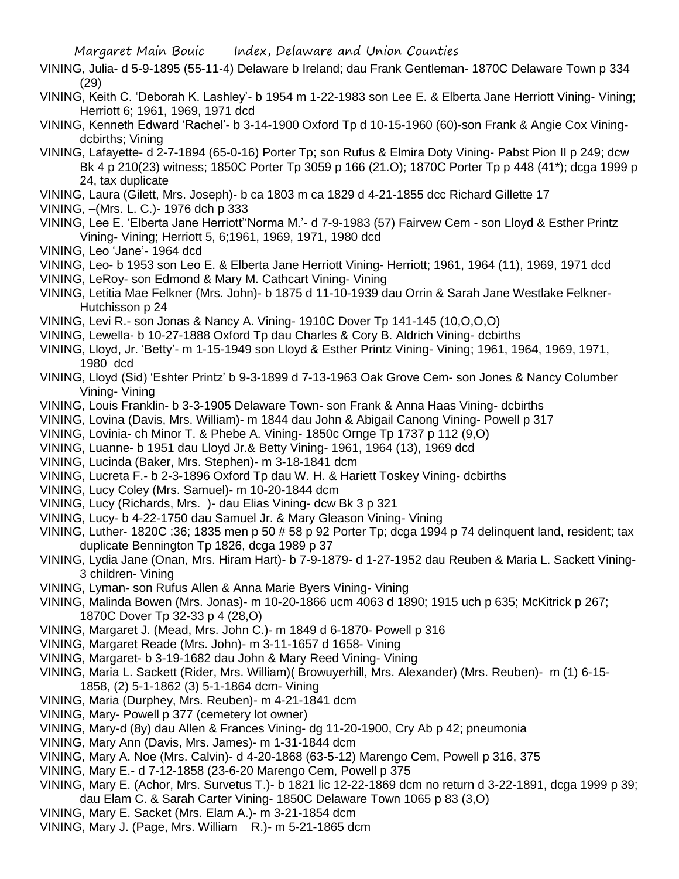VINING, Julia- d 5-9-1895 (55-11-4) Delaware b Ireland; dau Frank Gentleman- 1870C Delaware Town p 334 (29)

VINING, Keith C. 'Deborah K. Lashley'- b 1954 m 1-22-1983 son Lee E. & Elberta Jane Herriott Vining- Vining; Herriott 6; 1961, 1969, 1971 dcd

VINING, Kenneth Edward 'Rachel'- b 3-14-1900 Oxford Tp d 10-15-1960 (60)-son Frank & Angie Cox Vining- dcbirths; Vining

VINING, Lafayette- d 2-7-1894 (65-0-16) Porter Tp; son Rufus & Elmira Doty Vining- Pabst Pion II p 249; dcw Bk 4 p 210(23) witness; 1850C Porter Tp 3059 p 166 (21.O); 1870C Porter Tp p 448 (41*); dcga 1999 p 24, tax duplicate

VINING, Laura (Gilett, Mrs. Joseph)- b ca 1803 m ca 1829 d 4-21-1855 dcc Richard Gillette 17

VINING, –(Mrs. L. C.)- 1976 dch p 333

VINING, Lee E. 'Elberta Jane Herriott''Norma M.'- d 7-9-1983 (57) Fairvew Cem - son Lloyd & Esther Printz Vining- Vining; Herriott 5, 6;1961, 1969, 1971, 1980 dcd

VINING, Leo 'Jane'- 1964 dcd

VINING, Leo- b 1953 son Leo E. & Elberta Jane Herriott Vining- Herriott; 1961, 1964 (11), 1969, 1971 dcd

VINING, LeRoy- son Edmond & Mary M. Cathcart Vining- Vining

VINING, Letitia Mae Felkner (Mrs. John)- b 1875 d 11-10-1939 dau Orrin & Sarah Jane Westlake Felkner- Hutchisson p 24

VINING, Levi R.- son Jonas & Nancy A. Vining- 1910C Dover Tp 141-145 (10,O,O,O)

VINING, Lewella- b 10-27-1888 Oxford Tp dau Charles & Cory B. Aldrich Vining- dcbirths

VINING, Lloyd, Jr. 'Betty'- m 1-15-1949 son Lloyd & Esther Printz Vining- Vining; 1961, 1964, 1969, 1971, 1980 dcd

VINING, Lloyd (Sid) 'Eshter Printz' b 9-3-1899 d 7-13-1963 Oak Grove Cem- son Jones & Nancy Columber Vining- Vining

VINING, Louis Franklin- b 3-3-1905 Delaware Town- son Frank & Anna Haas Vining- dcbirths

VINING, Lovina (Davis, Mrs. William)- m 1844 dau John & Abigail Canong Vining- Powell p 317

VINING, Lovinia- ch Minor T. & Phebe A. Vining- 1850c Ornge Tp 1737 p 112 (9,O)

VINING, Luanne- b 1951 dau Lloyd Jr.& Betty Vining- 1961, 1964 (13), 1969 dcd

VINING, Lucinda (Baker, Mrs. Stephen)- m 3-18-1841 dcm

VINING, Lucreta F.- b 2-3-1896 Oxford Tp dau W. H. & Hariett Toskey Vining- dcbirths

VINING, Lucy Coley (Mrs. Samuel)- m 10-20-1844 dcm

VINING, Lucy (Richards, Mrs. )- dau Elias Vining- dcw Bk 3 p 321

VINING, Lucy- b 4-22-1750 dau Samuel Jr. & Mary Gleason Vining- Vining

VINING, Luther- 1820C :36; 1835 men p 50 # 58 p 92 Porter Tp; dcga 1994 p 74 delinquent land, resident; tax duplicate Bennington Tp 1826, dcga 1989 p 37

VINING, Lydia Jane (Onan, Mrs. Hiram Hart)- b 7-9-1879- d 1-27-1952 dau Reuben & Maria L. Sackett Vining- 3 children- Vining

VINING, Lyman- son Rufus Allen & Anna Marie Byers Vining- Vining

VINING, Malinda Bowen (Mrs. Jonas)- m 10-20-1866 ucm 4063 d 1890; 1915 uch p 635; McKitrick p 267; 1870C Dover Tp 32-33 p 4 (28,O)

VINING, Margaret J. (Mead, Mrs. John C.)- m 1849 d 6-1870- Powell p 316

VINING, Margaret Reade (Mrs. John)- m 3-11-1657 d 1658- Vining

VINING, Margaret- b 3-19-1682 dau John & Mary Reed Vining- Vining

VINING, Maria L. Sackett (Rider, Mrs. William)( Browuyerhill, Mrs. Alexander) (Mrs. Reuben)- m (1) 6-15-1858, (2) 5-1-1862 (3) 5-1-1864 dcm- Vining

VINING, Maria (Durphey, Mrs. Reuben)- m 4-21-1841 dcm

VINING, Mary- Powell p 377 (cemetery lot owner)

VINING, Mary-d (8y) dau Allen & Frances Vining- dg 11-20-1900, Cry Ab p 42; pneumonia

VINING, Mary Ann (Davis, Mrs. James)- m 1-31-1844 dcm

VINING, Mary A. Noe (Mrs. Calvin)- d 4-20-1868 (63-5-12) Marengo Cem, Powell p 316, 375

VINING, Mary E.- d 7-12-1858 (23-6-20 Marengo Cem, Powell p 375

VINING, Mary E. (Achor, Mrs. Survetus T.)- b 1821 lic 12-22-1869 dcm no return d 3-22-1891, dcga 1999 p 39; dau Elam C. & Sarah Carter Vining- 1850C Delaware Town 1065 p 83 (3,O)

VINING, Mary E. Sacket (Mrs. Elam A.)- m 3-21-1854 dcm

VINING, Mary J. (Page, Mrs. William R.)- m 5-21-1865 dcm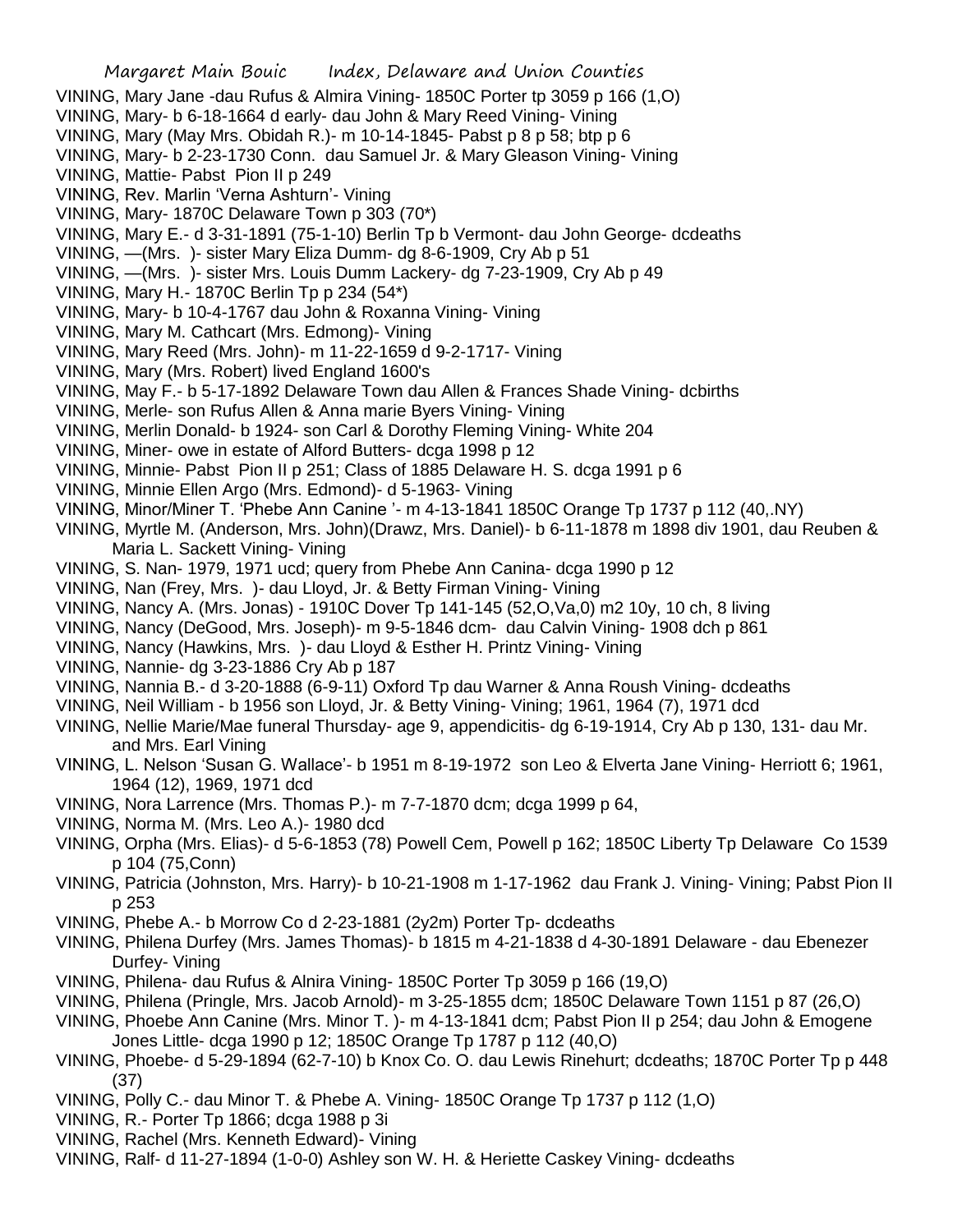VINING, Mary Jane -dau Rufus & Almira Vining- 1850C Porter tp 3059 p 166 (1,O)

VINING, Mary- b 6-18-1664 d early- dau John & Mary Reed Vining- Vining

VINING, Mary (May Mrs. Obidah R.)- m 10-14-1845- Pabst p 8 p 58; btp p 6

VINING, Mary- b 2-23-1730 Conn. dau Samuel Jr. & Mary Gleason Vining- Vining

VINING, Mattie- Pabst Pion II p 249

VINING, Rev. Marlin 'Verna Ashturn'- Vining

VINING, Mary- 1870C Delaware Town p 303 (70*)

VINING, Mary E.- d 3-31-1891 (75-1-10) Berlin Tp b Vermont- dau John George- dcdeaths

VINING, —(Mrs. )- sister Mary Eliza Dumm- dg 8-6-1909, Cry Ab p 51

VINING, —(Mrs. )- sister Mrs. Louis Dumm Lackery- dg 7-23-1909, Cry Ab p 49

VINING, Mary H.- 1870C Berlin Tp p 234 (54*)

VINING, Mary- b 10-4-1767 dau John & Roxanna Vining- Vining

VINING, Mary M. Cathcart (Mrs. Edmong)- Vining

VINING, Mary Reed (Mrs. John)- m 11-22-1659 d 9-2-1717- Vining

VINING, Mary (Mrs. Robert) lived England 1600's

VINING, May F.- b 5-17-1892 Delaware Town dau Allen & Frances Shade Vining- dcbirths

VINING, Merle- son Rufus Allen & Anna marie Byers Vining- Vining

VINING, Merlin Donald- b 1924- son Carl & Dorothy Fleming Vining- White 204

VINING, Miner- owe in estate of Alford Butters- dcga 1998 p 12

VINING, Minnie- Pabst Pion II p 251; Class of 1885 Delaware H. S. dcga 1991 p 6

VINING, Minnie Ellen Argo (Mrs. Edmond)- d 5-1963- Vining

VINING, Minor/Miner T. 'Phebe Ann Canine '- m 4-13-1841 1850C Orange Tp 1737 p 112 (40,.NY)

VINING, Myrtle M. (Anderson, Mrs. John)(Drawz, Mrs. Daniel)- b 6-11-1878 m 1898 div 1901, dau Reuben & Maria L. Sackett Vining- Vining

VINING, S. Nan- 1979, 1971 ucd; query from Phebe Ann Canina- dcga 1990 p 12

VINING, Nan (Frey, Mrs. )- dau Lloyd, Jr. & Betty Firman Vining- Vining

VINING, Nancy A. (Mrs. Jonas) - 1910C Dover Tp 141-145 (52,O,Va,0) m2 10y, 10 ch, 8 living

VINING, Nancy (DeGood, Mrs. Joseph)- m 9-5-1846 dcm- dau Calvin Vining- 1908 dch p 861

VINING, Nancy (Hawkins, Mrs. )- dau Lloyd & Esther H. Printz Vining- Vining

VINING, Nannie- dg 3-23-1886 Cry Ab p 187

VINING, Nannia B.- d 3-20-1888 (6-9-11) Oxford Tp dau Warner & Anna Roush Vining- dcdeaths

VINING, Neil William - b 1956 son Lloyd, Jr. & Betty Vining- Vining; 1961, 1964 (7), 1971 dcd

VINING, Nellie Marie/Mae funeral Thursday- age 9, appendicitis- dg 6-19-1914, Cry Ab p 130, 131- dau Mr. and Mrs. Earl Vining

VINING, L. Nelson 'Susan G. Wallace'- b 1951 m 8-19-1972 son Leo & Elverta Jane Vining- Herriott 6; 1961, 1964 (12), 1969, 1971 dcd

VINING, Nora Larrence (Mrs. Thomas P.)- m 7-7-1870 dcm; dcga 1999 p 64,

VINING, Norma M. (Mrs. Leo A.)- 1980 dcd

VINING, Orpha (Mrs. Elias)- d 5-6-1853 (78) Powell Cem, Powell p 162; 1850C Liberty Tp Delaware Co 1539 p 104 (75,Conn)

VINING, Patricia (Johnston, Mrs. Harry)- b 10-21-1908 m 1-17-1962 dau Frank J. Vining- Vining; Pabst Pion II p 253

VINING, Phebe A.- b Morrow Co d 2-23-1881 (2y2m) Porter Tp- dcdeaths

VINING, Philena Durfey (Mrs. James Thomas)- b 1815 m 4-21-1838 d 4-30-1891 Delaware - dau Ebenezer Durfey- Vining

VINING, Philena- dau Rufus & Alnira Vining- 1850C Porter Tp 3059 p 166 (19,O)

VINING, Philena (Pringle, Mrs. Jacob Arnold)- m 3-25-1855 dcm; 1850C Delaware Town 1151 p 87 (26,O)

VINING, Phoebe Ann Canine (Mrs. Minor T. )- m 4-13-1841 dcm; Pabst Pion II p 254; dau John & Emogene Jones Little- dcga 1990 p 12; 1850C Orange Tp 1787 p 112 (40,O)

VINING, Phoebe- d 5-29-1894 (62-7-10) b Knox Co. O. dau Lewis Rinehurt; dcdeaths; 1870C Porter Tp p 448 (37)

VINING, Polly C.- dau Minor T. & Phebe A. Vining- 1850C Orange Tp 1737 p 112 (1,O)

VINING, R.- Porter Tp 1866; dcga 1988 p 3i

VINING, Rachel (Mrs. Kenneth Edward)- Vining

VINING, Ralf- d 11-27-1894 (1-0-0) Ashley son W. H. & Heriette Caskey Vining- dcdeaths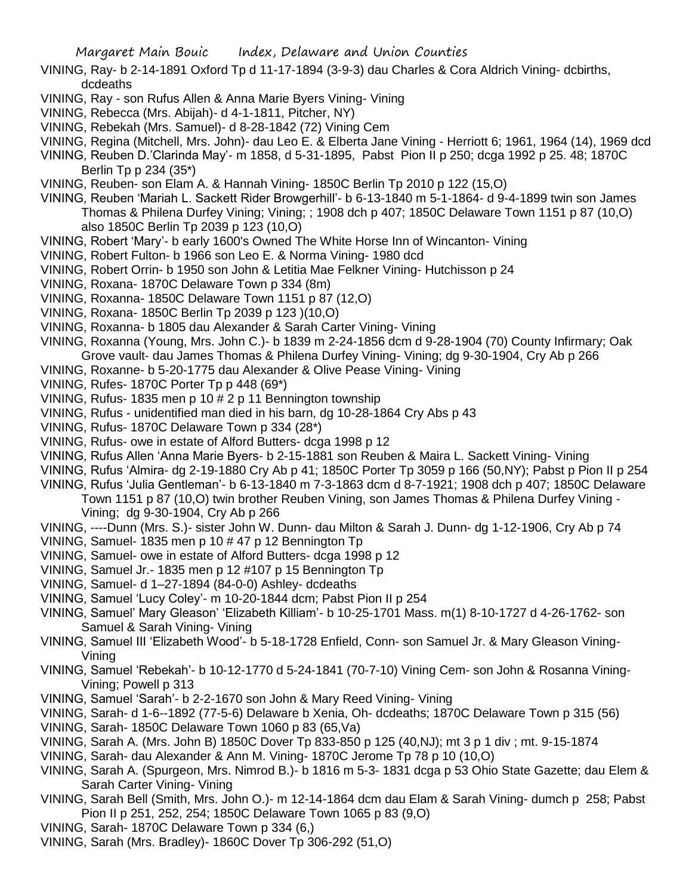VINING, Ray- b 2-14-1891 Oxford Tp d 11-17-1894 (3-9-3) dau Charles & Cora Aldrich Vining- dcbirths, dcdeaths

VINING, Ray - son Rufus Allen & Anna Marie Byers Vining- Vining

VINING, Rebecca (Mrs. Abijah)- d 4-1-1811, Pitcher, NY)

VINING, Rebekah (Mrs. Samuel)- d 8-28-1842 (72) Vining Cem

VINING, Regina (Mitchell, Mrs. John)- dau Leo E. & Elberta Jane Vining - Herriott 6; 1961, 1964 (14), 1969 dcd

VINING, Reuben D.'Clarinda May'- m 1858, d 5-31-1895, Pabst Pion II p 250; dcga 1992 p 25. 48; 1870C Berlin Tp p 234 (35*)

VINING, Reuben- son Elam A. & Hannah Vining- 1850C Berlin Tp 2010 p 122 (15,O)

VINING, Reuben 'Mariah L. Sackett Rider Browgerhill'- b 6-13-1840 m 5-1-1864- d 9-4-1899 twin son James Thomas & Philena Durfey Vining; Vining; ; 1908 dch p 407; 1850C Delaware Town 1151 p 87 (10,O) also 1850C Berlin Tp 2039 p 123 (10,O)

VINING, Robert 'Mary'- b early 1600's Owned The White Horse Inn of Wincanton- Vining

VINING, Robert Fulton- b 1966 son Leo E. & Norma Vining- 1980 dcd

VINING, Robert Orrin- b 1950 son John & Letitia Mae Felkner Vining- Hutchisson p 24

VINING, Roxana- 1870C Delaware Town p 334 (8m)

VINING, Roxanna- 1850C Delaware Town 1151 p 87 (12,O)

VINING, Roxana- 1850C Berlin Tp 2039 p 123 )(10,O)

VINING, Roxanna- b 1805 dau Alexander & Sarah Carter Vining- Vining

VINING, Roxanna (Young, Mrs. John C.)- b 1839 m 2-24-1856 dcm d 9-28-1904 (70) County Infirmary; Oak Grove vault- dau James Thomas & Philena Durfey Vining- Vining; dg 9-30-1904, Cry Ab p 266

VINING, Roxanne- b 5-20-1775 dau Alexander & Olive Pease Vining- Vining

VINING, Rufes- 1870C Porter Tp p 448 (69*)

VINING, Rufus- 1835 men p 10 # 2 p 11 Bennington township

VINING, Rufus - unidentified man died in his barn, dg 10-28-1864 Cry Abs p 43

VINING, Rufus- 1870C Delaware Town p 334 (28*)

VINING, Rufus- owe in estate of Alford Butters- dcga 1998 p 12

VINING, Rufus Allen 'Anna Marie Byers- b 2-15-1881 son Reuben & Maira L. Sackett Vining- Vining

VINING, Rufus 'Almira- dg 2-19-1880 Cry Ab p 41; 1850C Porter Tp 3059 p 166 (50,NY); Pabst p Pion II p 254

VINING, Rufus 'Julia Gentleman'- b 6-13-1840 m 7-3-1863 dcm d 8-7-1921; 1908 dch p 407; 1850C Delaware Town 1151 p 87 (10,O) twin brother Reuben Vining, son James Thomas & Philena Durfey Vining - Vining; dg 9-30-1904, Cry Ab p 266

VINING, ----Dunn (Mrs. S.)- sister John W. Dunn- dau Milton & Sarah J. Dunn- dg 1-12-1906, Cry Ab p 74

VINING, Samuel- 1835 men p 10 # 47 p 12 Bennington Tp

VINING, Samuel- owe in estate of Alford Butters- dcga 1998 p 12

VINING, Samuel Jr.- 1835 men p 12 #107 p 15 Bennington Tp

VINING, Samuel- d 1–27-1894 (84-0-0) Ashley- dcdeaths

VINING, Samuel 'Lucy Coley'- m 10-20-1844 dcm; Pabst Pion II p 254

VINING, Samuel' Mary Gleason' 'Elizabeth Killiam'- b 10-25-1701 Mass. m(1) 8-10-1727 d 4-26-1762- son Samuel & Sarah Vining- Vining

VINING, Samuel III 'Elizabeth Wood'- b 5-18-1728 Enfield, Conn- son Samuel Jr. & Mary Gleason Vining- Vining

VINING, Samuel 'Rebekah'- b 10-12-1770 d 5-24-1841 (70-7-10) Vining Cem- son John & Rosanna Vining- Vining; Powell p 313

VINING, Samuel 'Sarah'- b 2-2-1670 son John & Mary Reed Vining- Vining

VINING, Sarah- d 1-6--1892 (77-5-6) Delaware b Xenia, Oh- dcdeaths; 1870C Delaware Town p 315 (56)

VINING, Sarah- 1850C Delaware Town 1060 p 83 (65,Va)

VINING, Sarah A. (Mrs. John B) 1850C Dover Tp 833-850 p 125 (40,NJ); mt 3 p 1 div ; mt. 9-15-1874

VINING, Sarah- dau Alexander & Ann M. Vining- 1870C Jerome Tp 78 p 10 (10,O)

VINING, Sarah A. (Spurgeon, Mrs. Nimrod B.)- b 1816 m 5-3- 1831 dcga p 53 Ohio State Gazette; dau Elem & Sarah Carter Vining- Vining

VINING, Sarah Bell (Smith, Mrs. John O.)- m 12-14-1864 dcm dau Elam & Sarah Vining- dumch p 258; Pabst Pion II p 251, 252, 254; 1850C Delaware Town 1065 p 83 (9,O)

VINING, Sarah- 1870C Delaware Town p 334 (6,)

VINING, Sarah (Mrs. Bradley)- 1860C Dover Tp 306-292 (51,O)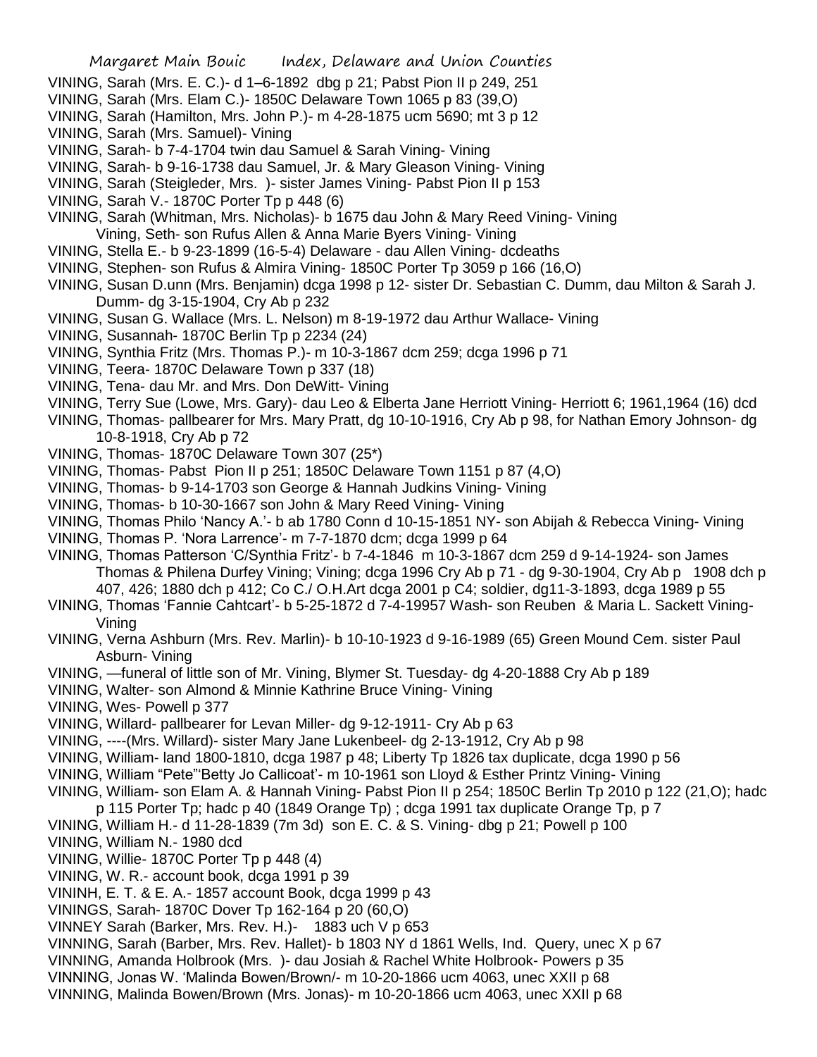VINING, Sarah (Mrs. E. C.)- d 1–6-1892 dbg p 21; Pabst Pion II p 249, 251
VINING, Sarah (Mrs. Elam C.)- 1850C Delaware Town 1065 p 83 (39,O)
VINING, Sarah (Hamilton, Mrs. John P.)- m 4-28-1875 ucm 5690; mt 3 p 12
VINING, Sarah (Mrs. Samuel)- Vining
VINING, Sarah- b 7-4-1704 twin dau Samuel & Sarah Vining- Vining
VINING, Sarah- b 9-16-1738 dau Samuel, Jr. & Mary Gleason Vining- Vining
VINING, Sarah (Steigleder, Mrs. )- sister James Vining- Pabst Pion II p 153
VINING, Sarah V.- 1870C Porter Tp p 448 (6)
VINING, Sarah (Whitman, Mrs. Nicholas)- b 1675 dau John & Mary Reed Vining- Vining
Vining, Seth- son Rufus Allen & Anna Marie Byers Vining- Vining
VINING, Stella E.- b 9-23-1899 (16-5-4) Delaware - dau Allen Vining- dcdeaths
VINING, Stephen- son Rufus & Almira Vining- 1850C Porter Tp 3059 p 166 (16,O)
VINING, Susan D.unn (Mrs. Benjamin) dcga 1998 p 12- sister Dr. Sebastian C. Dumm, dau Milton & Sarah J. Dumm- dg 3-15-1904, Cry Ab p 232
VINING, Susan G. Wallace (Mrs. L. Nelson) m 8-19-1972 dau Arthur Wallace- Vining
VINING, Susannah- 1870C Berlin Tp p 2234 (24)
VINING, Synthia Fritz (Mrs. Thomas P.)- m 10-3-1867 dcm 259; dcga 1996 p 71
VINING, Teera- 1870C Delaware Town p 337 (18)
VINING, Tena- dau Mr. and Mrs. Don DeWitt- Vining
VINING, Terry Sue (Lowe, Mrs. Gary)- dau Leo & Elberta Jane Herriott Vining- Herriott 6; 1961,1964 (16) dcd
VINING, Thomas- pallbearer for Mrs. Mary Pratt, dg 10-10-1916, Cry Ab p 98, for Nathan Emory Johnson- dg 10-8-1918, Cry Ab p 72
VINING, Thomas- 1870C Delaware Town 307 (25*)
VINING, Thomas- Pabst Pion II p 251; 1850C Delaware Town 1151 p 87 (4,O)
VINING, Thomas- b 9-14-1703 son George & Hannah Judkins Vining- Vining
VINING, Thomas- b 10-30-1667 son John & Mary Reed Vining- Vining
VINING, Thomas Philo 'Nancy A.'- b ab 1780 Conn d 10-15-1851 NY- son Abijah & Rebecca Vining- Vining
VINING, Thomas P. 'Nora Larrence'- m 7-7-1870 dcm; dcga 1999 p 64
VINING, Thomas Patterson 'C/Synthia Fritz'- b 7-4-1846 m 10-3-1867 dcm 259 d 9-14-1924- son James Thomas & Philena Durfey Vining; Vining; dcga 1996 Cry Ab p 71 - dg 9-30-1904, Cry Ab p 1908 dch p 407, 426; 1880 dch p 412; Co C./ O.H.Art dcga 2001 p C4; soldier, dg11-3-1893, dcga 1989 p 55
VINING, Thomas 'Fannie Cahtcart'- b 5-25-1872 d 7-4-19957 Wash- son Reuben & Maria L. Sackett Vining- Vining
VINING, Verna Ashburn (Mrs. Rev. Marlin)- b 10-10-1923 d 9-16-1989 (65) Green Mound Cem. sister Paul Asburn- Vining
VINING, —funeral of little son of Mr. Vining, Blymer St. Tuesday- dg 4-20-1888 Cry Ab p 189
VINING, Walter- son Almond & Minnie Kathrine Bruce Vining- Vining
VINING, Wes- Powell p 377
VINING, Willard- pallbearer for Levan Miller- dg 9-12-1911- Cry Ab p 63
VINING, ----(Mrs. Willard)- sister Mary Jane Lukenbeel- dg 2-13-1912, Cry Ab p 98
VINING, William- land 1800-1810, dcga 1987 p 48; Liberty Tp 1826 tax duplicate, dcga 1990 p 56
VINING, William "Pete"'Betty Jo Callicoat'- m 10-1961 son Lloyd & Esther Printz Vining- Vining
VINING, William- son Elam A. & Hannah Vining- Pabst Pion II p 254; 1850C Berlin Tp 2010 p 122 (21,O); hadc p 115 Porter Tp; hadc p 40 (1849 Orange Tp) ; dcga 1991 tax duplicate Orange Tp, p 7
VINING, William H.- d 11-28-1839 (7m 3d) son E. C. & S. Vining- dbg p 21; Powell p 100
VINING, William N.- 1980 dcd
VINING, Willie- 1870C Porter Tp p 448 (4)
VINING, W. R.- account book, dcga 1991 p 39
VININH, E. T. & E. A.- 1857 account Book, dcga 1999 p 43
VININGS, Sarah- 1870C Dover Tp 162-164 p 20 (60,O)
VINNEY Sarah (Barker, Mrs. Rev. H.)- 1883 uch V p 653
VINNING, Sarah (Barber, Mrs. Rev. Hallet)- b 1803 NY d 1861 Wells, Ind. Query, unec X p 67
VINNING, Amanda Holbrook (Mrs. )- dau Josiah & Rachel White Holbrook- Powers p 35
VINNING, Jonas W. 'Malinda Bowen/Brown/- m 10-20-1866 ucm 4063, unec XXII p 68
VINNING, Malinda Bowen/Brown (Mrs. Jonas)- m 10-20-1866 ucm 4063, unec XXII p 68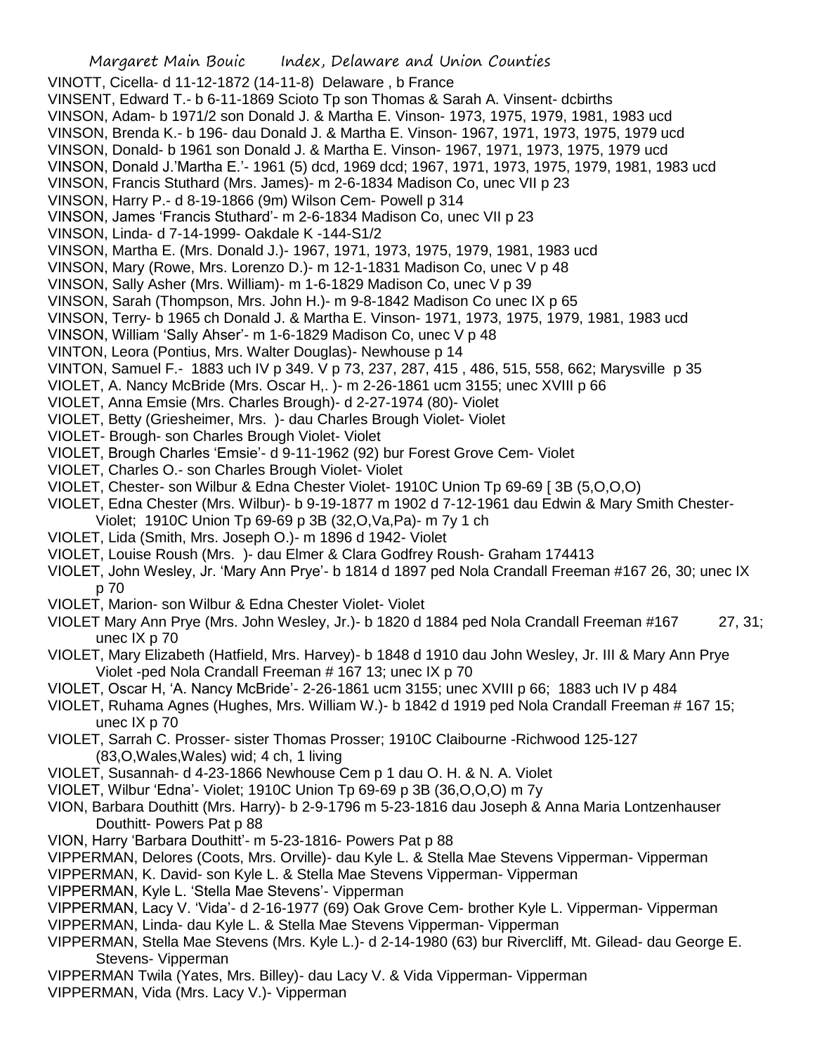VINOTT, Cicella- d 11-12-1872 (14-11-8) Delaware , b France

VINSENT, Edward T.- b 6-11-1869 Scioto Tp son Thomas & Sarah A. Vinsent- dcbirths

VINSON, Adam- b 1971/2 son Donald J. & Martha E. Vinson- 1973, 1975, 1979, 1981, 1983 ucd

VINSON, Brenda K.- b 196- dau Donald J. & Martha E. Vinson- 1967, 1971, 1973, 1975, 1979 ucd

VINSON, Donald- b 1961 son Donald J. & Martha E. Vinson- 1967, 1971, 1973, 1975, 1979 ucd

VINSON, Donald J.'Martha E.'- 1961 (5) dcd, 1969 dcd; 1967, 1971, 1973, 1975, 1979, 1981, 1983 ucd

VINSON, Francis Stuthard (Mrs. James)- m 2-6-1834 Madison Co, unec VII p 23

VINSON, Harry P.- d 8-19-1866 (9m) Wilson Cem- Powell p 314

VINSON, James 'Francis Stuthard'- m 2-6-1834 Madison Co, unec VII p 23

VINSON, Linda- d 7-14-1999- Oakdale K -144-S1/2

VINSON, Martha E. (Mrs. Donald J.)- 1967, 1971, 1973, 1975, 1979, 1981, 1983 ucd

VINSON, Mary (Rowe, Mrs. Lorenzo D.)- m 12-1-1831 Madison Co, unec V p 48

VINSON, Sally Asher (Mrs. William)- m 1-6-1829 Madison Co, unec V p 39

VINSON, Sarah (Thompson, Mrs. John H.)- m 9-8-1842 Madison Co unec IX p 65

VINSON, Terry- b 1965 ch Donald J. & Martha E. Vinson- 1971, 1973, 1975, 1979, 1981, 1983 ucd

VINSON, William 'Sally Ahser'- m 1-6-1829 Madison Co, unec V p 48

VINTON, Leora (Pontius, Mrs. Walter Douglas)- Newhouse p 14

VINTON, Samuel F.- 1883 uch IV p 349. V p 73, 237, 287, 415 , 486, 515, 558, 662; Marysville p 35

VIOLET, A. Nancy McBride (Mrs. Oscar H,. )- m 2-26-1861 ucm 3155; unec XVIII p 66

VIOLET, Anna Emsie (Mrs. Charles Brough)- d 2-27-1974 (80)- Violet

VIOLET, Betty (Griesheimer, Mrs. )- dau Charles Brough Violet- Violet

VIOLET- Brough- son Charles Brough Violet- Violet

VIOLET, Brough Charles 'Emsie'- d 9-11-1962 (92) bur Forest Grove Cem- Violet

VIOLET, Charles O.- son Charles Brough Violet- Violet

VIOLET, Chester- son Wilbur & Edna Chester Violet- 1910C Union Tp 69-69 [ 3B (5,O,O,O)

VIOLET, Edna Chester (Mrs. Wilbur)- b 9-19-1877 m 1902 d 7-12-1961 dau Edwin & Mary Smith Chester- Violet; 1910C Union Tp 69-69 p 3B (32,O,Va,Pa)- m 7y 1 ch

VIOLET, Lida (Smith, Mrs. Joseph O.)- m 1896 d 1942- Violet

VIOLET, Louise Roush (Mrs. )- dau Elmer & Clara Godfrey Roush- Graham 174413

VIOLET, John Wesley, Jr. 'Mary Ann Prye'- b 1814 d 1897 ped Nola Crandall Freeman #167 26, 30; unec IX p 70

VIOLET, Marion- son Wilbur & Edna Chester Violet- Violet

VIOLET Mary Ann Prye (Mrs. John Wesley, Jr.)- b 1820 d 1884 ped Nola Crandall Freeman #167 27, 31; unec IX p 70

VIOLET, Mary Elizabeth (Hatfield, Mrs. Harvey)- b 1848 d 1910 dau John Wesley, Jr. III & Mary Ann Prye Violet -ped Nola Crandall Freeman # 167 13; unec IX p 70

VIOLET, Oscar H, 'A. Nancy McBride'- 2-26-1861 ucm 3155; unec XVIII p 66; 1883 uch IV p 484

VIOLET, Ruhama Agnes (Hughes, Mrs. William W.)- b 1842 d 1919 ped Nola Crandall Freeman # 167 15; unec IX p 70

VIOLET, Sarrah C. Prosser- sister Thomas Prosser; 1910C Claibourne -Richwood 125-127 (83,O,Wales,Wales) wid; 4 ch, 1 living

VIOLET, Susannah- d 4-23-1866 Newhouse Cem p 1 dau O. H. & N. A. Violet

VIOLET, Wilbur 'Edna'- Violet; 1910C Union Tp 69-69 p 3B (36,O,O,O) m 7y

VION, Barbara Douthitt (Mrs. Harry)- b 2-9-1796 m 5-23-1816 dau Joseph & Anna Maria Lontzenhauser Douthitt- Powers Pat p 88

VION, Harry 'Barbara Douthitt'- m 5-23-1816- Powers Pat p 88

VIPPERMAN, Delores (Coots, Mrs. Orville)- dau Kyle L. & Stella Mae Stevens Vipperman- Vipperman

VIPPERMAN, K. David- son Kyle L. & Stella Mae Stevens Vipperman- Vipperman

VIPPERMAN, Kyle L. 'Stella Mae Stevens'- Vipperman

VIPPERMAN, Lacy V. 'Vida'- d 2-16-1977 (69) Oak Grove Cem- brother Kyle L. Vipperman- Vipperman

VIPPERMAN, Linda- dau Kyle L. & Stella Mae Stevens Vipperman- Vipperman

VIPPERMAN, Stella Mae Stevens (Mrs. Kyle L.)- d 2-14-1980 (63) bur Rivercliff, Mt. Gilead- dau George E. Stevens- Vipperman

VIPPERMAN Twila (Yates, Mrs. Billey)- dau Lacy V. & Vida Vipperman- Vipperman

VIPPERMAN, Vida (Mrs. Lacy V.)- Vipperman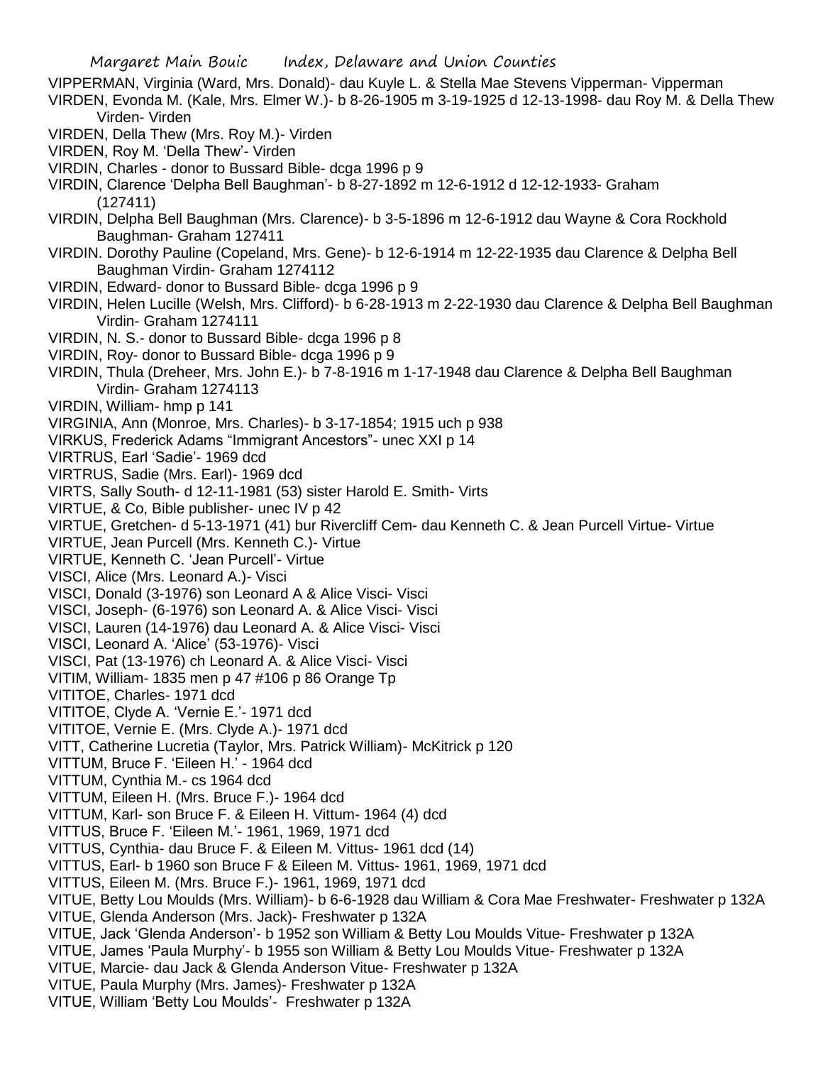VIPPERMAN, Virginia (Ward, Mrs. Donald)- dau Kuyle L. & Stella Mae Stevens Vipperman- Vipperman

VIRDEN, Evonda M. (Kale, Mrs. Elmer W.)- b 8-26-1905 m 3-19-1925 d 12-13-1998- dau Roy M. & Della Thew Virden- Virden

VIRDEN, Della Thew (Mrs. Roy M.)- Virden

VIRDEN, Roy M. 'Della Thew'- Virden

VIRDIN, Charles - donor to Bussard Bible- dcga 1996 p 9

VIRDIN, Clarence 'Delpha Bell Baughman'- b 8-27-1892 m 12-6-1912 d 12-12-1933- Graham (127411)

VIRDIN, Delpha Bell Baughman (Mrs. Clarence)- b 3-5-1896 m 12-6-1912 dau Wayne & Cora Rockhold Baughman- Graham 127411

VIRDIN. Dorothy Pauline (Copeland, Mrs. Gene)- b 12-6-1914 m 12-22-1935 dau Clarence & Delpha Bell Baughman Virdin- Graham 1274112

VIRDIN, Edward- donor to Bussard Bible- dcga 1996 p 9

VIRDIN, Helen Lucille (Welsh, Mrs. Clifford)- b 6-28-1913 m 2-22-1930 dau Clarence & Delpha Bell Baughman Virdin- Graham 1274111

VIRDIN, N. S.- donor to Bussard Bible- dcga 1996 p 8

VIRDIN, Roy- donor to Bussard Bible- dcga 1996 p 9

VIRDIN, Thula (Dreheer, Mrs. John E.)- b 7-8-1916 m 1-17-1948 dau Clarence & Delpha Bell Baughman Virdin- Graham 1274113

VIRDIN, William- hmp p 141

VIRGINIA, Ann (Monroe, Mrs. Charles)- b 3-17-1854; 1915 uch p 938

VIRKUS, Frederick Adams "Immigrant Ancestors"- unec XXI p 14

VIRTRUS, Earl 'Sadie'- 1969 dcd

VIRTRUS, Sadie (Mrs. Earl)- 1969 dcd

VIRTS, Sally South- d 12-11-1981 (53) sister Harold E. Smith- Virts

VIRTUE, & Co, Bible publisher- unec IV p 42

VIRTUE, Gretchen- d 5-13-1971 (41) bur Rivercliff Cem- dau Kenneth C. & Jean Purcell Virtue- Virtue

VIRTUE, Jean Purcell (Mrs. Kenneth C.)- Virtue

VIRTUE, Kenneth C. 'Jean Purcell'- Virtue

VISCI, Alice (Mrs. Leonard A.)- Visci

VISCI, Donald (3-1976) son Leonard A & Alice Visci- Visci

VISCI, Joseph- (6-1976) son Leonard A. & Alice Visci- Visci

VISCI, Lauren (14-1976) dau Leonard A. & Alice Visci- Visci

VISCI, Leonard A. 'Alice' (53-1976)- Visci

VISCI, Pat (13-1976) ch Leonard A. & Alice Visci- Visci

VITIM, William- 1835 men p 47 #106 p 86 Orange Tp

VITITOE, Charles- 1971 dcd

VITITOE, Clyde A. 'Vernie E.'- 1971 dcd

VITITOE, Vernie E. (Mrs. Clyde A.)- 1971 dcd

VITT, Catherine Lucretia (Taylor, Mrs. Patrick William)- McKitrick p 120

VITTUM, Bruce F. 'Eileen H.' - 1964 dcd

VITTUM, Cynthia M.- cs 1964 dcd

VITTUM, Eileen H. (Mrs. Bruce F.)- 1964 dcd

VITTUM, Karl- son Bruce F. & Eileen H. Vittum- 1964 (4) dcd

VITTUS, Bruce F. 'Eileen M.'- 1961, 1969, 1971 dcd

VITTUS, Cynthia- dau Bruce F. & Eileen M. Vittus- 1961 dcd (14)

VITTUS, Earl- b 1960 son Bruce F & Eileen M. Vittus- 1961, 1969, 1971 dcd

VITTUS, Eileen M. (Mrs. Bruce F.)- 1961, 1969, 1971 dcd

VITUE, Betty Lou Moulds (Mrs. William)- b 6-6-1928 dau William & Cora Mae Freshwater- Freshwater p 132A

VITUE, Glenda Anderson (Mrs. Jack)- Freshwater p 132A

VITUE, Jack 'Glenda Anderson'- b 1952 son William & Betty Lou Moulds Vitue- Freshwater p 132A

VITUE, James 'Paula Murphy'- b 1955 son William & Betty Lou Moulds Vitue- Freshwater p 132A

VITUE, Marcie- dau Jack & Glenda Anderson Vitue- Freshwater p 132A

VITUE, Paula Murphy (Mrs. James)- Freshwater p 132A

VITUE, William 'Betty Lou Moulds'- Freshwater p 132A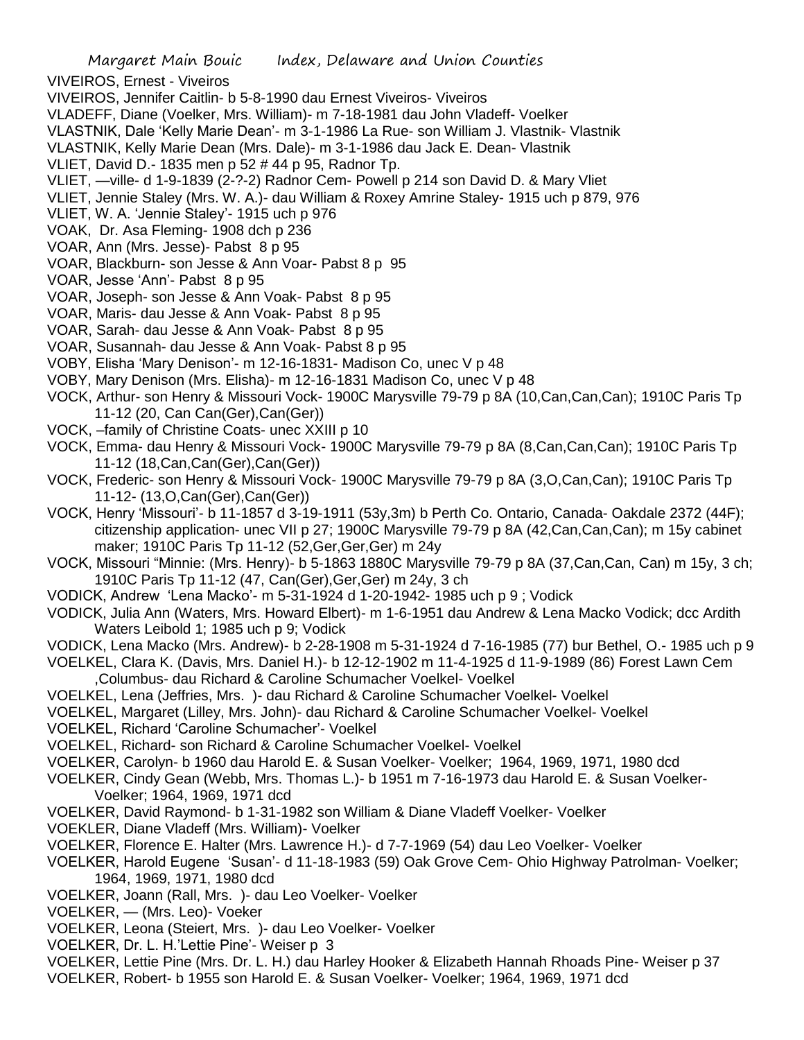VIVEIROS, Ernest - Viveiros

VIVEIROS, Jennifer Caitlin- b 5-8-1990 dau Ernest Viveiros- Viveiros

VLADEFF, Diane (Voelker, Mrs. William)- m 7-18-1981 dau John Vladeff- Voelker

VLASTNIK, Dale 'Kelly Marie Dean'- m 3-1-1986 La Rue- son William J. Vlastnik- Vlastnik

VLASTNIK, Kelly Marie Dean (Mrs. Dale)- m 3-1-1986 dau Jack E. Dean- Vlastnik

VLIET, David D.- 1835 men p 52 # 44 p 95, Radnor Tp.

VLIET, —ville- d 1-9-1839 (2-?-2) Radnor Cem- Powell p 214 son David D. & Mary Vliet

VLIET, Jennie Staley (Mrs. W. A.)- dau William & Roxey Amrine Staley- 1915 uch p 879, 976

VLIET, W. A. 'Jennie Staley'- 1915 uch p 976

VOAK, Dr. Asa Fleming- 1908 dch p 236

VOAR, Ann (Mrs. Jesse)- Pabst 8 p 95

VOAR, Blackburn- son Jesse & Ann Voar- Pabst 8 p 95

VOAR, Jesse 'Ann'- Pabst 8 p 95

VOAR, Joseph- son Jesse & Ann Voak- Pabst 8 p 95

VOAR, Maris- dau Jesse & Ann Voak- Pabst 8 p 95

VOAR, Sarah- dau Jesse & Ann Voak- Pabst 8 p 95

VOAR, Susannah- dau Jesse & Ann Voak- Pabst 8 p 95

VOBY, Elisha 'Mary Denison'- m 12-16-1831- Madison Co, unec V p 48

VOBY, Mary Denison (Mrs. Elisha)- m 12-16-1831 Madison Co, unec V p 48

VOCK, Arthur- son Henry & Missouri Vock- 1900C Marysville 79-79 p 8A (10,Can,Can,Can); 1910C Paris Tp 11-12 (20, Can Can(Ger),Can(Ger))

VOCK, –family of Christine Coats- unec XXIII p 10

VOCK, Emma- dau Henry & Missouri Vock- 1900C Marysville 79-79 p 8A (8,Can,Can,Can); 1910C Paris Tp 11-12 (18,Can,Can(Ger),Can(Ger))

VOCK, Frederic- son Henry & Missouri Vock- 1900C Marysville 79-79 p 8A (3,O,Can,Can); 1910C Paris Tp 11-12- (13,O,Can(Ger),Can(Ger))

VOCK, Henry 'Missouri'- b 11-1857 d 3-19-1911 (53y,3m) b Perth Co. Ontario, Canada- Oakdale 2372 (44F); citizenship application- unec VII p 27; 1900C Marysville 79-79 p 8A (42,Can,Can,Can); m 15y cabinet maker; 1910C Paris Tp 11-12 (52,Ger,Ger,Ger) m 24y

VOCK, Missouri "Minnie: (Mrs. Henry)- b 5-1863 1880C Marysville 79-79 p 8A (37,Can,Can, Can) m 15y, 3 ch; 1910C Paris Tp 11-12 (47, Can(Ger),Ger,Ger) m 24y, 3 ch

VODICK, Andrew 'Lena Macko'- m 5-31-1924 d 1-20-1942- 1985 uch p 9 ; Vodick

VODICK, Julia Ann (Waters, Mrs. Howard Elbert)- m 1-6-1951 dau Andrew & Lena Macko Vodick; dcc Ardith Waters Leibold 1; 1985 uch p 9; Vodick

VODICK, Lena Macko (Mrs. Andrew)- b 2-28-1908 m 5-31-1924 d 7-16-1985 (77) bur Bethel, O.- 1985 uch p 9

VOELKEL, Clara K. (Davis, Mrs. Daniel H.)- b 12-12-1902 m 11-4-1925 d 11-9-1989 (86) Forest Lawn Cem ,Columbus- dau Richard & Caroline Schumacher Voelkel- Voelkel

VOELKEL, Lena (Jeffries, Mrs. )- dau Richard & Caroline Schumacher Voelkel- Voelkel

VOELKEL, Margaret (Lilley, Mrs. John)- dau Richard & Caroline Schumacher Voelkel- Voelkel

VOELKEL, Richard 'Caroline Schumacher'- Voelkel

VOELKEL, Richard- son Richard & Caroline Schumacher Voelkel- Voelkel

VOELKER, Carolyn- b 1960 dau Harold E. & Susan Voelker- Voelker; 1964, 1969, 1971, 1980 dcd

VOELKER, Cindy Gean (Webb, Mrs. Thomas L.)- b 1951 m 7-16-1973 dau Harold E. & Susan Voelker- Voelker; 1964, 1969, 1971 dcd

VOELKER, David Raymond- b 1-31-1982 son William & Diane Vladeff Voelker- Voelker

VOEKLER, Diane Vladeff (Mrs. William)- Voelker

VOELKER, Florence E. Halter (Mrs. Lawrence H.)- d 7-7-1969 (54) dau Leo Voelker- Voelker

VOELKER, Harold Eugene 'Susan'- d 11-18-1983 (59) Oak Grove Cem- Ohio Highway Patrolman- Voelker; 1964, 1969, 1971, 1980 dcd

VOELKER, Joann (Rall, Mrs. )- dau Leo Voelker- Voelker

VOELKER, — (Mrs. Leo)- Voeker

VOELKER, Leona (Steiert, Mrs. )- dau Leo Voelker- Voelker

VOELKER, Dr. L. H.'Lettie Pine'- Weiser p 3

VOELKER, Lettie Pine (Mrs. Dr. L. H.) dau Harley Hooker & Elizabeth Hannah Rhoads Pine- Weiser p 37

VOELKER, Robert- b 1955 son Harold E. & Susan Voelker- Voelker; 1964, 1969, 1971 dcd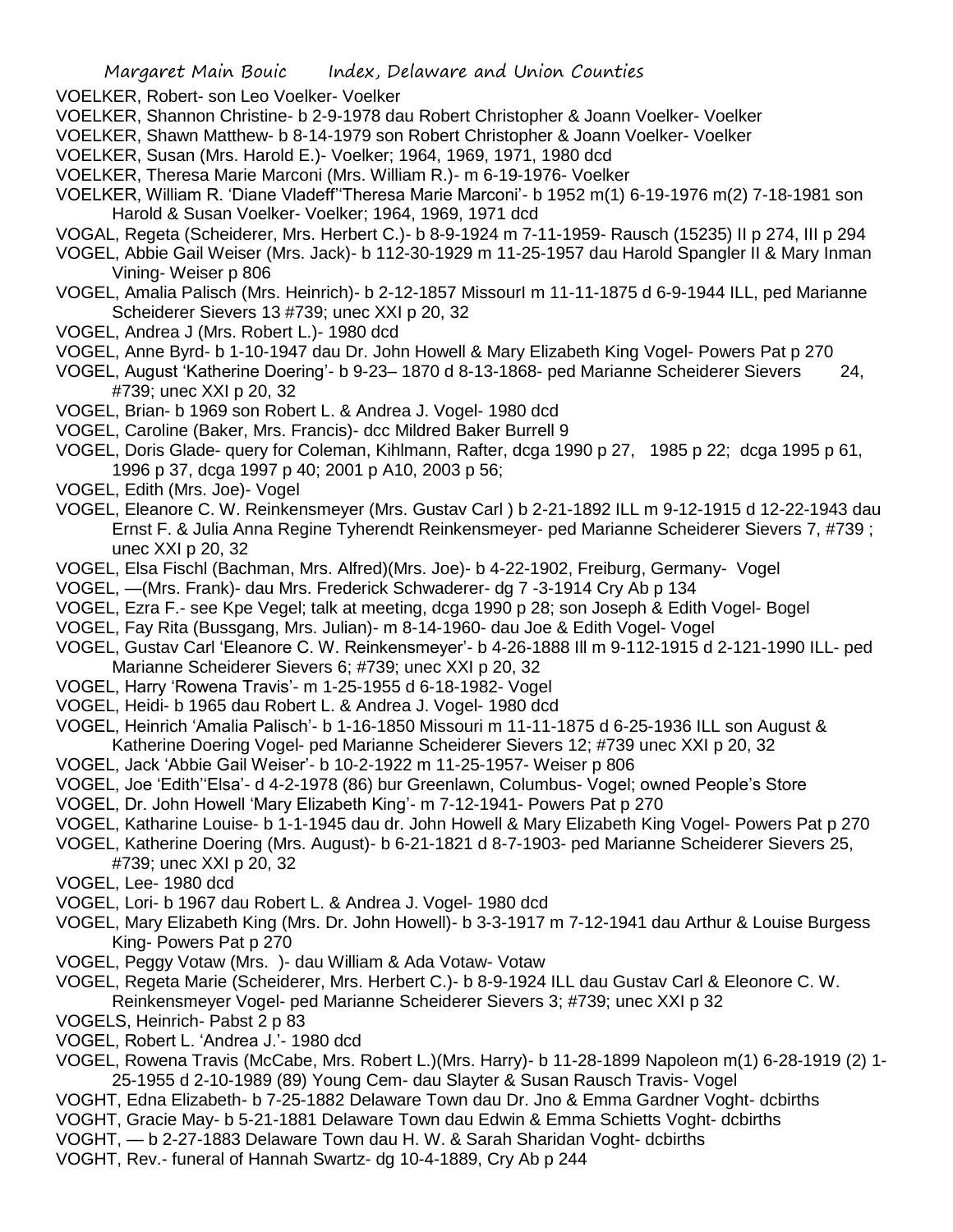VOELKER, Robert- son Leo Voelker- Voelker

VOELKER, Shannon Christine- b 2-9-1978 dau Robert Christopher & Joann Voelker- Voelker

VOELKER, Shawn Matthew- b 8-14-1979 son Robert Christopher & Joann Voelker- Voelker

VOELKER, Susan (Mrs. Harold E.)- Voelker; 1964, 1969, 1971, 1980 dcd

VOELKER, Theresa Marie Marconi (Mrs. William R.)- m 6-19-1976- Voelker

VOELKER, William R. 'Diane Vladeff''Theresa Marie Marconi'- b 1952 m(1) 6-19-1976 m(2) 7-18-1981 son Harold & Susan Voelker- Voelker; 1964, 1969, 1971 dcd

VOGAL, Regeta (Scheiderer, Mrs. Herbert C.)- b 8-9-1924 m 7-11-1959- Rausch (15235) II p 274, III p 294

VOGEL, Abbie Gail Weiser (Mrs. Jack)- b 112-30-1929 m 11-25-1957 dau Harold Spangler II & Mary Inman Vining- Weiser p 806

VOGEL, Amalia Palisch (Mrs. Heinrich)- b 2-12-1857 MissourI m 11-11-1875 d 6-9-1944 ILL, ped Marianne Scheiderer Sievers 13 #739; unec XXI p 20, 32

VOGEL, Andrea J (Mrs. Robert L.)- 1980 dcd

VOGEL, Anne Byrd- b 1-10-1947 dau Dr. John Howell & Mary Elizabeth King Vogel- Powers Pat p 270

VOGEL, August 'Katherine Doering'- b 9-23– 1870 d 8-13-1868- ped Marianne Scheiderer Sievers 24, #739; unec XXI p 20, 32

VOGEL, Brian- b 1969 son Robert L. & Andrea J. Vogel- 1980 dcd

VOGEL, Caroline (Baker, Mrs. Francis)- dcc Mildred Baker Burrell 9

VOGEL, Doris Glade- query for Coleman, Kihlmann, Rafter, dcga 1990 p 27, 1985 p 22; dcga 1995 p 61, 1996 p 37, dcga 1997 p 40; 2001 p A10, 2003 p 56;

VOGEL, Edith (Mrs. Joe)- Vogel

VOGEL, Eleanore C. W. Reinkensmeyer (Mrs. Gustav Carl ) b 2-21-1892 ILL m 9-12-1915 d 12-22-1943 dau Ernst F. & Julia Anna Regine Tyherendt Reinkensmeyer- ped Marianne Scheiderer Sievers 7, #739 ; unec XXI p 20, 32

VOGEL, Elsa Fischl (Bachman, Mrs. Alfred)(Mrs. Joe)- b 4-22-1902, Freiburg, Germany- Vogel

VOGEL, —(Mrs. Frank)- dau Mrs. Frederick Schwaderer- dg 7 -3-1914 Cry Ab p 134

VOGEL, Ezra F.- see Kpe Vegel; talk at meeting, dcga 1990 p 28; son Joseph & Edith Vogel- Bogel

VOGEL, Fay Rita (Bussgang, Mrs. Julian)- m 8-14-1960- dau Joe & Edith Vogel- Vogel

VOGEL, Gustav Carl 'Eleanore C. W. Reinkensmeyer'- b 4-26-1888 Ill m 9-112-1915 d 2-121-1990 ILL- ped Marianne Scheiderer Sievers 6; #739; unec XXI p 20, 32

VOGEL, Harry 'Rowena Travis'- m 1-25-1955 d 6-18-1982- Vogel

VOGEL, Heidi- b 1965 dau Robert L. & Andrea J. Vogel- 1980 dcd

VOGEL, Heinrich 'Amalia Palisch'- b 1-16-1850 Missouri m 11-11-1875 d 6-25-1936 ILL son August & Katherine Doering Vogel- ped Marianne Scheiderer Sievers 12; #739 unec XXI p 20, 32

VOGEL, Jack 'Abbie Gail Weiser'- b 10-2-1922 m 11-25-1957- Weiser p 806

VOGEL, Joe 'Edith''Elsa'- d 4-2-1978 (86) bur Greenlawn, Columbus- Vogel; owned People's Store

VOGEL, Dr. John Howell 'Mary Elizabeth King'- m 7-12-1941- Powers Pat p 270

VOGEL, Katharine Louise- b 1-1-1945 dau dr. John Howell & Mary Elizabeth King Vogel- Powers Pat p 270

VOGEL, Katherine Doering (Mrs. August)- b 6-21-1821 d 8-7-1903- ped Marianne Scheiderer Sievers 25, #739; unec XXI p 20, 32

VOGEL, Lee- 1980 dcd

VOGEL, Lori- b 1967 dau Robert L. & Andrea J. Vogel- 1980 dcd

VOGEL, Mary Elizabeth King (Mrs. Dr. John Howell)- b 3-3-1917 m 7-12-1941 dau Arthur & Louise Burgess King- Powers Pat p 270

VOGEL, Peggy Votaw (Mrs. )- dau William & Ada Votaw- Votaw

VOGEL, Regeta Marie (Scheiderer, Mrs. Herbert C.)- b 8-9-1924 ILL dau Gustav Carl & Eleonore C. W. Reinkensmeyer Vogel- ped Marianne Scheiderer Sievers 3; #739; unec XXI p 32

VOGELS, Heinrich- Pabst 2 p 83

VOGEL, Robert L. 'Andrea J.'- 1980 dcd

VOGEL, Rowena Travis (McCabe, Mrs. Robert L.)(Mrs. Harry)- b 11-28-1899 Napoleon m(1) 6-28-1919 (2) 1-25-1955 d 2-10-1989 (89) Young Cem- dau Slayter & Susan Rausch Travis- Vogel

VOGHT, Edna Elizabeth- b 7-25-1882 Delaware Town dau Dr. Jno & Emma Gardner Voght- dcbirths

VOGHT, Gracie May- b 5-21-1881 Delaware Town dau Edwin & Emma Schietts Voght- dcbirths

VOGHT, — b 2-27-1883 Delaware Town dau H. W. & Sarah Sharidan Voght- dcbirths

VOGHT, Rev.- funeral of Hannah Swartz- dg 10-4-1889, Cry Ab p 244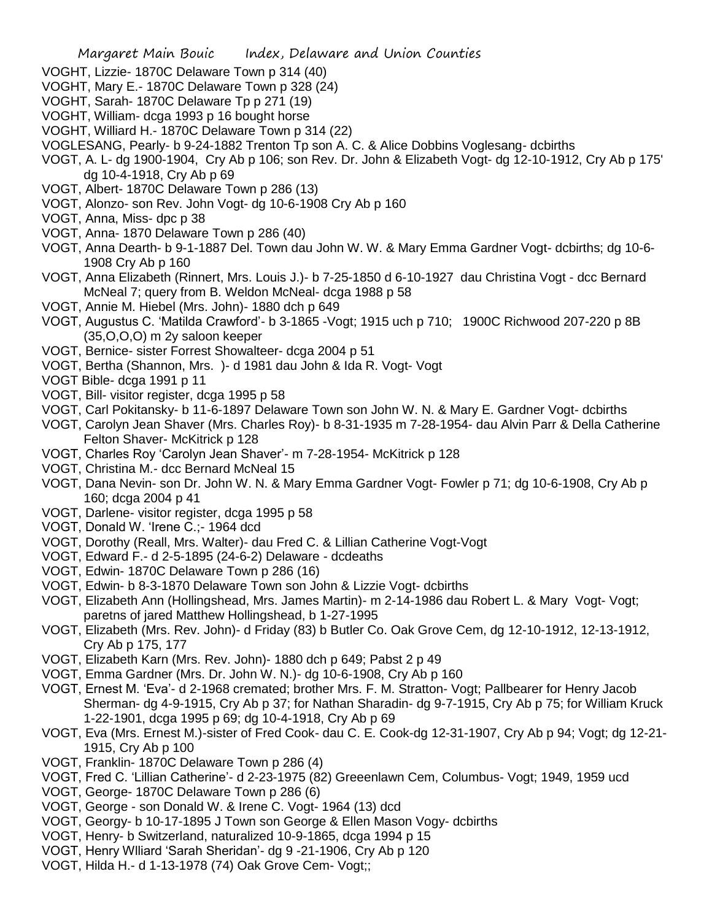VOGHT, Lizzie- 1870C Delaware Town p 314 (40)
VOGHT, Mary E.- 1870C Delaware Town p 328 (24)
VOGHT, Sarah- 1870C Delaware Tp p 271 (19)
VOGHT, William- dcga 1993 p 16 bought horse
VOGHT, Williard H.- 1870C Delaware Town p 314 (22)
VOGLESANG, Pearly- b 9-24-1882 Trenton Tp son A. C. & Alice Dobbins Voglesang- dcbirths
VOGT, A. L- dg 1900-1904, Cry Ab p 106; son Rev. Dr. John & Elizabeth Vogt- dg 12-10-1912, Cry Ab p 175' dg 10-4-1918, Cry Ab p 69
VOGT, Albert- 1870C Delaware Town p 286 (13)
VOGT, Alonzo- son Rev. John Vogt- dg 10-6-1908 Cry Ab p 160
VOGT, Anna, Miss- dpc p 38
VOGT, Anna- 1870 Delaware Town p 286 (40)
VOGT, Anna Dearth- b 9-1-1887 Del. Town dau John W. W. & Mary Emma Gardner Vogt- dcbirths; dg 10-6-1908 Cry Ab p 160
VOGT, Anna Elizabeth (Rinnert, Mrs. Louis J.)- b 7-25-1850 d 6-10-1927 dau Christina Vogt - dcc Bernard McNeal 7; query from B. Weldon McNeal- dcga 1988 p 58
VOGT, Annie M. Hiebel (Mrs. John)- 1880 dch p 649
VOGT, Augustus C. 'Matilda Crawford'- b 3-1865 -Vogt; 1915 uch p 710; 1900C Richwood 207-220 p 8B (35,O,O,O) m 2y saloon keeper
VOGT, Bernice- sister Forrest Showalteer- dcga 2004 p 51
VOGT, Bertha (Shannon, Mrs. )- d 1981 dau John & Ida R. Vogt- Vogt
VOGT Bible- dcga 1991 p 11
VOGT, Bill- visitor register, dcga 1995 p 58
VOGT, Carl Pokitansky- b 11-6-1897 Delaware Town son John W. N. & Mary E. Gardner Vogt- dcbirths
VOGT, Carolyn Jean Shaver (Mrs. Charles Roy)- b 8-31-1935 m 7-28-1954- dau Alvin Parr & Della Catherine Felton Shaver- McKitrick p 128
VOGT, Charles Roy 'Carolyn Jean Shaver'- m 7-28-1954- McKitrick p 128
VOGT, Christina M.- dcc Bernard McNeal 15
VOGT, Dana Nevin- son Dr. John W. N. & Mary Emma Gardner Vogt- Fowler p 71; dg 10-6-1908, Cry Ab p 160; dcga 2004 p 41
VOGT, Darlene- visitor register, dcga 1995 p 58
VOGT, Donald W. 'Irene C.;- 1964 dcd
VOGT, Dorothy (Reall, Mrs. Walter)- dau Fred C. & Lillian Catherine Vogt-Vogt
VOGT, Edward F.- d 2-5-1895 (24-6-2) Delaware - dcdeaths
VOGT, Edwin- 1870C Delaware Town p 286 (16)
VOGT, Edwin- b 8-3-1870 Delaware Town son John & Lizzie Vogt- dcbirths
VOGT, Elizabeth Ann (Hollingshead, Mrs. James Martin)- m 2-14-1986 dau Robert L. & Mary Vogt- Vogt; paretns of jared Matthew Hollingshead, b 1-27-1995
VOGT, Elizabeth (Mrs. Rev. John)- d Friday (83) b Butler Co. Oak Grove Cem, dg 12-10-1912, 12-13-1912, Cry Ab p 175, 177
VOGT, Elizabeth Karn (Mrs. Rev. John)- 1880 dch p 649; Pabst 2 p 49
VOGT, Emma Gardner (Mrs. Dr. John W. N.)- dg 10-6-1908, Cry Ab p 160
VOGT, Ernest M. 'Eva'- d 2-1968 cremated; brother Mrs. F. M. Stratton- Vogt; Pallbearer for Henry Jacob Sherman- dg 4-9-1915, Cry Ab p 37; for Nathan Sharadin- dg 9-7-1915, Cry Ab p 75; for William Kruck 1-22-1901, dcga 1995 p 69; dg 10-4-1918, Cry Ab p 69
VOGT, Eva (Mrs. Ernest M.)-sister of Fred Cook- dau C. E. Cook-dg 12-31-1907, Cry Ab p 94; Vogt; dg 12-21-1915, Cry Ab p 100
VOGT, Franklin- 1870C Delaware Town p 286 (4)
VOGT, Fred C. 'Lillian Catherine'- d 2-23-1975 (82) Greeenlawn Cem, Columbus- Vogt; 1949, 1959 ucd
VOGT, George- 1870C Delaware Town p 286 (6)
VOGT, George - son Donald W. & Irene C. Vogt- 1964 (13) dcd
VOGT, Georgy- b 10-17-1895 J Town son George & Ellen Mason Vogy- dcbirths
VOGT, Henry- b Switzerland, naturalized 10-9-1865, dcga 1994 p 15
VOGT, Henry Wlliard 'Sarah Sheridan'- dg 9 -21-1906, Cry Ab p 120
VOGT, Hilda H.- d 1-13-1978 (74) Oak Grove Cem- Vogt;;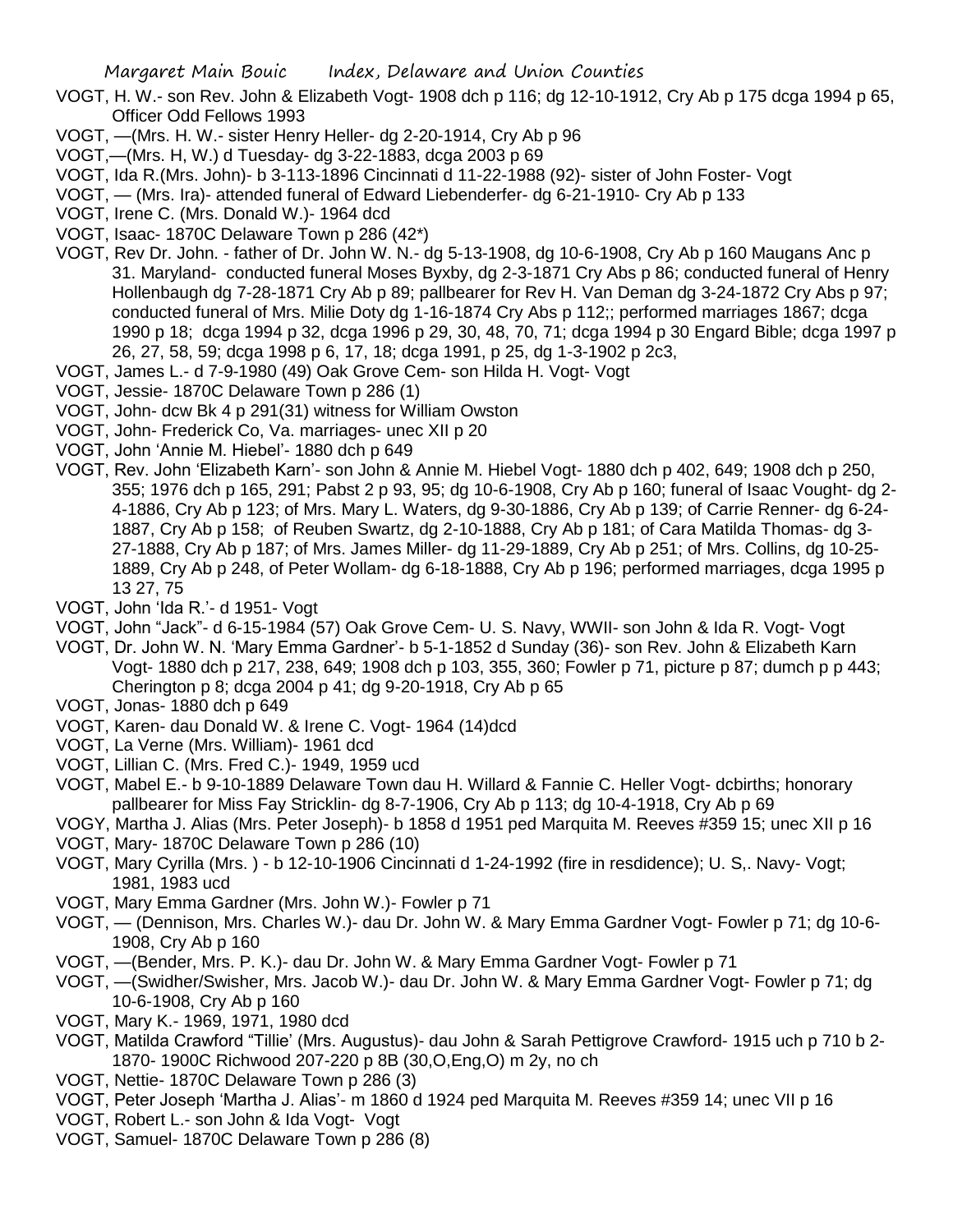VOGT, H. W.- son Rev. John & Elizabeth Vogt- 1908 dch p 116; dg 12-10-1912, Cry Ab p 175 dcga 1994 p 65, Officer Odd Fellows 1993

VOGT, —(Mrs. H. W.- sister Henry Heller- dg 2-20-1914, Cry Ab p 96

VOGT,—(Mrs. H, W.) d Tuesday- dg 3-22-1883, dcga 2003 p 69

VOGT, Ida R.(Mrs. John)- b 3-113-1896 Cincinnati d 11-22-1988 (92)- sister of John Foster- Vogt

VOGT, — (Mrs. Ira)- attended funeral of Edward Liebenderfer- dg 6-21-1910- Cry Ab p 133

VOGT, Irene C. (Mrs. Donald W.)- 1964 dcd

VOGT, Isaac- 1870C Delaware Town p 286 (42*)

VOGT, Rev Dr. John. - father of Dr. John W. N.- dg 5-13-1908, dg 10-6-1908, Cry Ab p 160 Maugans Anc p 31. Maryland- conducted funeral Moses Byxby, dg 2-3-1871 Cry Abs p 86; conducted funeral of Henry Hollenbaugh dg 7-28-1871 Cry Ab p 89; pallbearer for Rev H. Van Deman dg 3-24-1872 Cry Abs p 97; conducted funeral of Mrs. Milie Doty dg 1-16-1874 Cry Abs p 112;; performed marriages 1867; dcga 1990 p 18; dcga 1994 p 32, dcga 1996 p 29, 30, 48, 70, 71; dcga 1994 p 30 Engard Bible; dcga 1997 p 26, 27, 58, 59; dcga 1998 p 6, 17, 18; dcga 1991, p 25, dg 1-3-1902 p 2c3,

VOGT, James L.- d 7-9-1980 (49) Oak Grove Cem- son Hilda H. Vogt- Vogt

VOGT, Jessie- 1870C Delaware Town p 286 (1)

VOGT, John- dcw Bk 4 p 291(31) witness for William Owston

VOGT, John- Frederick Co, Va. marriages- unec XII p 20

VOGT, John 'Annie M. Hiebel'- 1880 dch p 649

VOGT, Rev. John 'Elizabeth Karn'- son John & Annie M. Hiebel Vogt- 1880 dch p 402, 649; 1908 dch p 250, 355; 1976 dch p 165, 291; Pabst 2 p 93, 95; dg 10-6-1908, Cry Ab p 160; funeral of Isaac Vought- dg 2-4-1886, Cry Ab p 123; of Mrs. Mary L. Waters, dg 9-30-1886, Cry Ab p 139; of Carrie Renner- dg 6-24-1887, Cry Ab p 158; of Reuben Swartz, dg 2-10-1888, Cry Ab p 181; of Cara Matilda Thomas- dg 3-27-1888, Cry Ab p 187; of Mrs. James Miller- dg 11-29-1889, Cry Ab p 251; of Mrs. Collins, dg 10-25-1889, Cry Ab p 248, of Peter Wollam- dg 6-18-1888, Cry Ab p 196; performed marriages, dcga 1995 p 13 27, 75

VOGT, John 'Ida R.'- d 1951- Vogt

VOGT, John "Jack"- d 6-15-1984 (57) Oak Grove Cem- U. S. Navy, WWII- son John & Ida R. Vogt- Vogt

VOGT, Dr. John W. N. 'Mary Emma Gardner'- b 5-1-1852 d Sunday (36)- son Rev. John & Elizabeth Karn Vogt- 1880 dch p 217, 238, 649; 1908 dch p 103, 355, 360; Fowler p 71, picture p 87; dumch p p 443; Cherington p 8; dcga 2004 p 41; dg 9-20-1918, Cry Ab p 65

VOGT, Jonas- 1880 dch p 649

VOGT, Karen- dau Donald W. & Irene C. Vogt- 1964 (14)dcd

VOGT, La Verne (Mrs. William)- 1961 dcd

VOGT, Lillian C. (Mrs. Fred C.)- 1949, 1959 ucd

VOGT, Mabel E.- b 9-10-1889 Delaware Town dau H. Willard & Fannie C. Heller Vogt- dcbirths; honorary pallbearer for Miss Fay Stricklin- dg 8-7-1906, Cry Ab p 113; dg 10-4-1918, Cry Ab p 69

VOGY, Martha J. Alias (Mrs. Peter Joseph)- b 1858 d 1951 ped Marquita M. Reeves #359 15; unec XII p 16

VOGT, Mary- 1870C Delaware Town p 286 (10)

VOGT, Mary Cyrilla (Mrs. ) - b 12-10-1906 Cincinnati d 1-24-1992 (fire in resdidence); U. S,. Navy- Vogt; 1981, 1983 ucd

VOGT, Mary Emma Gardner (Mrs. John W.)- Fowler p 71

VOGT, — (Dennison, Mrs. Charles W.)- dau Dr. John W. & Mary Emma Gardner Vogt- Fowler p 71; dg 10-6-1908, Cry Ab p 160

VOGT, —(Bender, Mrs. P. K.)- dau Dr. John W. & Mary Emma Gardner Vogt- Fowler p 71

VOGT, —(Swidher/Swisher, Mrs. Jacob W.)- dau Dr. John W. & Mary Emma Gardner Vogt- Fowler p 71; dg 10-6-1908, Cry Ab p 160

VOGT, Mary K.- 1969, 1971, 1980 dcd

VOGT, Matilda Crawford "Tillie' (Mrs. Augustus)- dau John & Sarah Pettigrove Crawford- 1915 uch p 710 b 2-1870- 1900C Richwood 207-220 p 8B (30,O,Eng,O) m 2y, no ch

VOGT, Nettie- 1870C Delaware Town p 286 (3)

VOGT, Peter Joseph 'Martha J. Alias'- m 1860 d 1924 ped Marquita M. Reeves #359 14; unec VII p 16

VOGT, Robert L.- son John & Ida Vogt- Vogt

VOGT, Samuel- 1870C Delaware Town p 286 (8)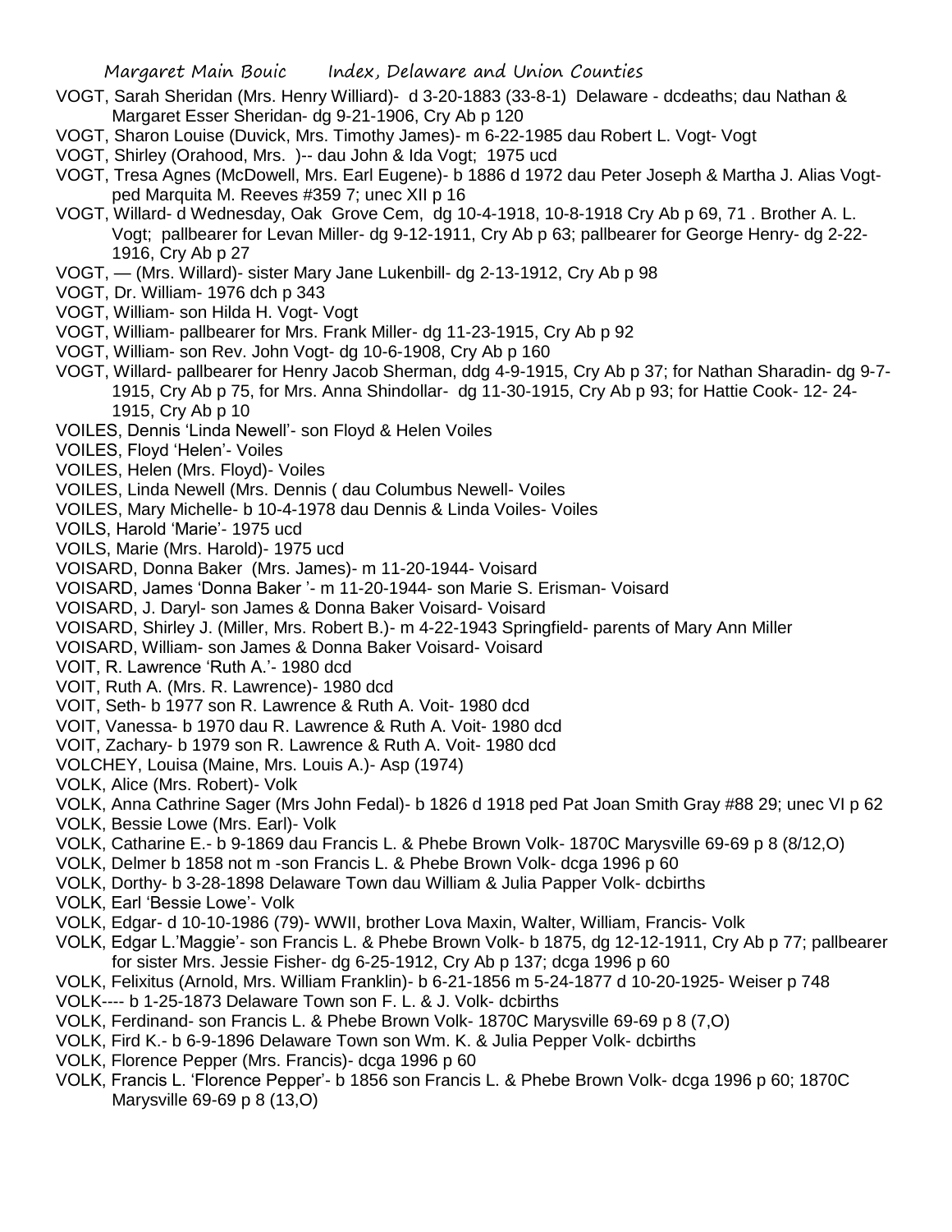VOGT, Sarah Sheridan (Mrs. Henry Williard)- d 3-20-1883 (33-8-1) Delaware - dcdeaths; dau Nathan & Margaret Esser Sheridan- dg 9-21-1906, Cry Ab p 120

VOGT, Sharon Louise (Duvick, Mrs. Timothy James)- m 6-22-1985 dau Robert L. Vogt- Vogt

VOGT, Shirley (Orahood, Mrs. )-- dau John & Ida Vogt; 1975 ucd

VOGT, Tresa Agnes (McDowell, Mrs. Earl Eugene)- b 1886 d 1972 dau Peter Joseph & Martha J. Alias Vogt- ped Marquita M. Reeves #359 7; unec XII p 16

VOGT, Willard- d Wednesday, Oak Grove Cem, dg 10-4-1918, 10-8-1918 Cry Ab p 69, 71 . Brother A. L. Vogt; pallbearer for Levan Miller- dg 9-12-1911, Cry Ab p 63; pallbearer for George Henry- dg 2-22-1916, Cry Ab p 27

VOGT, — (Mrs. Willard)- sister Mary Jane Lukenbill- dg 2-13-1912, Cry Ab p 98

VOGT, Dr. William- 1976 dch p 343

VOGT, William- son Hilda H. Vogt- Vogt

VOGT, William- pallbearer for Mrs. Frank Miller- dg 11-23-1915, Cry Ab p 92

VOGT, William- son Rev. John Vogt- dg 10-6-1908, Cry Ab p 160

VOGT, Willard- pallbearer for Henry Jacob Sherman, ddg 4-9-1915, Cry Ab p 37; for Nathan Sharadin- dg 9-7-1915, Cry Ab p 75, for Mrs. Anna Shindollar- dg 11-30-1915, Cry Ab p 93; for Hattie Cook- 12- 24-1915, Cry Ab p 10

VOILES, Dennis 'Linda Newell'- son Floyd & Helen Voiles

VOILES, Floyd 'Helen'- Voiles

VOILES, Helen (Mrs. Floyd)- Voiles

VOILES, Linda Newell (Mrs. Dennis ( dau Columbus Newell- Voiles

VOILES, Mary Michelle- b 10-4-1978 dau Dennis & Linda Voiles- Voiles

VOILS, Harold 'Marie'- 1975 ucd

VOILS, Marie (Mrs. Harold)- 1975 ucd

VOISARD, Donna Baker (Mrs. James)- m 11-20-1944- Voisard

VOISARD, James 'Donna Baker '- m 11-20-1944- son Marie S. Erisman- Voisard

VOISARD, J. Daryl- son James & Donna Baker Voisard- Voisard

VOISARD, Shirley J. (Miller, Mrs. Robert B.)- m 4-22-1943 Springfield- parents of Mary Ann Miller

VOISARD, William- son James & Donna Baker Voisard- Voisard

VOIT, R. Lawrence 'Ruth A.'- 1980 dcd

VOIT, Ruth A. (Mrs. R. Lawrence)- 1980 dcd

VOIT, Seth- b 1977 son R. Lawrence & Ruth A. Voit- 1980 dcd

VOIT, Vanessa- b 1970 dau R. Lawrence & Ruth A. Voit- 1980 dcd

VOIT, Zachary- b 1979 son R. Lawrence & Ruth A. Voit- 1980 dcd

VOLCHEY, Louisa (Maine, Mrs. Louis A.)- Asp (1974)

VOLK, Alice (Mrs. Robert)- Volk

VOLK, Anna Cathrine Sager (Mrs John Fedal)- b 1826 d 1918 ped Pat Joan Smith Gray #88 29; unec VI p 62

VOLK, Bessie Lowe (Mrs. Earl)- Volk

VOLK, Catharine E.- b 9-1869 dau Francis L. & Phebe Brown Volk- 1870C Marysville 69-69 p 8 (8/12,O)

VOLK, Delmer b 1858 not m -son Francis L. & Phebe Brown Volk- dcga 1996 p 60

VOLK, Dorthy- b 3-28-1898 Delaware Town dau William & Julia Papper Volk- dcbirths

VOLK, Earl 'Bessie Lowe'- Volk

VOLK, Edgar- d 10-10-1986 (79)- WWII, brother Lova Maxin, Walter, William, Francis- Volk

VOLK, Edgar L.'Maggie'- son Francis L. & Phebe Brown Volk- b 1875, dg 12-12-1911, Cry Ab p 77; pallbearer for sister Mrs. Jessie Fisher- dg 6-25-1912, Cry Ab p 137; dcga 1996 p 60

VOLK, Felixitus (Arnold, Mrs. William Franklin)- b 6-21-1856 m 5-24-1877 d 10-20-1925- Weiser p 748

VOLK---- b 1-25-1873 Delaware Town son F. L. & J. Volk- dcbirths

VOLK, Ferdinand- son Francis L. & Phebe Brown Volk- 1870C Marysville 69-69 p 8 (7,O)

VOLK, Fird K.- b 6-9-1896 Delaware Town son Wm. K. & Julia Pepper Volk- dcbirths

VOLK, Florence Pepper (Mrs. Francis)- dcga 1996 p 60

VOLK, Francis L. 'Florence Pepper'- b 1856 son Francis L. & Phebe Brown Volk- dcga 1996 p 60; 1870C Marysville 69-69 p 8 (13,O)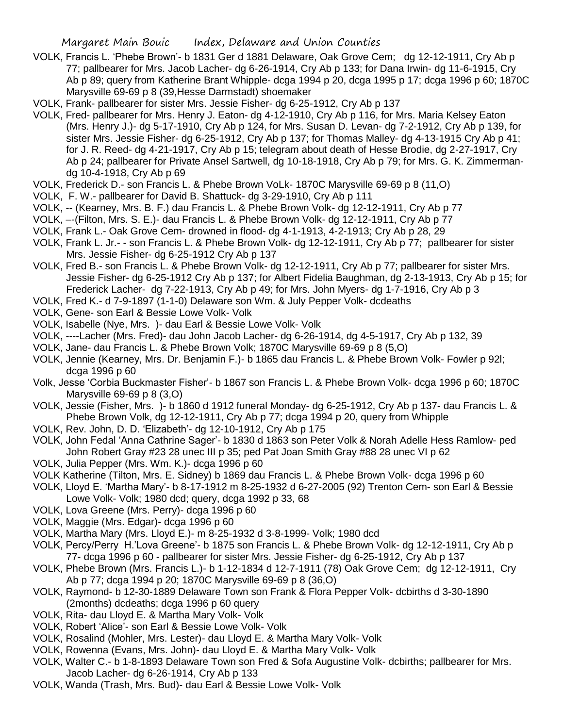VOLK, Francis L. 'Phebe Brown'- b 1831 Ger d 1881 Delaware, Oak Grove Cem; dg 12-12-1911, Cry Ab p 77; pallbearer for Mrs. Jacob Lacher- dg 6-26-1914, Cry Ab p 133; for Dana Irwin- dg 11-6-1915, Cry Ab p 89; query from Katherine Brant Whipple- dcga 1994 p 20, dcga 1995 p 17; dcga 1996 p 60; 1870C Marysville 69-69 p 8 (39,Hesse Darmstadt) shoemaker

VOLK, Frank- pallbearer for sister Mrs. Jessie Fisher- dg 6-25-1912, Cry Ab p 137

VOLK, Fred- pallbearer for Mrs. Henry J. Eaton- dg 4-12-1910, Cry Ab p 116, for Mrs. Maria Kelsey Eaton (Mrs. Henry J.)- dg 5-17-1910, Cry Ab p 124, for Mrs. Susan D. Levan- dg 7-2-1912, Cry Ab p 139, for sister Mrs. Jessie Fisher- dg 6-25-1912, Cry Ab p 137; for Thomas Malley- dg 4-13-1915 Cry Ab p 41; for J. R. Reed- dg 4-21-1917, Cry Ab p 15; telegram about death of Hesse Brodie, dg 2-27-1917, Cry Ab p 24; pallbearer for Private Ansel Sartwell, dg 10-18-1918, Cry Ab p 79; for Mrs. G. K. Zimmerman- dg 10-4-1918, Cry Ab p 69

VOLK, Frederick D.- son Francis L. & Phebe Brown VoLk- 1870C Marysville 69-69 p 8 (11,O)

VOLK, F. W.- pallbearer for David B. Shattuck- dg 3-29-1910, Cry Ab p 111

VOLK, -- (Kearney, Mrs. B. F.) dau Francis L. & Phebe Brown Volk- dg 12-12-1911, Cry Ab p 77

VOLK, –-(Filton, Mrs. S. E.)- dau Francis L. & Phebe Brown Volk- dg 12-12-1911, Cry Ab p 77

VOLK, Frank L.- Oak Grove Cem- drowned in flood- dg 4-1-1913, 4-2-1913; Cry Ab p 28, 29

VOLK, Frank L. Jr.- - son Francis L. & Phebe Brown Volk- dg 12-12-1911, Cry Ab p 77; pallbearer for sister Mrs. Jessie Fisher- dg 6-25-1912 Cry Ab p 137

VOLK, Fred B.- son Francis L. & Phebe Brown Volk- dg 12-12-1911, Cry Ab p 77; pallbearer for sister Mrs. Jessie Fisher- dg 6-25-1912 Cry Ab p 137; for Albert Fidelia Baughman, dg 2-13-1913, Cry Ab p 15; for Frederick Lacher- dg 7-22-1913, Cry Ab p 49; for Mrs. John Myers- dg 1-7-1916, Cry Ab p 3

VOLK, Fred K.- d 7-9-1897 (1-1-0) Delaware son Wm. & July Pepper Volk- dcdeaths

VOLK, Gene- son Earl & Bessie Lowe Volk- Volk

VOLK, Isabelle (Nye, Mrs. )- dau Earl & Bessie Lowe Volk- Volk

VOLK, ----Lacher (Mrs. Fred)- dau John Jacob Lacher- dg 6-26-1914, dg 4-5-1917, Cry Ab p 132, 39

VOLK, Jane- dau Francis L. & Phebe Brown Volk; 1870C Marysville 69-69 p 8 (5,O)

VOLK, Jennie (Kearney, Mrs. Dr. Benjamin F.)- b 1865 dau Francis L. & Phebe Brown Volk- Fowler p 92l; dcga 1996 p 60

Volk, Jesse 'Corbia Buckmaster Fisher'- b 1867 son Francis L. & Phebe Brown Volk- dcga 1996 p 60; 1870C Marysville 69-69 p 8 (3,O)

VOLK, Jessie (Fisher, Mrs. )- b 1860 d 1912 funeral Monday- dg 6-25-1912, Cry Ab p 137- dau Francis L. & Phebe Brown Volk, dg 12-12-1911, Cry Ab p 77; dcga 1994 p 20, query from Whipple

VOLK, Rev. John, D. D. 'Elizabeth'- dg 12-10-1912, Cry Ab p 175

VOLK, John Fedal 'Anna Cathrine Sager'- b 1830 d 1863 son Peter Volk & Norah Adelle Hess Ramlow- ped John Robert Gray #23 28 unec III p 35; ped Pat Joan Smith Gray #88 28 unec VI p 62

VOLK, Julia Pepper (Mrs. Wm. K.)- dcga 1996 p 60

VOLK Katherine (Tilton, Mrs. E. Sidney) b 1869 dau Francis L. & Phebe Brown Volk- dcga 1996 p 60

VOLK, Lloyd E. 'Martha Mary'- b 8-17-1912 m 8-25-1932 d 6-27-2005 (92) Trenton Cem- son Earl & Bessie Lowe Volk- Volk; 1980 dcd; query, dcga 1992 p 33, 68

VOLK, Lova Greene (Mrs. Perry)- dcga 1996 p 60

VOLK, Maggie (Mrs. Edgar)- dcga 1996 p 60

VOLK, Martha Mary (Mrs. Lloyd E.)- m 8-25-1932 d 3-8-1999- Volk; 1980 dcd

VOLK, Percy/Perry H.'Lova Greene'- b 1875 son Francis L. & Phebe Brown Volk- dg 12-12-1911, Cry Ab p 77- dcga 1996 p 60 - pallbearer for sister Mrs. Jessie Fisher- dg 6-25-1912, Cry Ab p 137

VOLK, Phebe Brown (Mrs. Francis L.)- b 1-12-1834 d 12-7-1911 (78) Oak Grove Cem; dg 12-12-1911, Cry Ab p 77; dcga 1994 p 20; 1870C Marysville 69-69 p 8 (36,O)

VOLK, Raymond- b 12-30-1889 Delaware Town son Frank & Flora Pepper Volk- dcbirths d 3-30-1890 (2months) dcdeaths; dcga 1996 p 60 query

VOLK, Rita- dau Lloyd E. & Martha Mary Volk- Volk

VOLK, Robert 'Alice'- son Earl & Bessie Lowe Volk- Volk

VOLK, Rosalind (Mohler, Mrs. Lester)- dau Lloyd E. & Martha Mary Volk- Volk

VOLK, Rowenna (Evans, Mrs. John)- dau Lloyd E. & Martha Mary Volk- Volk

VOLK, Walter C.- b 1-8-1893 Delaware Town son Fred & Sofa Augustine Volk- dcbirths; pallbearer for Mrs. Jacob Lacher- dg 6-26-1914, Cry Ab p 133

VOLK, Wanda (Trash, Mrs. Bud)- dau Earl & Bessie Lowe Volk- Volk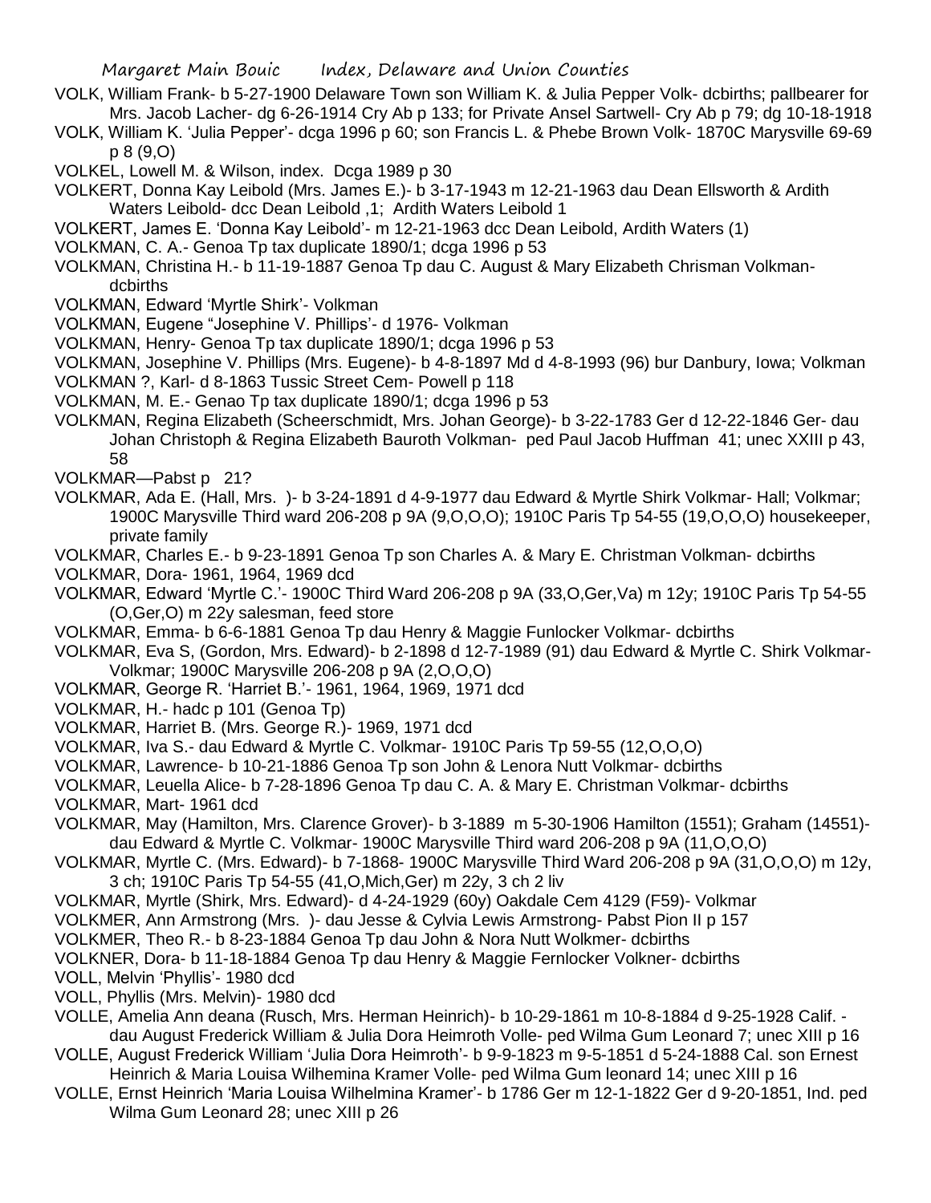VOLK, William Frank- b 5-27-1900 Delaware Town son William K. & Julia Pepper Volk- dcbirths; pallbearer for Mrs. Jacob Lacher- dg 6-26-1914 Cry Ab p 133; for Private Ansel Sartwell- Cry Ab p 79; dg 10-18-1918

VOLK, William K. 'Julia Pepper'- dcga 1996 p 60; son Francis L. & Phebe Brown Volk- 1870C Marysville 69-69 p 8 (9,O)

VOLKEL, Lowell M. & Wilson, index. Dcga 1989 p 30

VOLKERT, Donna Kay Leibold (Mrs. James E.)- b 3-17-1943 m 12-21-1963 dau Dean Ellsworth & Ardith Waters Leibold- dcc Dean Leibold ,1; Ardith Waters Leibold 1

VOLKERT, James E. 'Donna Kay Leibold'- m 12-21-1963 dcc Dean Leibold, Ardith Waters (1)

VOLKMAN, C. A.- Genoa Tp tax duplicate 1890/1; dcga 1996 p 53

VOLKMAN, Christina H.- b 11-19-1887 Genoa Tp dau C. August & Mary Elizabeth Chrisman Volkman- dcbirths

VOLKMAN, Edward 'Myrtle Shirk'- Volkman

VOLKMAN, Eugene "Josephine V. Phillips'- d 1976- Volkman

VOLKMAN, Henry- Genoa Tp tax duplicate 1890/1; dcga 1996 p 53

VOLKMAN, Josephine V. Phillips (Mrs. Eugene)- b 4-8-1897 Md d 4-8-1993 (96) bur Danbury, Iowa; Volkman

VOLKMAN ?, Karl- d 8-1863 Tussic Street Cem- Powell p 118

VOLKMAN, M. E.- Genao Tp tax duplicate 1890/1; dcga 1996 p 53

VOLKMAN, Regina Elizabeth (Scheerschmidt, Mrs. Johan George)- b 3-22-1783 Ger d 12-22-1846 Ger- dau Johan Christoph & Regina Elizabeth Bauroth Volkman- ped Paul Jacob Huffman 41; unec XXIII p 43, 58

VOLKMAR—Pabst p 21?

VOLKMAR, Ada E. (Hall, Mrs. )- b 3-24-1891 d 4-9-1977 dau Edward & Myrtle Shirk Volkmar- Hall; Volkmar; 1900C Marysville Third ward 206-208 p 9A (9,O,O,O); 1910C Paris Tp 54-55 (19,O,O,O) housekeeper, private family

VOLKMAR, Charles E.- b 9-23-1891 Genoa Tp son Charles A. & Mary E. Christman Volkmar- dcbirths

VOLKMAR, Dora- 1961, 1964, 1969 dcd

VOLKMAR, Edward 'Myrtle C.'- 1900C Third Ward 206-208 p 9A (33,O,Ger,Va) m 12y; 1910C Paris Tp 54-55 (O,Ger,O) m 22y salesman, feed store

VOLKMAR, Emma- b 6-6-1881 Genoa Tp dau Henry & Maggie Funlocker Volkmar- dcbirths

VOLKMAR, Eva S, (Gordon, Mrs. Edward)- b 2-1898 d 12-7-1989 (91) dau Edward & Myrtle C. Shirk Volkmar- Volkmar; 1900C Marysville 206-208 p 9A (2,O,O,O)

VOLKMAR, George R. 'Harriet B.'- 1961, 1964, 1969, 1971 dcd

VOLKMAR, H.- hadc p 101 (Genoa Tp)

VOLKMAR, Harriet B. (Mrs. George R.)- 1969, 1971 dcd

VOLKMAR, Iva S.- dau Edward & Myrtle C. Volkmar- 1910C Paris Tp 59-55 (12,O,O,O)

VOLKMAR, Lawrence- b 10-21-1886 Genoa Tp son John & Lenora Nutt Volkmar- dcbirths

VOLKMAR, Leuella Alice- b 7-28-1896 Genoa Tp dau C. A. & Mary E. Christman Volkmar- dcbirths

VOLKMAR, Mart- 1961 dcd

VOLKMAR, May (Hamilton, Mrs. Clarence Grover)- b 3-1889 m 5-30-1906 Hamilton (1551); Graham (14551)- dau Edward & Myrtle C. Volkmar- 1900C Marysville Third ward 206-208 p 9A (11,O,O,O)

VOLKMAR, Myrtle C. (Mrs. Edward)- b 7-1868- 1900C Marysville Third Ward 206-208 p 9A (31,O,O,O) m 12y, 3 ch; 1910C Paris Tp 54-55 (41,O,Mich,Ger) m 22y, 3 ch 2 liv

VOLKMAR, Myrtle (Shirk, Mrs. Edward)- d 4-24-1929 (60y) Oakdale Cem 4129 (F59)- Volkmar

VOLKMER, Ann Armstrong (Mrs. )- dau Jesse & Cylvia Lewis Armstrong- Pabst Pion II p 157

VOLKMER, Theo R.- b 8-23-1884 Genoa Tp dau John & Nora Nutt Wolkmer- dcbirths

VOLKNER, Dora- b 11-18-1884 Genoa Tp dau Henry & Maggie Fernlocker Volkner- dcbirths

VOLL, Melvin 'Phyllis'- 1980 dcd

VOLL, Phyllis (Mrs. Melvin)- 1980 dcd

VOLLE, Amelia Ann deana (Rusch, Mrs. Herman Heinrich)- b 10-29-1861 m 10-8-1884 d 9-25-1928 Calif. - dau August Frederick William & Julia Dora Heimroth Volle- ped Wilma Gum Leonard 7; unec XIII p 16

VOLLE, August Frederick William 'Julia Dora Heimroth'- b 9-9-1823 m 9-5-1851 d 5-24-1888 Cal. son Ernest Heinrich & Maria Louisa Wilhemina Kramer Volle- ped Wilma Gum leonard 14; unec XIII p 16

VOLLE, Ernst Heinrich 'Maria Louisa Wilhelmina Kramer'- b 1786 Ger m 12-1-1822 Ger d 9-20-1851, Ind. ped Wilma Gum Leonard 28; unec XIII p 26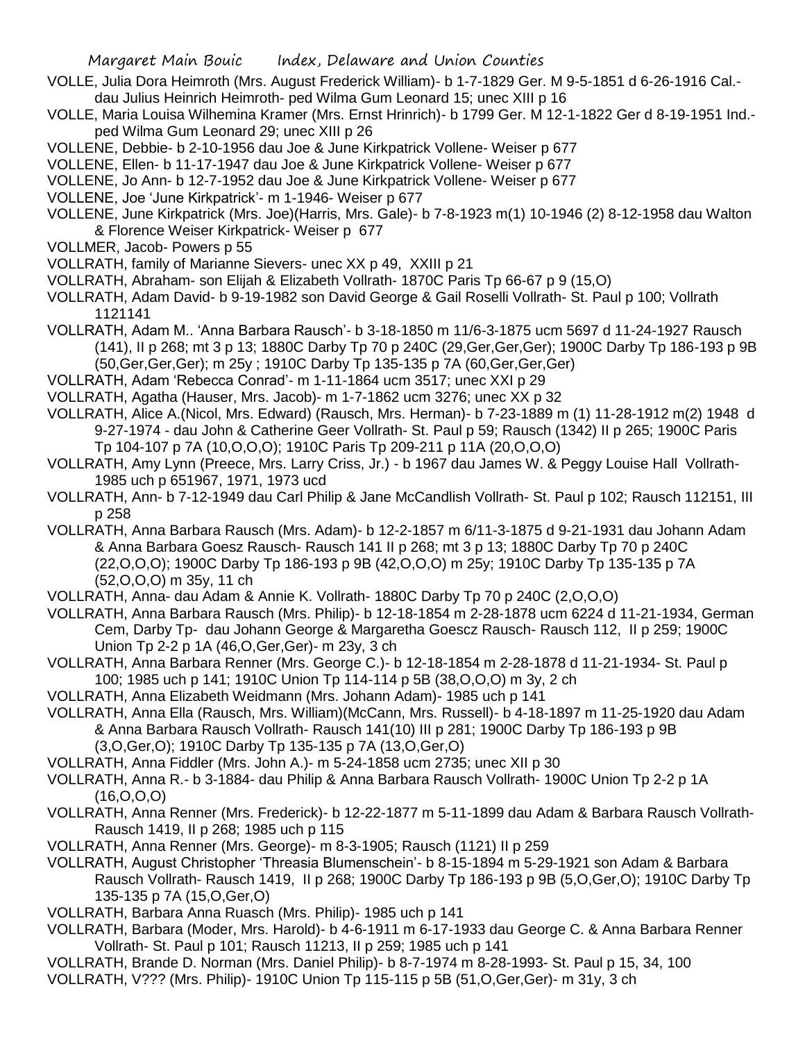VOLLE, Julia Dora Heimroth (Mrs. August Frederick William)- b 1-7-1829 Ger. M 9-5-1851 d 6-26-1916 Cal.- dau Julius Heinrich Heimroth- ped Wilma Gum Leonard 15; unec XIII p 16

VOLLE, Maria Louisa Wilhemina Kramer (Mrs. Ernst Hrinrich)- b 1799 Ger. M 12-1-1822 Ger d 8-19-1951 Ind.- ped Wilma Gum Leonard 29; unec XIII p 26

VOLLENE, Debbie- b 2-10-1956 dau Joe & June Kirkpatrick Vollene- Weiser p 677

VOLLENE, Ellen- b 11-17-1947 dau Joe & June Kirkpatrick Vollene- Weiser p 677

VOLLENE, Jo Ann- b 12-7-1952 dau Joe & June Kirkpatrick Vollene- Weiser p 677

VOLLENE, Joe 'June Kirkpatrick'- m 1-1946- Weiser p 677

VOLLENE, June Kirkpatrick (Mrs. Joe)(Harris, Mrs. Gale)- b 7-8-1923 m(1) 10-1946 (2) 8-12-1958 dau Walton & Florence Weiser Kirkpatrick- Weiser p 677

VOLLMER, Jacob- Powers p 55

VOLLRATH, family of Marianne Sievers- unec XX p 49, XXIII p 21

VOLLRATH, Abraham- son Elijah & Elizabeth Vollrath- 1870C Paris Tp 66-67 p 9 (15,O)

VOLLRATH, Adam David- b 9-19-1982 son David George & Gail Roselli Vollrath- St. Paul p 100; Vollrath 1121141

VOLLRATH, Adam M.. 'Anna Barbara Rausch'- b 3-18-1850 m 11/6-3-1875 ucm 5697 d 11-24-1927 Rausch (141), II p 268; mt 3 p 13; 1880C Darby Tp 70 p 240C (29,Ger,Ger,Ger); 1900C Darby Tp 186-193 p 9B (50,Ger,Ger,Ger); m 25y ; 1910C Darby Tp 135-135 p 7A (60,Ger,Ger,Ger)

VOLLRATH, Adam 'Rebecca Conrad'- m 1-11-1864 ucm 3517; unec XXI p 29

VOLLRATH, Agatha (Hauser, Mrs. Jacob)- m 1-7-1862 ucm 3276; unec XX p 32

VOLLRATH, Alice A.(Nicol, Mrs. Edward) (Rausch, Mrs. Herman)- b 7-23-1889 m (1) 11-28-1912 m(2) 1948 d 9-27-1974 - dau John & Catherine Geer Vollrath- St. Paul p 59; Rausch (1342) II p 265; 1900C Paris Tp 104-107 p 7A (10,O,O,O); 1910C Paris Tp 209-211 p 11A (20,O,O,O)

VOLLRATH, Amy Lynn (Preece, Mrs. Larry Criss, Jr.) - b 1967 dau James W. & Peggy Louise Hall Vollrath- 1985 uch p 651967, 1971, 1973 ucd

VOLLRATH, Ann- b 7-12-1949 dau Carl Philip & Jane McCandlish Vollrath- St. Paul p 102; Rausch 112151, III p 258

VOLLRATH, Anna Barbara Rausch (Mrs. Adam)- b 12-2-1857 m 6/11-3-1875 d 9-21-1931 dau Johann Adam & Anna Barbara Goesz Rausch- Rausch 141 II p 268; mt 3 p 13; 1880C Darby Tp 70 p 240C (22,O,O,O); 1900C Darby Tp 186-193 p 9B (42,O,O,O) m 25y; 1910C Darby Tp 135-135 p 7A (52,O,O,O) m 35y, 11 ch

VOLLRATH, Anna- dau Adam & Annie K. Vollrath- 1880C Darby Tp 70 p 240C (2,O,O,O)

VOLLRATH, Anna Barbara Rausch (Mrs. Philip)- b 12-18-1854 m 2-28-1878 ucm 6224 d 11-21-1934, German Cem, Darby Tp- dau Johann George & Margaretha Goescz Rausch- Rausch 112, II p 259; 1900C Union Tp 2-2 p 1A (46,O,Ger,Ger)- m 23y, 3 ch

VOLLRATH, Anna Barbara Renner (Mrs. George C.)- b 12-18-1854 m 2-28-1878 d 11-21-1934- St. Paul p 100; 1985 uch p 141; 1910C Union Tp 114-114 p 5B (38,O,O,O) m 3y, 2 ch

VOLLRATH, Anna Elizabeth Weidmann (Mrs. Johann Adam)- 1985 uch p 141

VOLLRATH, Anna Ella (Rausch, Mrs. William)(McCann, Mrs. Russell)- b 4-18-1897 m 11-25-1920 dau Adam & Anna Barbara Rausch Vollrath- Rausch 141(10) III p 281; 1900C Darby Tp 186-193 p 9B (3,O,Ger,O); 1910C Darby Tp 135-135 p 7A (13,O,Ger,O)

VOLLRATH, Anna Fiddler (Mrs. John A.)- m 5-24-1858 ucm 2735; unec XII p 30

VOLLRATH, Anna R.- b 3-1884- dau Philip & Anna Barbara Rausch Vollrath- 1900C Union Tp 2-2 p 1A (16,O,O,O)

VOLLRATH, Anna Renner (Mrs. Frederick)- b 12-22-1877 m 5-11-1899 dau Adam & Barbara Rausch Vollrath- Rausch 1419, II p 268; 1985 uch p 115

VOLLRATH, Anna Renner (Mrs. George)- m 8-3-1905; Rausch (1121) II p 259

VOLLRATH, August Christopher 'Threasia Blumenschein'- b 8-15-1894 m 5-29-1921 son Adam & Barbara Rausch Vollrath- Rausch 1419, II p 268; 1900C Darby Tp 186-193 p 9B (5,O,Ger,O); 1910C Darby Tp 135-135 p 7A (15,O,Ger,O)

VOLLRATH, Barbara Anna Ruasch (Mrs. Philip)- 1985 uch p 141

VOLLRATH, Barbara (Moder, Mrs. Harold)- b 4-6-1911 m 6-17-1933 dau George C. & Anna Barbara Renner Vollrath- St. Paul p 101; Rausch 11213, II p 259; 1985 uch p 141

VOLLRATH, Brande D. Norman (Mrs. Daniel Philip)- b 8-7-1974 m 8-28-1993- St. Paul p 15, 34, 100

VOLLRATH, V??? (Mrs. Philip)- 1910C Union Tp 115-115 p 5B (51,O,Ger,Ger)- m 31y, 3 ch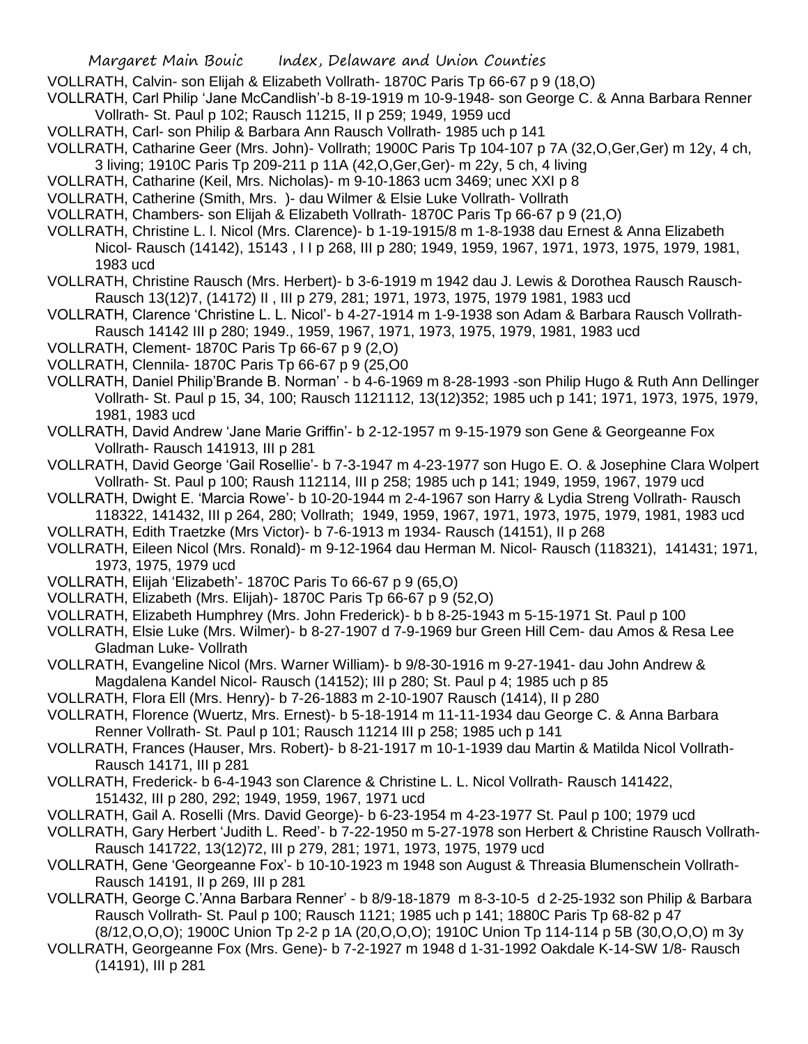VOLLRATH, Calvin- son Elijah & Elizabeth Vollrath- 1870C Paris Tp 66-67 p 9 (18,O)

VOLLRATH, Carl Philip 'Jane McCandlish'-b 8-19-1919 m 10-9-1948- son George C. & Anna Barbara Renner Vollrath- St. Paul p 102; Rausch 11215, II p 259; 1949, 1959 ucd

VOLLRATH, Carl- son Philip & Barbara Ann Rausch Vollrath- 1985 uch p 141

VOLLRATH, Catharine Geer (Mrs. John)- Vollrath; 1900C Paris Tp 104-107 p 7A (32,O,Ger,Ger) m 12y, 4 ch, 3 living; 1910C Paris Tp 209-211 p 11A (42,O,Ger,Ger)- m 22y, 5 ch, 4 living

VOLLRATH, Catharine (Keil, Mrs. Nicholas)- m 9-10-1863 ucm 3469; unec XXI p 8

VOLLRATH, Catherine (Smith, Mrs. )- dau Wilmer & Elsie Luke Vollrath- Vollrath

VOLLRATH, Chambers- son Elijah & Elizabeth Vollrath- 1870C Paris Tp 66-67 p 9 (21,O)

VOLLRATH, Christine L. l. Nicol (Mrs. Clarence)- b 1-19-1915/8 m 1-8-1938 dau Ernest & Anna Elizabeth Nicol- Rausch (14142), 15143 , I I p 268, III p 280; 1949, 1959, 1967, 1971, 1973, 1975, 1979, 1981, 1983 ucd

VOLLRATH, Christine Rausch (Mrs. Herbert)- b 3-6-1919 m 1942 dau J. Lewis & Dorothea Rausch Rausch- Rausch 13(12)7, (14172) II , III p 279, 281; 1971, 1973, 1975, 1979 1981, 1983 ucd

VOLLRATH, Clarence 'Christine L. L. Nicol'- b 4-27-1914 m 1-9-1938 son Adam & Barbara Rausch Vollrath- Rausch 14142 III p 280; 1949., 1959, 1967, 1971, 1973, 1975, 1979, 1981, 1983 ucd

VOLLRATH, Clement- 1870C Paris Tp 66-67 p 9 (2,O)

VOLLRATH, Clennila- 1870C Paris Tp 66-67 p 9 (25,O0

VOLLRATH, Daniel Philip'Brande B. Norman' - b 4-6-1969 m 8-28-1993 -son Philip Hugo & Ruth Ann Dellinger Vollrath- St. Paul p 15, 34, 100; Rausch 1121112, 13(12)352; 1985 uch p 141; 1971, 1973, 1975, 1979, 1981, 1983 ucd

VOLLRATH, David Andrew 'Jane Marie Griffin'- b 2-12-1957 m 9-15-1979 son Gene & Georgeanne Fox Vollrath- Rausch 141913, III p 281

VOLLRATH, David George 'Gail Rosellie'- b 7-3-1947 m 4-23-1977 son Hugo E. O. & Josephine Clara Wolpert Vollrath- St. Paul p 100; Raush 112114, III p 258; 1985 uch p 141; 1949, 1959, 1967, 1979 ucd

VOLLRATH, Dwight E. 'Marcia Rowe'- b 10-20-1944 m 2-4-1967 son Harry & Lydia Streng Vollrath- Rausch 118322, 141432, III p 264, 280; Vollrath; 1949, 1959, 1967, 1971, 1973, 1975, 1979, 1981, 1983 ucd

VOLLRATH, Edith Traetzke (Mrs Victor)- b 7-6-1913 m 1934- Rausch (14151), II p 268

VOLLRATH, Eileen Nicol (Mrs. Ronald)- m 9-12-1964 dau Herman M. Nicol- Rausch (118321), 141431; 1971, 1973, 1975, 1979 ucd

VOLLRATH, Elijah 'Elizabeth'- 1870C Paris To 66-67 p 9 (65,O)

VOLLRATH, Elizabeth (Mrs. Elijah)- 1870C Paris Tp 66-67 p 9 (52,O)

VOLLRATH, Elizabeth Humphrey (Mrs. John Frederick)- b b 8-25-1943 m 5-15-1971 St. Paul p 100

VOLLRATH, Elsie Luke (Mrs. Wilmer)- b 8-27-1907 d 7-9-1969 bur Green Hill Cem- dau Amos & Resa Lee Gladman Luke- Vollrath

VOLLRATH, Evangeline Nicol (Mrs. Warner William)- b 9/8-30-1916 m 9-27-1941- dau John Andrew & Magdalena Kandel Nicol- Rausch (14152); III p 280; St. Paul p 4; 1985 uch p 85

VOLLRATH, Flora Ell (Mrs. Henry)- b 7-26-1883 m 2-10-1907 Rausch (1414), II p 280

VOLLRATH, Florence (Wuertz, Mrs. Ernest)- b 5-18-1914 m 11-11-1934 dau George C. & Anna Barbara Renner Vollrath- St. Paul p 101; Rausch 11214 III p 258; 1985 uch p 141

VOLLRATH, Frances (Hauser, Mrs. Robert)- b 8-21-1917 m 10-1-1939 dau Martin & Matilda Nicol Vollrath- Rausch 14171, III p 281

VOLLRATH, Frederick- b 6-4-1943 son Clarence & Christine L. L. Nicol Vollrath- Rausch 141422, 151432, III p 280, 292; 1949, 1959, 1967, 1971 ucd

VOLLRATH, Gail A. Roselli (Mrs. David George)- b 6-23-1954 m 4-23-1977 St. Paul p 100; 1979 ucd

VOLLRATH, Gary Herbert 'Judith L. Reed'- b 7-22-1950 m 5-27-1978 son Herbert & Christine Rausch Vollrath- Rausch 141722, 13(12)72, III p 279, 281; 1971, 1973, 1975, 1979 ucd

VOLLRATH, Gene 'Georgeanne Fox'- b 10-10-1923 m 1948 son August & Threasia Blumenschein Vollrath- Rausch 14191, II p 269, III p 281

VOLLRATH, George C.'Anna Barbara Renner' - b 8/9-18-1879 m 8-3-10-5 d 2-25-1932 son Philip & Barbara Rausch Vollrath- St. Paul p 100; Rausch 1121; 1985 uch p 141; 1880C Paris Tp 68-82 p 47 (8/12,O,O,O); 1900C Union Tp 2-2 p 1A (20,O,O,O); 1910C Union Tp 114-114 p 5B (30,O,O,O) m 3y

VOLLRATH, Georgeanne Fox (Mrs. Gene)- b 7-2-1927 m 1948 d 1-31-1992 Oakdale K-14-SW 1/8- Rausch (14191), III p 281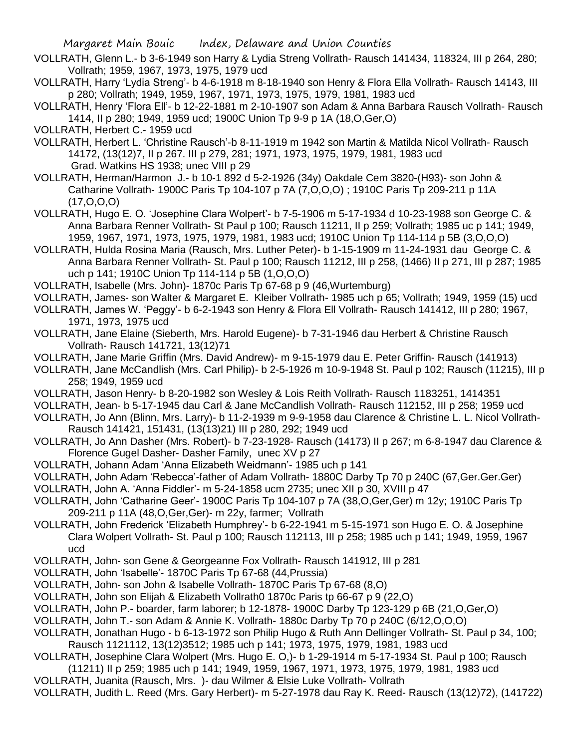VOLLRATH, Glenn L.- b 3-6-1949 son Harry & Lydia Streng Vollrath- Rausch 141434, 118324, III p 264, 280; Vollrath; 1959, 1967, 1973, 1975, 1979 ucd

VOLLRATH, Harry 'Lydia Streng'- b 4-6-1918 m 8-18-1940 son Henry & Flora Ella Vollrath- Rausch 14143, III p 280; Vollrath; 1949, 1959, 1967, 1971, 1973, 1975, 1979, 1981, 1983 ucd

VOLLRATH, Henry 'Flora Ell'- b 12-22-1881 m 2-10-1907 son Adam & Anna Barbara Rausch Vollrath- Rausch 1414, II p 280; 1949, 1959 ucd; 1900C Union Tp 9-9 p 1A (18,O,Ger,O)

VOLLRATH, Herbert C.- 1959 ucd

VOLLRATH, Herbert L. 'Christine Rausch'-b 8-11-1919 m 1942 son Martin & Matilda Nicol Vollrath- Rausch 14172, (13(12)7, II p 267. III p 279, 281; 1971, 1973, 1975, 1979, 1981, 1983 ucd
Grad. Watkins HS 1938; unec VIII p 29

VOLLRATH, Herman/Harmon J.- b 10-1 892 d 5-2-1926 (34y) Oakdale Cem 3820-(H93)- son John & Catharine Vollrath- 1900C Paris Tp 104-107 p 7A (7,O,O,O) ; 1910C Paris Tp 209-211 p 11A (17,O,O,O)

VOLLRATH, Hugo E. O. 'Josephine Clara Wolpert'- b 7-5-1906 m 5-17-1934 d 10-23-1988 son George C. & Anna Barbara Renner Vollrath- St Paul p 100; Rausch 11211, II p 259; Vollrath; 1985 uc p 141; 1949, 1959, 1967, 1971, 1973, 1975, 1979, 1981, 1983 ucd; 1910C Union Tp 114-114 p 5B (3,O,O,O)

VOLLRATH, Hulda Rosina Maria (Rausch, Mrs. Luther Peter)- b 1-15-1909 m 11-24-1931 dau George C. & Anna Barbara Renner Vollrath- St. Paul p 100; Rausch 11212, III p 258, (1466) II p 271, III p 287; 1985 uch p 141; 1910C Union Tp 114-114 p 5B (1,O,O,O)

VOLLRATH, Isabelle (Mrs. John)- 1870c Paris Tp 67-68 p 9 (46,Wurtemburg)

VOLLRATH, James- son Walter & Margaret E. Kleiber Vollrath- 1985 uch p 65; Vollrath; 1949, 1959 (15) ucd

VOLLRATH, James W. 'Peggy'- b 6-2-1943 son Henry & Flora Ell Vollrath- Rausch 141412, III p 280; 1967, 1971, 1973, 1975 ucd

VOLLRATH, Jane Elaine (Sieberth, Mrs. Harold Eugene)- b 7-31-1946 dau Herbert & Christine Rausch Vollrath- Rausch 141721, 13(12)71

VOLLRATH, Jane Marie Griffin (Mrs. David Andrew)- m 9-15-1979 dau E. Peter Griffin- Rausch (141913)

VOLLRATH, Jane McCandlish (Mrs. Carl Philip)- b 2-5-1926 m 10-9-1948 St. Paul p 102; Rausch (11215), III p 258; 1949, 1959 ucd

VOLLRATH, Jason Henry- b 8-20-1982 son Wesley & Lois Reith Vollrath- Rausch 1183251, 1414351

VOLLRATH, Jean- b 5-17-1945 dau Carl & Jane McCandlish Vollrath- Rausch 112152, III p 258; 1959 ucd

VOLLRATH, Jo Ann (Blinn, Mrs. Larry)- b 11-2-1939 m 9-9-1958 dau Clarence & Christine L. L. Nicol Vollrath- Rausch 141421, 151431, (13(13)21) III p 280, 292; 1949 ucd

VOLLRATH, Jo Ann Dasher (Mrs. Robert)- b 7-23-1928- Rausch (14173) II p 267; m 6-8-1947 dau Clarence & Florence Gugel Dasher- Dasher Family, unec XV p 27

VOLLRATH, Johann Adam 'Anna Elizabeth Weidmann'- 1985 uch p 141

VOLLRATH, John Adam 'Rebecca'-father of Adam Vollrath- 1880C Darby Tp 70 p 240C (67,Ger.Ger.Ger)

VOLLRATH, John A. 'Anna Fiddler'- m 5-24-1858 ucm 2735; unec XII p 30, XVIII p 47

VOLLRATH, John 'Catharine Geer'- 1900C Paris Tp 104-107 p 7A (38,O,Ger,Ger) m 12y; 1910C Paris Tp 209-211 p 11A (48,O,Ger,Ger)- m 22y, farmer; Vollrath

VOLLRATH, John Frederick 'Elizabeth Humphrey'- b 6-22-1941 m 5-15-1971 son Hugo E. O. & Josephine Clara Wolpert Vollrath- St. Paul p 100; Rausch 112113, III p 258; 1985 uch p 141; 1949, 1959, 1967 ucd

VOLLRATH, John- son Gene & Georgeanne Fox Vollrath- Rausch 141912, III p 281

VOLLRATH, John 'Isabelle'- 1870C Paris Tp 67-68 (44,Prussia)

VOLLRATH, John- son John & Isabelle Vollrath- 1870C Paris Tp 67-68 (8,O)

VOLLRATH, John son Elijah & Elizabeth Vollrath0 1870c Paris tp 66-67 p 9 (22,O)

VOLLRATH, John P.- boarder, farm laborer; b 12-1878- 1900C Darby Tp 123-129 p 6B (21,O,Ger,O)

VOLLRATH, John T.- son Adam & Annie K. Vollrath- 1880c Darby Tp 70 p 240C (6/12,O,O,O)

VOLLRATH, Jonathan Hugo - b 6-13-1972 son Philip Hugo & Ruth Ann Dellinger Vollrath- St. Paul p 34, 100; Rausch 1121112, 13(12)3512; 1985 uch p 141; 1973, 1975, 1979, 1981, 1983 ucd

VOLLRATH, Josephine Clara Wolpert (Mrs. Hugo E. O,)- b 1-29-1914 m 5-17-1934 St. Paul p 100; Rausch (11211) II p 259; 1985 uch p 141; 1949, 1959, 1967, 1971, 1973, 1975, 1979, 1981, 1983 ucd

VOLLRATH, Juanita (Rausch, Mrs. )- dau Wilmer & Elsie Luke Vollrath- Vollrath

VOLLRATH, Judith L. Reed (Mrs. Gary Herbert)- m 5-27-1978 dau Ray K. Reed- Rausch (13(12)72), (141722)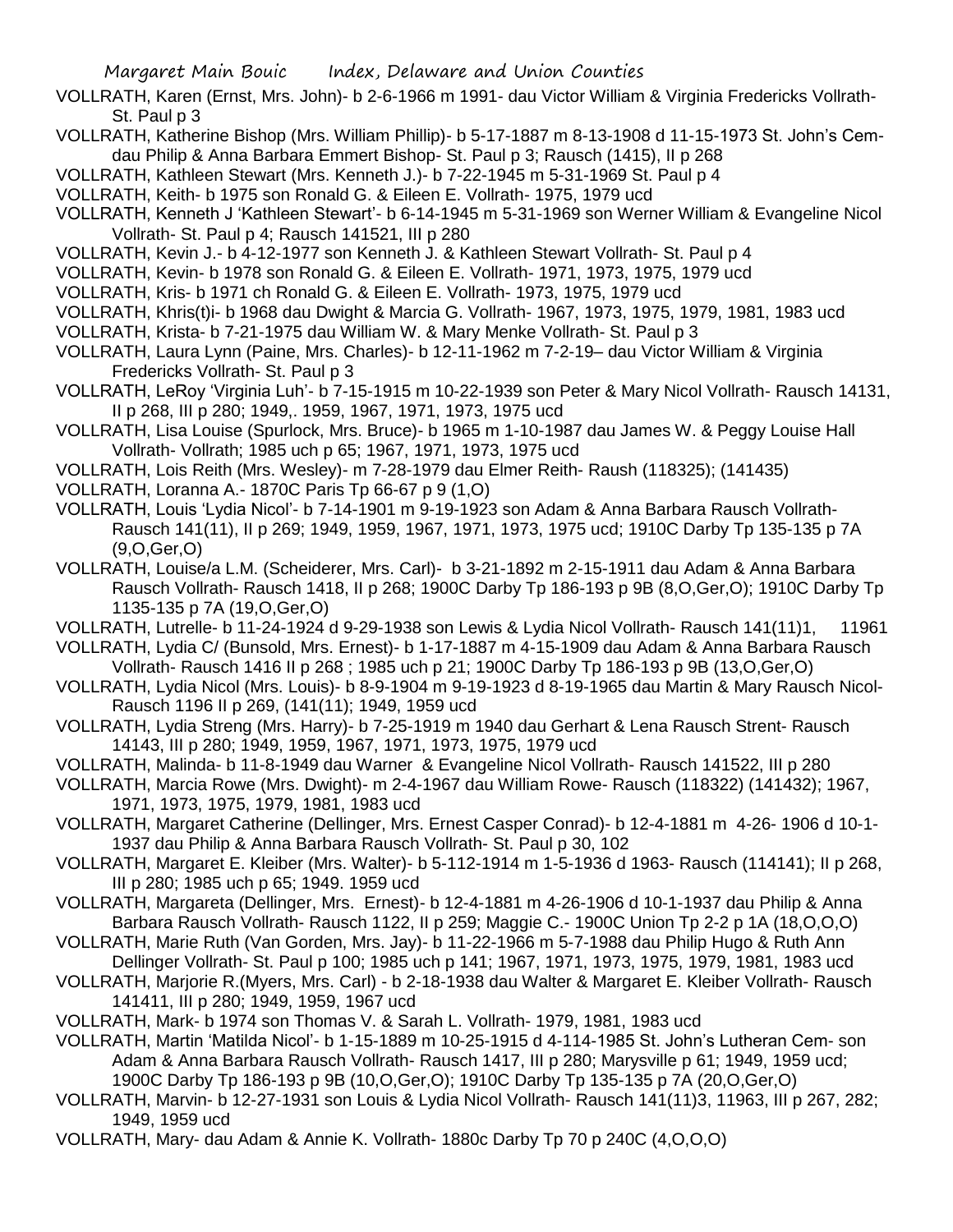VOLLRATH, Karen (Ernst, Mrs. John)- b 2-6-1966 m 1991- dau Victor William & Virginia Fredericks Vollrath- St. Paul p 3

VOLLRATH, Katherine Bishop (Mrs. William Phillip)- b 5-17-1887 m 8-13-1908 d 11-15-1973 St. John's Cem- dau Philip & Anna Barbara Emmert Bishop- St. Paul p 3; Rausch (1415), II p 268

VOLLRATH, Kathleen Stewart (Mrs. Kenneth J.)- b 7-22-1945 m 5-31-1969 St. Paul p 4

VOLLRATH, Keith- b 1975 son Ronald G. & Eileen E. Vollrath- 1975, 1979 ucd

VOLLRATH, Kenneth J 'Kathleen Stewart'- b 6-14-1945 m 5-31-1969 son Werner William & Evangeline Nicol Vollrath- St. Paul p 4; Rausch 141521, III p 280

VOLLRATH, Kevin J.- b 4-12-1977 son Kenneth J. & Kathleen Stewart Vollrath- St. Paul p 4

VOLLRATH, Kevin- b 1978 son Ronald G. & Eileen E. Vollrath- 1971, 1973, 1975, 1979 ucd

VOLLRATH, Kris- b 1971 ch Ronald G. & Eileen E. Vollrath- 1973, 1975, 1979 ucd

VOLLRATH, Khris(t)i- b 1968 dau Dwight & Marcia G. Vollrath- 1967, 1973, 1975, 1979, 1981, 1983 ucd

VOLLRATH, Krista- b 7-21-1975 dau William W. & Mary Menke Vollrath- St. Paul p 3

VOLLRATH, Laura Lynn (Paine, Mrs. Charles)- b 12-11-1962 m 7-2-19– dau Victor William & Virginia Fredericks Vollrath- St. Paul p 3

VOLLRATH, LeRoy 'Virginia Luh'- b 7-15-1915 m 10-22-1939 son Peter & Mary Nicol Vollrath- Rausch 14131, II p 268, III p 280; 1949,. 1959, 1967, 1971, 1973, 1975 ucd

VOLLRATH, Lisa Louise (Spurlock, Mrs. Bruce)- b 1965 m 1-10-1987 dau James W. & Peggy Louise Hall Vollrath- Vollrath; 1985 uch p 65; 1967, 1971, 1973, 1975 ucd

VOLLRATH, Lois Reith (Mrs. Wesley)- m 7-28-1979 dau Elmer Reith- Raush (118325); (141435)

VOLLRATH, Loranna A.- 1870C Paris Tp 66-67 p 9 (1,O)

VOLLRATH, Louis 'Lydia Nicol'- b 7-14-1901 m 9-19-1923 son Adam & Anna Barbara Rausch Vollrath- Rausch 141(11), II p 269; 1949, 1959, 1967, 1971, 1973, 1975 ucd; 1910C Darby Tp 135-135 p 7A (9,O,Ger,O)

VOLLRATH, Louise/a L.M. (Scheiderer, Mrs. Carl)- b 3-21-1892 m 2-15-1911 dau Adam & Anna Barbara Rausch Vollrath- Rausch 1418, II p 268; 1900C Darby Tp 186-193 p 9B (8,O,Ger,O); 1910C Darby Tp 1135-135 p 7A (19,O,Ger,O)

VOLLRATH, Lutrelle- b 11-24-1924 d 9-29-1938 son Lewis & Lydia Nicol Vollrath- Rausch 141(11)1, 11961

VOLLRATH, Lydia C/ (Bunsold, Mrs. Ernest)- b 1-17-1887 m 4-15-1909 dau Adam & Anna Barbara Rausch Vollrath- Rausch 1416 II p 268 ; 1985 uch p 21; 1900C Darby Tp 186-193 p 9B (13,O,Ger,O)

VOLLRATH, Lydia Nicol (Mrs. Louis)- b 8-9-1904 m 9-19-1923 d 8-19-1965 dau Martin & Mary Rausch Nicol- Rausch 1196 II p 269, (141(11); 1949, 1959 ucd

VOLLRATH, Lydia Streng (Mrs. Harry)- b 7-25-1919 m 1940 dau Gerhart & Lena Rausch Strent- Rausch 14143, III p 280; 1949, 1959, 1967, 1971, 1973, 1975, 1979 ucd

VOLLRATH, Malinda- b 11-8-1949 dau Warner & Evangeline Nicol Vollrath- Rausch 141522, III p 280

VOLLRATH, Marcia Rowe (Mrs. Dwight)- m 2-4-1967 dau William Rowe- Rausch (118322) (141432); 1967, 1971, 1973, 1975, 1979, 1981, 1983 ucd

VOLLRATH, Margaret Catherine (Dellinger, Mrs. Ernest Casper Conrad)- b 12-4-1881 m 4-26- 1906 d 10-1-1937 dau Philip & Anna Barbara Rausch Vollrath- St. Paul p 30, 102

VOLLRATH, Margaret E. Kleiber (Mrs. Walter)- b 5-112-1914 m 1-5-1936 d 1963- Rausch (114141); II p 268, III p 280; 1985 uch p 65; 1949. 1959 ucd

VOLLRATH, Margareta (Dellinger, Mrs. Ernest)- b 12-4-1881 m 4-26-1906 d 10-1-1937 dau Philip & Anna Barbara Rausch Vollrath- Rausch 1122, II p 259; Maggie C.- 1900C Union Tp 2-2 p 1A (18,O,O,O)

VOLLRATH, Marie Ruth (Van Gorden, Mrs. Jay)- b 11-22-1966 m 5-7-1988 dau Philip Hugo & Ruth Ann Dellinger Vollrath- St. Paul p 100; 1985 uch p 141; 1967, 1971, 1973, 1975, 1979, 1981, 1983 ucd

VOLLRATH, Marjorie R.(Myers, Mrs. Carl) - b 2-18-1938 dau Walter & Margaret E. Kleiber Vollrath- Rausch 141411, III p 280; 1949, 1959, 1967 ucd

VOLLRATH, Mark- b 1974 son Thomas V. & Sarah L. Vollrath- 1979, 1981, 1983 ucd

VOLLRATH, Martin 'Matilda Nicol'- b 1-15-1889 m 10-25-1915 d 4-114-1985 St. John's Lutheran Cem- son Adam & Anna Barbara Rausch Vollrath- Rausch 1417, III p 280; Marysville p 61; 1949, 1959 ucd; 1900C Darby Tp 186-193 p 9B (10,O,Ger,O); 1910C Darby Tp 135-135 p 7A (20,O,Ger,O)

VOLLRATH, Marvin- b 12-27-1931 son Louis & Lydia Nicol Vollrath- Rausch 141(11)3, 11963, III p 267, 282; 1949, 1959 ucd

VOLLRATH, Mary- dau Adam & Annie K. Vollrath- 1880c Darby Tp 70 p 240C (4,O,O,O)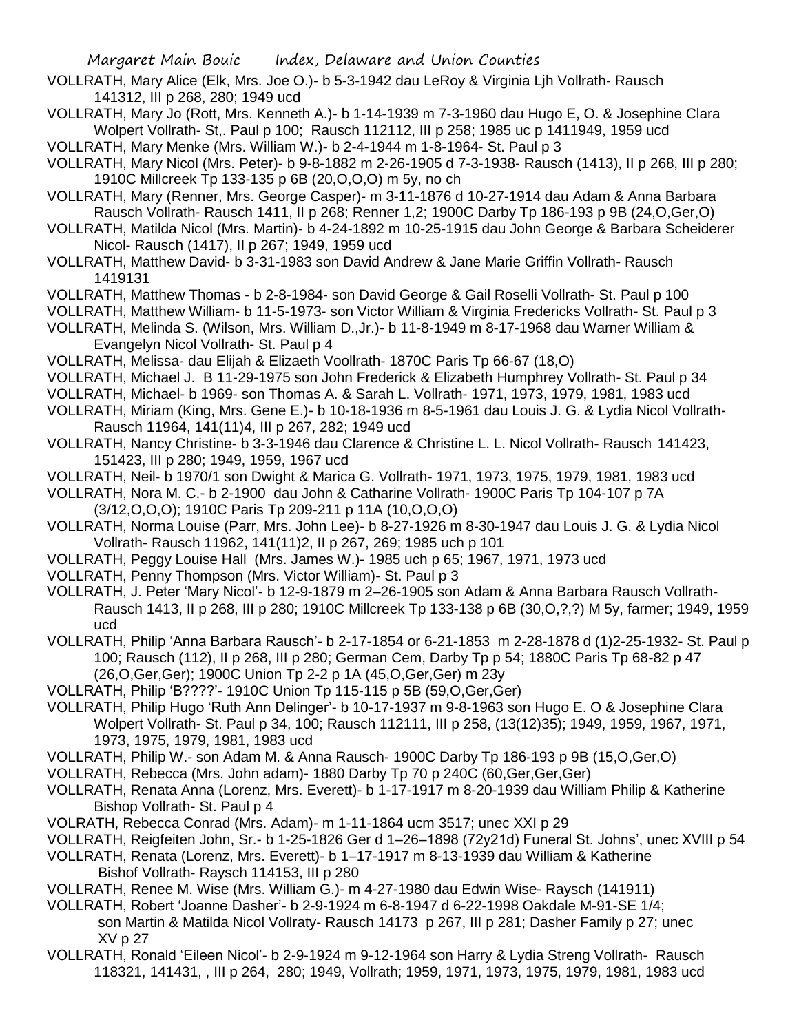VOLLRATH, Mary Alice (Elk, Mrs. Joe O.)- b 5-3-1942 dau LeRoy & Virginia Ljh Vollrath- Rausch 141312, III p 268, 280; 1949 ucd

VOLLRATH, Mary Jo (Rott, Mrs. Kenneth A.)- b 1-14-1939 m 7-3-1960 dau Hugo E, O. & Josephine Clara Wolpert Vollrath- St,. Paul p 100; Rausch 112112, III p 258; 1985 uc p 1411949, 1959 ucd

VOLLRATH, Mary Menke (Mrs. William W.)- b 2-4-1944 m 1-8-1964- St. Paul p 3

VOLLRATH, Mary Nicol (Mrs. Peter)- b 9-8-1882 m 2-26-1905 d 7-3-1938- Rausch (1413), II p 268, III p 280; 1910C Millcreek Tp 133-135 p 6B (20,O,O,O) m 5y, no ch

VOLLRATH, Mary (Renner, Mrs. George Casper)- m 3-11-1876 d 10-27-1914 dau Adam & Anna Barbara Rausch Vollrath- Rausch 1411, II p 268; Renner 1,2; 1900C Darby Tp 186-193 p 9B (24,O,Ger,O)

VOLLRATH, Matilda Nicol (Mrs. Martin)- b 4-24-1892 m 10-25-1915 dau John George & Barbara Scheiderer Nicol- Rausch (1417), II p 267; 1949, 1959 ucd

VOLLRATH, Matthew David- b 3-31-1983 son David Andrew & Jane Marie Griffin Vollrath- Rausch 1419131

VOLLRATH, Matthew Thomas - b 2-8-1984- son David George & Gail Roselli Vollrath- St. Paul p 100

VOLLRATH, Matthew William- b 11-5-1973- son Victor William & Virginia Fredericks Vollrath- St. Paul p 3

VOLLRATH, Melinda S. (Wilson, Mrs. William D.,Jr.)- b 11-8-1949 m 8-17-1968 dau Warner William & Evangelyn Nicol Vollrath- St. Paul p 4

VOLLRATH, Melissa- dau Elijah & Elizaeth Voollrath- 1870C Paris Tp 66-67 (18,O)

VOLLRATH, Michael J. B 11-29-1975 son John Frederick & Elizabeth Humphrey Vollrath- St. Paul p 34

VOLLRATH, Michael- b 1969- son Thomas A. & Sarah L. Vollrath- 1971, 1973, 1979, 1981, 1983 ucd

VOLLRATH, Miriam (King, Mrs. Gene E.)- b 10-18-1936 m 8-5-1961 dau Louis J. G. & Lydia Nicol Vollrath- Rausch 11964, 141(11)4, III p 267, 282; 1949 ucd

VOLLRATH, Nancy Christine- b 3-3-1946 dau Clarence & Christine L. L. Nicol Vollrath- Rausch 141423, 151423, III p 280; 1949, 1959, 1967 ucd

VOLLRATH, Neil- b 1970/1 son Dwight & Marica G. Vollrath- 1971, 1973, 1975, 1979, 1981, 1983 ucd

VOLLRATH, Nora M. C.- b 2-1900 dau John & Catharine Vollrath- 1900C Paris Tp 104-107 p 7A (3/12,O,O,O); 1910C Paris Tp 209-211 p 11A (10,O,O,O)

VOLLRATH, Norma Louise (Parr, Mrs. John Lee)- b 8-27-1926 m 8-30-1947 dau Louis J. G. & Lydia Nicol Vollrath- Rausch 11962, 141(11)2, II p 267, 269; 1985 uch p 101

VOLLRATH, Peggy Louise Hall (Mrs. James W.)- 1985 uch p 65; 1967, 1971, 1973 ucd

VOLLRATH, Penny Thompson (Mrs. Victor William)- St. Paul p 3

VOLLRATH, J. Peter 'Mary Nicol'- b 12-9-1879 m 2–26-1905 son Adam & Anna Barbara Rausch Vollrath- Rausch 1413, II p 268, III p 280; 1910C Millcreek Tp 133-138 p 6B (30,O,?,?) M 5y, farmer; 1949, 1959 ucd

VOLLRATH, Philip 'Anna Barbara Rausch'- b 2-17-1854 or 6-21-1853 m 2-28-1878 d (1)2-25-1932- St. Paul p 100; Rausch (112), II p 268, III p 280; German Cem, Darby Tp p 54; 1880C Paris Tp 68-82 p 47 (26,O,Ger,Ger); 1900C Union Tp 2-2 p 1A (45,O,Ger,Ger) m 23y

VOLLRATH, Philip 'B????'- 1910C Union Tp 115-115 p 5B (59,O,Ger,Ger)

VOLLRATH, Philip Hugo 'Ruth Ann Delinger'- b 10-17-1937 m 9-8-1963 son Hugo E. O & Josephine Clara Wolpert Vollrath- St. Paul p 34, 100; Rausch 112111, III p 258, (13(12)35); 1949, 1959, 1967, 1971, 1973, 1975, 1979, 1981, 1983 ucd

VOLLRATH, Philip W.- son Adam M. & Anna Rausch- 1900C Darby Tp 186-193 p 9B (15,O,Ger,O)

VOLLRATH, Rebecca (Mrs. John adam)- 1880 Darby Tp 70 p 240C (60,Ger,Ger,Ger)

VOLLRATH, Renata Anna (Lorenz, Mrs. Everett)- b 1-17-1917 m 8-20-1939 dau William Philip & Katherine Bishop Vollrath- St. Paul p 4

VOLRATH, Rebecca Conrad (Mrs. Adam)- m 1-11-1864 ucm 3517; unec XXI p 29

VOLLRATH, Reigfeiten John, Sr.- b 1-25-1826 Ger d 1–26–1898 (72y21d) Funeral St. Johns', unec XVIII p 54

VOLLRATH, Renata (Lorenz, Mrs. Everett)- b 1–17-1917 m 8-13-1939 dau William & Katherine Bishof Vollrath- Raysch 114153, III p 280

VOLLRATH, Renee M. Wise (Mrs. William G.)- m 4-27-1980 dau Edwin Wise- Raysch (141911)

VOLLRATH, Robert 'Joanne Dasher'- b 2-9-1924 m 6-8-1947 d 6-22-1998 Oakdale M-91-SE 1/4; son Martin & Matilda Nicol Vollraty- Rausch 14173 p 267, III p 281; Dasher Family p 27; unec XV p 27

VOLLRATH, Ronald 'Eileen Nicol'- b 2-9-1924 m 9-12-1964 son Harry & Lydia Streng Vollrath- Rausch 118321, 141431, , III p 264, 280; 1949, Vollrath; 1959, 1971, 1973, 1975, 1979, 1981, 1983 ucd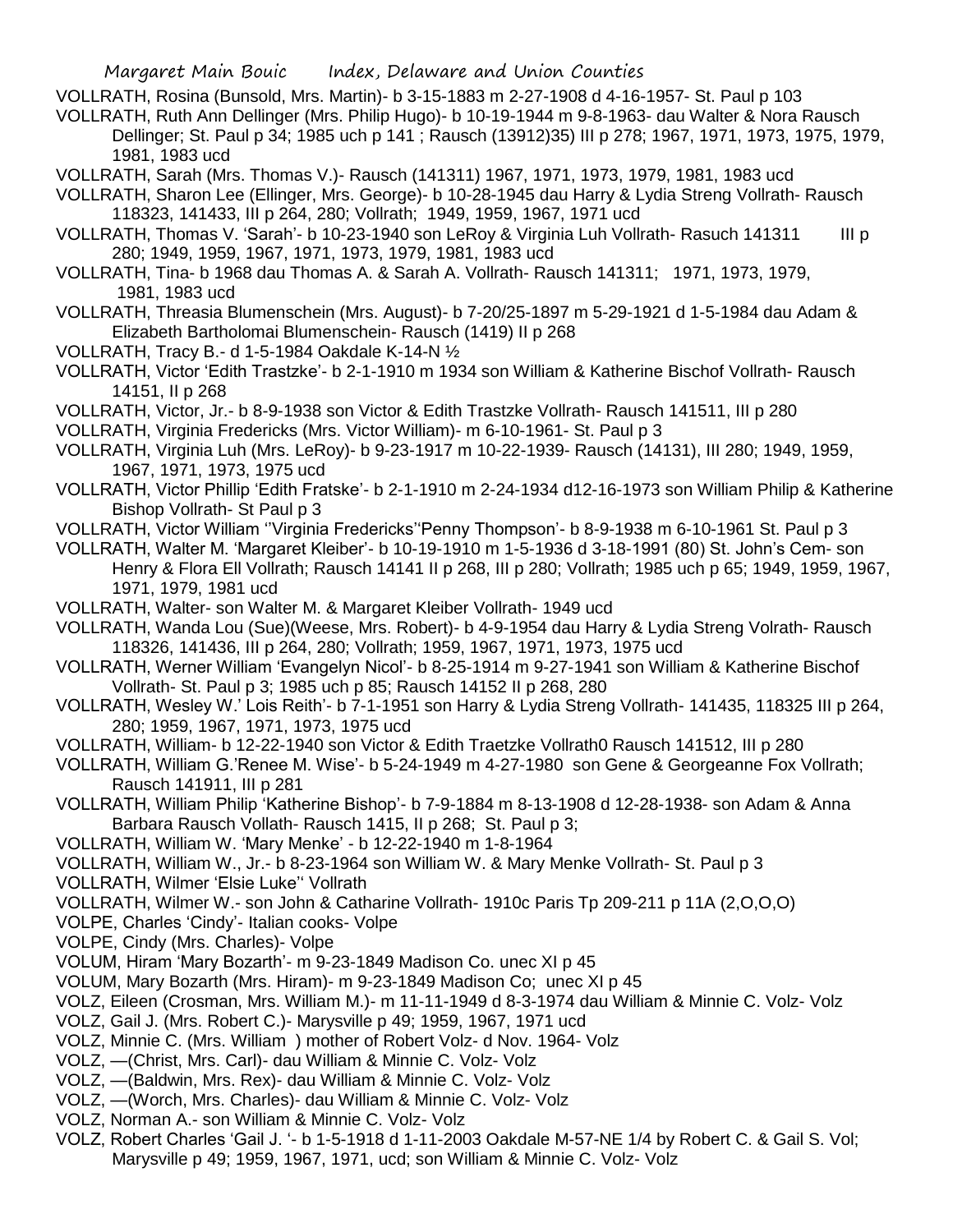VOLLRATH, Rosina (Bunsold, Mrs. Martin)- b 3-15-1883 m 2-27-1908 d 4-16-1957- St. Paul p 103

VOLLRATH, Ruth Ann Dellinger (Mrs. Philip Hugo)- b 10-19-1944 m 9-8-1963- dau Walter & Nora Rausch Dellinger; St. Paul p 34; 1985 uch p 141 ; Rausch (13912)35) III p 278; 1967, 1971, 1973, 1975, 1979, 1981, 1983 ucd

VOLLRATH, Sarah (Mrs. Thomas V.)- Rausch (141311) 1967, 1971, 1973, 1979, 1981, 1983 ucd

VOLLRATH, Sharon Lee (Ellinger, Mrs. George)- b 10-28-1945 dau Harry & Lydia Streng Vollrath- Rausch 118323, 141433, III p 264, 280; Vollrath; 1949, 1959, 1967, 1971 ucd

VOLLRATH, Thomas V. 'Sarah'- b 10-23-1940 son LeRoy & Virginia Luh Vollrath- Rasuch 141311 III p 280; 1949, 1959, 1967, 1971, 1973, 1979, 1981, 1983 ucd

VOLLRATH, Tina- b 1968 dau Thomas A. & Sarah A. Vollrath- Rausch 141311; 1971, 1973, 1979, 1981, 1983 ucd

VOLLRATH, Threasia Blumenschein (Mrs. August)- b 7-20/25-1897 m 5-29-1921 d 1-5-1984 dau Adam & Elizabeth Bartholomai Blumenschein- Rausch (1419) II p 268

VOLLRATH, Tracy B.- d 1-5-1984 Oakdale K-14-N ½

VOLLRATH, Victor 'Edith Trastzke'- b 2-1-1910 m 1934 son William & Katherine Bischof Vollrath- Rausch 14151, II p 268

VOLLRATH, Victor, Jr.- b 8-9-1938 son Victor & Edith Trastzke Vollrath- Rausch 141511, III p 280

VOLLRATH, Virginia Fredericks (Mrs. Victor William)- m 6-10-1961- St. Paul p 3

VOLLRATH, Virginia Luh (Mrs. LeRoy)- b 9-23-1917 m 10-22-1939- Rausch (14131), III 280; 1949, 1959, 1967, 1971, 1973, 1975 ucd

VOLLRATH, Victor Phillip 'Edith Fratske'- b 2-1-1910 m 2-24-1934 d12-16-1973 son William Philip & Katherine Bishop Vollrath- St Paul p 3

VOLLRATH, Victor William ''Virginia Fredericks''Penny Thompson'- b 8-9-1938 m 6-10-1961 St. Paul p 3

VOLLRATH, Walter M. 'Margaret Kleiber'- b 10-19-1910 m 1-5-1936 d 3-18-1991 (80) St. John's Cem- son Henry & Flora Ell Vollrath; Rausch 14141 II p 268, III p 280; Vollrath; 1985 uch p 65; 1949, 1959, 1967, 1971, 1979, 1981 ucd

VOLLRATH, Walter- son Walter M. & Margaret Kleiber Vollrath- 1949 ucd

VOLLRATH, Wanda Lou (Sue)(Weese, Mrs. Robert)- b 4-9-1954 dau Harry & Lydia Streng Volrath- Rausch 118326, 141436, III p 264, 280; Vollrath; 1959, 1967, 1971, 1973, 1975 ucd

VOLLRATH, Werner William 'Evangelyn Nicol'- b 8-25-1914 m 9-27-1941 son William & Katherine Bischof Vollrath- St. Paul p 3; 1985 uch p 85; Rausch 14152 II p 268, 280

VOLLRATH, Wesley W.' Lois Reith'- b 7-1-1951 son Harry & Lydia Streng Vollrath- 141435, 118325 III p 264, 280; 1959, 1967, 1971, 1973, 1975 ucd

VOLLRATH, William- b 12-22-1940 son Victor & Edith Traetzke Vollrath0 Rausch 141512, III p 280

VOLLRATH, William G.'Renee M. Wise'- b 5-24-1949 m 4-27-1980 son Gene & Georgeanne Fox Vollrath; Rausch 141911, III p 281

VOLLRATH, William Philip 'Katherine Bishop'- b 7-9-1884 m 8-13-1908 d 12-28-1938- son Adam & Anna Barbara Rausch Vollath- Rausch 1415, II p 268; St. Paul p 3;

VOLLRATH, William W. 'Mary Menke' - b 12-22-1940 m 1-8-1964

VOLLRATH, William W., Jr.- b 8-23-1964 son William W. & Mary Menke Vollrath- St. Paul p 3

VOLLRATH, Wilmer 'Elsie Luke'' Vollrath

VOLLRATH, Wilmer W.- son John & Catharine Vollrath- 1910c Paris Tp 209-211 p 11A (2,O,O,O)

VOLPE, Charles 'Cindy'- Italian cooks- Volpe

VOLPE, Cindy (Mrs. Charles)- Volpe

VOLUM, Hiram 'Mary Bozarth'- m 9-23-1849 Madison Co. unec XI p 45

VOLUM, Mary Bozarth (Mrs. Hiram)- m 9-23-1849 Madison Co; unec XI p 45

VOLZ, Eileen (Crosman, Mrs. William M.)- m 11-11-1949 d 8-3-1974 dau William & Minnie C. Volz- Volz

VOLZ, Gail J. (Mrs. Robert C.)- Marysville p 49; 1959, 1967, 1971 ucd

VOLZ, Minnie C. (Mrs. William ) mother of Robert Volz- d Nov. 1964- Volz

VOLZ, —(Christ, Mrs. Carl)- dau William & Minnie C. Volz- Volz

VOLZ, —(Baldwin, Mrs. Rex)- dau William & Minnie C. Volz- Volz

VOLZ, —(Worch, Mrs. Charles)- dau William & Minnie C. Volz- Volz

VOLZ, Norman A.- son William & Minnie C. Volz- Volz

VOLZ, Robert Charles 'Gail J. '- b 1-5-1918 d 1-11-2003 Oakdale M-57-NE 1/4 by Robert C. & Gail S. Vol; Marysville p 49; 1959, 1967, 1971, ucd; son William & Minnie C. Volz- Volz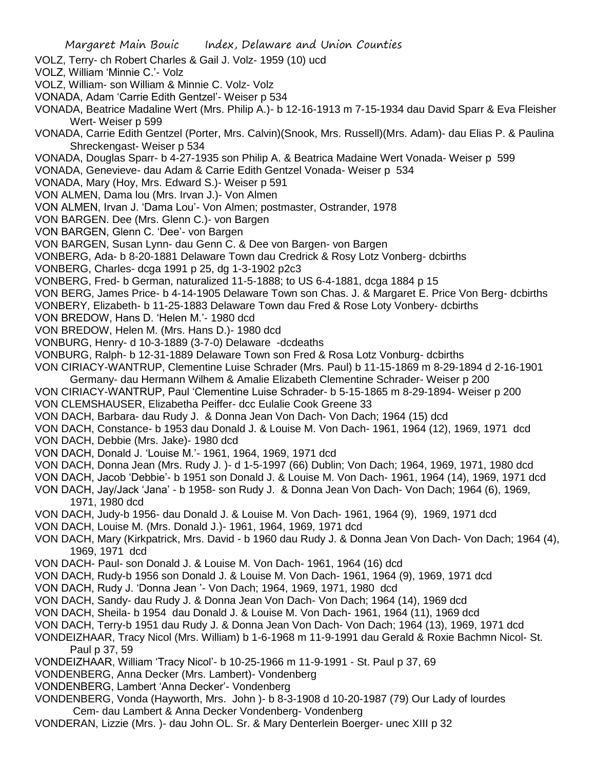VOLZ, Terry- ch Robert Charles & Gail J. Volz- 1959 (10) ucd
VOLZ, William 'Minnie C.'- Volz
VOLZ, William- son William & Minnie C. Volz- Volz
VONADA, Adam 'Carrie Edith Gentzel'- Weiser p 534
VONADA, Beatrice Madaline Wert (Mrs. Philip A.)- b 12-16-1913 m 7-15-1934 dau David Sparr & Eva Fleisher Wert- Weiser p 599
VONADA, Carrie Edith Gentzel (Porter, Mrs. Calvin)(Snook, Mrs. Russell)(Mrs. Adam)- dau Elias P. & Paulina Shreckengast- Weiser p 534
VONADA, Douglas Sparr- b 4-27-1935 son Philip A. & Beatrica Madaine Wert Vonada- Weiser p 599
VONADA, Genevieve- dau Adam & Carrie Edith Gentzel Vonada- Weiser p 534
VONADA, Mary (Hoy, Mrs. Edward S.)- Weiser p 591
VON ALMEN, Dama lou (Mrs. Irvan J.)- Von Almen
VON ALMEN, Irvan J. 'Dama Lou'- Von Almen; postmaster, Ostrander, 1978
VON BARGEN. Dee (Mrs. Glenn C.)- von Bargen
VON BARGEN, Glenn C. 'Dee'- von Bargen
VON BARGEN, Susan Lynn- dau Genn C. & Dee von Bargen- von Bargen
VONBERG, Ada- b 8-20-1881 Delaware Town dau Credrick & Rosy Lotz Vonberg- dcbirths
VONBERG, Charles- dcga 1991 p 25, dg 1-3-1902 p2c3
VONBERG, Fred- b German, naturalized 11-5-1888; to US 6-4-1881, dcga 1884 p 15
VON BERG, James Price- b 4-14-1905 Delaware Town son Chas. J. & Margaret E. Price Von Berg- dcbirths
VONBERY, Elizabeth- b 11-25-1883 Delaware Town dau Fred & Rose Loty Vonbery- dcbirths
VON BREDOW, Hans D. 'Helen M.'- 1980 dcd
VON BREDOW, Helen M. (Mrs. Hans D.)- 1980 dcd
VONBURG, Henry- d 10-3-1889 (3-7-0) Delaware -dcdeaths
VONBURG, Ralph- b 12-31-1889 Delaware Town son Fred & Rosa Lotz Vonburg- dcbirths
VON CIRIACY-WANTRUP, Clementine Luise Schrader (Mrs. Paul) b 11-15-1869 m 8-29-1894 d 2-16-1901 Germany- dau Hermann Wilhem & Amalie Elizabeth Clementine Schrader- Weiser p 200
VON CIRIACY-WANTRUP, Paul 'Clementine Luise Schrader- b 5-15-1865 m 8-29-1894- Weiser p 200
VON CLEMSHAUSER, Elizabetha Peiffer- dcc Eulalie Cook Greene 33
VON DACH, Barbara- dau Rudy J. & Donna Jean Von Dach- Von Dach; 1964 (15) dcd
VON DACH, Constance- b 1953 dau Donald J. & Louise M. Von Dach- 1961, 1964 (12), 1969, 1971 dcd
VON DACH, Debbie (Mrs. Jake)- 1980 dcd
VON DACH, Donald J. 'Louise M.'- 1961, 1964, 1969, 1971 dcd
VON DACH, Donna Jean (Mrs. Rudy J. )- d 1-5-1997 (66) Dublin; Von Dach; 1964, 1969, 1971, 1980 dcd
VON DACH, Jacob 'Debbie'- b 1951 son Donald J. & Louise M. Von Dach- 1961, 1964 (14), 1969, 1971 dcd
VON DACH, Jay/Jack 'Jana' - b 1958- son Rudy J. & Donna Jean Von Dach- Von Dach; 1964 (6), 1969, 1971, 1980 dcd
VON DACH, Judy-b 1956- dau Donald J. & Louise M. Von Dach- 1961, 1964 (9), 1969, 1971 dcd
VON DACH, Louise M. (Mrs. Donald J.)- 1961, 1964, 1969, 1971 dcd
VON DACH, Mary (Kirkpatrick, Mrs. David - b 1960 dau Rudy J. & Donna Jean Von Dach- Von Dach; 1964 (4), 1969, 1971 dcd
VON DACH- Paul- son Donald J. & Louise M. Von Dach- 1961, 1964 (16) dcd
VON DACH, Rudy-b 1956 son Donald J. & Louise M. Von Dach- 1961, 1964 (9), 1969, 1971 dcd
VON DACH, Rudy J. 'Donna Jean '- Von Dach; 1964, 1969, 1971, 1980 dcd
VON DACH, Sandy- dau Rudy J. & Donna Jean Von Dach- Von Dach; 1964 (14), 1969 dcd
VON DACH, Sheila- b 1954 dau Donald J. & Louise M. Von Dach- 1961, 1964 (11), 1969 dcd
VON DACH, Terry-b 1951 dau Rudy J. & Donna Jean Von Dach- Von Dach; 1964 (13), 1969, 1971 dcd
VONDEIZHAAR, Tracy Nicol (Mrs. William) b 1-6-1968 m 11-9-1991 dau Gerald & Roxie Bachmn Nicol- St. Paul p 37, 59
VONDEIZHAAR, William 'Tracy Nicol'- b 10-25-1966 m 11-9-1991 - St. Paul p 37, 69
VONDENBERG, Anna Decker (Mrs. Lambert)- Vondenberg
VONDENBERG, Lambert 'Anna Decker'- Vondenberg
VONDENBERG, Vonda (Hayworth, Mrs. John )- b 8-3-1908 d 10-20-1987 (79) Our Lady of lourdes Cem- dau Lambert & Anna Decker Vondenberg- Vondenberg
VONDERAN, Lizzie (Mrs. )- dau John OL. Sr. & Mary Denterlein Boerger- unec XIII p 32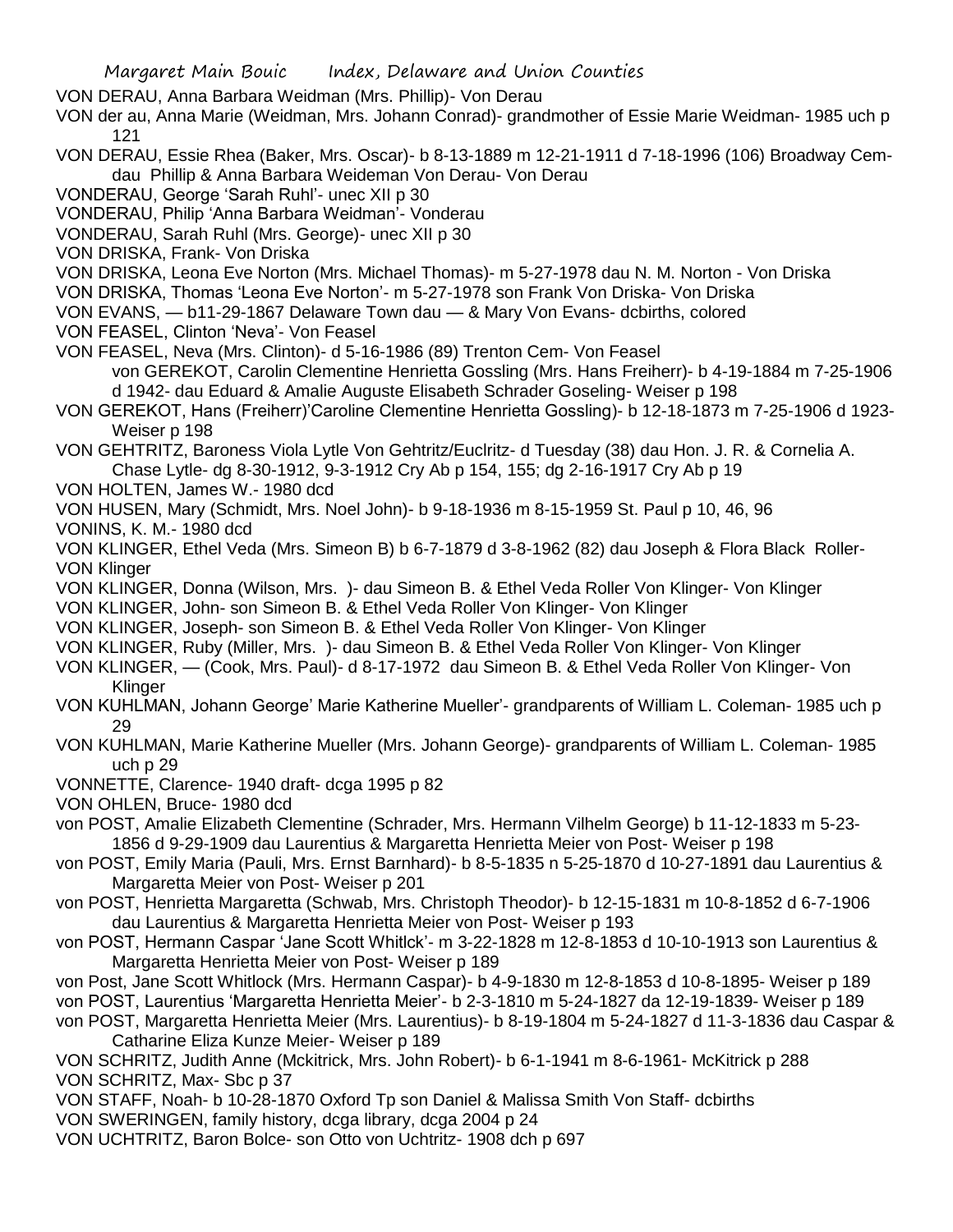VON DERAU, Anna Barbara Weidman (Mrs. Phillip)- Von Derau

VON der au, Anna Marie (Weidman, Mrs. Johann Conrad)- grandmother of Essie Marie Weidman- 1985 uch p 121

VON DERAU, Essie Rhea (Baker, Mrs. Oscar)- b 8-13-1889 m 12-21-1911 d 7-18-1996 (106) Broadway Cem- dau Phillip & Anna Barbara Weideman Von Derau- Von Derau

VONDERAU, George 'Sarah Ruhl'- unec XII p 30

VONDERAU, Philip 'Anna Barbara Weidman'- Vonderau

VONDERAU, Sarah Ruhl (Mrs. George)- unec XII p 30

VON DRISKA, Frank- Von Driska

VON DRISKA, Leona Eve Norton (Mrs. Michael Thomas)- m 5-27-1978 dau N. M. Norton - Von Driska

VON DRISKA, Thomas 'Leona Eve Norton'- m 5-27-1978 son Frank Von Driska- Von Driska

VON EVANS, — b11-29-1867 Delaware Town dau — & Mary Von Evans- dcbirths, colored

VON FEASEL, Clinton 'Neva'- Von Feasel

VON FEASEL, Neva (Mrs. Clinton)- d 5-16-1986 (89) Trenton Cem- Von Feasel

von GEREKOT, Carolin Clementine Henrietta Gossling (Mrs. Hans Freiherr)- b 4-19-1884 m 7-25-1906 d 1942- dau Eduard & Amalie Auguste Elisabeth Schrader Goseling- Weiser p 198

VON GEREKOT, Hans (Freiherr)'Caroline Clementine Henrietta Gossling)- b 12-18-1873 m 7-25-1906 d 1923- Weiser p 198

VON GEHTRITZ, Baroness Viola Lytle Von Gehtritz/Euclritz- d Tuesday (38) dau Hon. J. R. & Cornelia A. Chase Lytle- dg 8-30-1912, 9-3-1912 Cry Ab p 154, 155; dg 2-16-1917 Cry Ab p 19

VON HOLTEN, James W.- 1980 dcd

VON HUSEN, Mary (Schmidt, Mrs. Noel John)- b 9-18-1936 m 8-15-1959 St. Paul p 10, 46, 96

VONINS, K. M.- 1980 dcd

VON KLINGER, Ethel Veda (Mrs. Simeon B) b 6-7-1879 d 3-8-1962 (82) dau Joseph & Flora Black Roller- VON Klinger

VON KLINGER, Donna (Wilson, Mrs. )- dau Simeon B. & Ethel Veda Roller Von Klinger- Von Klinger

VON KLINGER, John- son Simeon B. & Ethel Veda Roller Von Klinger- Von Klinger

VON KLINGER, Joseph- son Simeon B. & Ethel Veda Roller Von Klinger- Von Klinger

VON KLINGER, Ruby (Miller, Mrs. )- dau Simeon B. & Ethel Veda Roller Von Klinger- Von Klinger

VON KLINGER, — (Cook, Mrs. Paul)- d 8-17-1972 dau Simeon B. & Ethel Veda Roller Von Klinger- Von Klinger

VON KUHLMAN, Johann George' Marie Katherine Mueller'- grandparents of William L. Coleman- 1985 uch p 29

VON KUHLMAN, Marie Katherine Mueller (Mrs. Johann George)- grandparents of William L. Coleman- 1985 uch p 29

VONNETTE, Clarence- 1940 draft- dcga 1995 p 82

VON OHLEN, Bruce- 1980 dcd

von POST, Amalie Elizabeth Clementine (Schrader, Mrs. Hermann Vilhelm George) b 11-12-1833 m 5-23-1856 d 9-29-1909 dau Laurentius & Margaretta Henrietta Meier von Post- Weiser p 198

von POST, Emily Maria (Pauli, Mrs. Ernst Barnhard)- b 8-5-1835 n 5-25-1870 d 10-27-1891 dau Laurentius & Margaretta Meier von Post- Weiser p 201

von POST, Henrietta Margaretta (Schwab, Mrs. Christoph Theodor)- b 12-15-1831 m 10-8-1852 d 6-7-1906 dau Laurentius & Margaretta Henrietta Meier von Post- Weiser p 193

von POST, Hermann Caspar 'Jane Scott Whitlck'- m 3-22-1828 m 12-8-1853 d 10-10-1913 son Laurentius & Margaretta Henrietta Meier von Post- Weiser p 189

von Post, Jane Scott Whitlock (Mrs. Hermann Caspar)- b 4-9-1830 m 12-8-1853 d 10-8-1895- Weiser p 189

von POST, Laurentius 'Margaretta Henrietta Meier'- b 2-3-1810 m 5-24-1827 da 12-19-1839- Weiser p 189

von POST, Margaretta Henrietta Meier (Mrs. Laurentius)- b 8-19-1804 m 5-24-1827 d 11-3-1836 dau Caspar & Catharine Eliza Kunze Meier- Weiser p 189

VON SCHRITZ, Judith Anne (Mckitrick, Mrs. John Robert)- b 6-1-1941 m 8-6-1961- McKitrick p 288

VON SCHRITZ, Max- Sbc p 37

VON STAFF, Noah- b 10-28-1870 Oxford Tp son Daniel & Malissa Smith Von Staff- dcbirths

VON SWERINGEN, family history, dcga library, dcga 2004 p 24

VON UCHTRITZ, Baron Bolce- son Otto von Uchtritz- 1908 dch p 697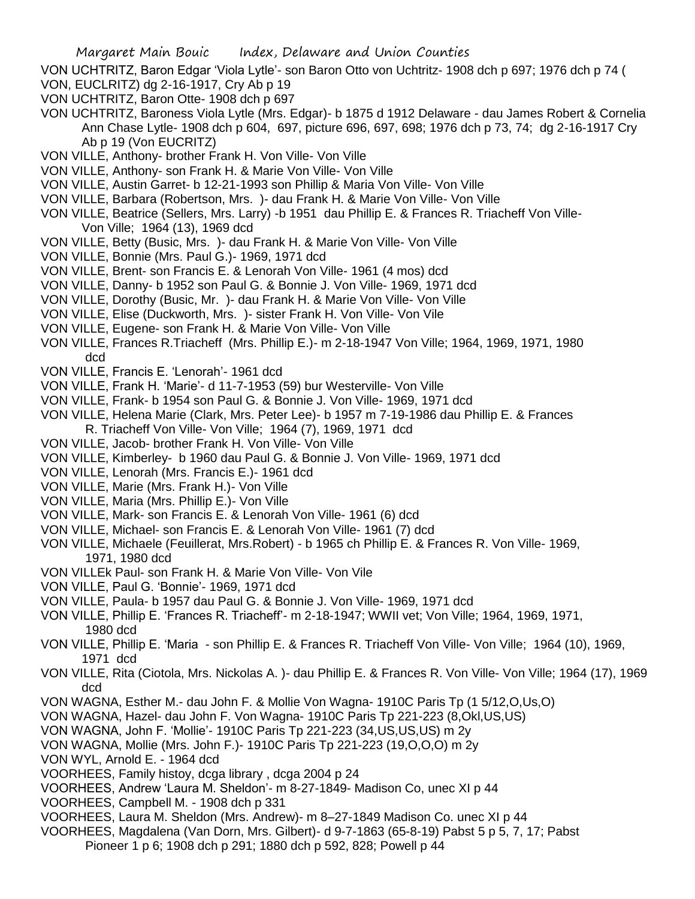VON UCHTRITZ, Baron Edgar 'Viola Lytle'- son Baron Otto von Uchtritz- 1908 dch p 697; 1976 dch p 74 ( VON, EUCLRITZ) dg 2-16-1917, Cry Ab p 19

VON UCHTRITZ, Baron Otte- 1908 dch p 697

VON UCHTRITZ, Baroness Viola Lytle (Mrs. Edgar)- b 1875 d 1912 Delaware - dau James Robert & Cornelia Ann Chase Lytle- 1908 dch p 604, 697, picture 696, 697, 698; 1976 dch p 73, 74; dg 2-16-1917 Cry Ab p 19 (Von EUCRITZ)

VON VILLE, Anthony- brother Frank H. Von Ville- Von Ville

VON VILLE, Anthony- son Frank H. & Marie Von Ville- Von Ville

VON VILLE, Austin Garret- b 12-21-1993 son Phillip & Maria Von Ville- Von Ville

VON VILLE, Barbara (Robertson, Mrs. )- dau Frank H. & Marie Von Ville- Von Ville

VON VILLE, Beatrice (Sellers, Mrs. Larry) -b 1951 dau Phillip E. & Frances R. Triacheff Von Ville- Von Ville; 1964 (13), 1969 dcd

VON VILLE, Betty (Busic, Mrs. )- dau Frank H. & Marie Von Ville- Von Ville

VON VILLE, Bonnie (Mrs. Paul G.)- 1969, 1971 dcd

VON VILLE, Brent- son Francis E. & Lenorah Von Ville- 1961 (4 mos) dcd

VON VILLE, Danny- b 1952 son Paul G. & Bonnie J. Von Ville- 1969, 1971 dcd

VON VILLE, Dorothy (Busic, Mr. )- dau Frank H. & Marie Von Ville- Von Ville

VON VILLE, Elise (Duckworth, Mrs. )- sister Frank H. Von Ville- Von Vile

VON VILLE, Eugene- son Frank H. & Marie Von Ville- Von Ville

VON VILLE, Frances R.Triacheff (Mrs. Phillip E.)- m 2-18-1947 Von Ville; 1964, 1969, 1971, 1980 dcd

VON VILLE, Francis E. 'Lenorah'- 1961 dcd

VON VILLE, Frank H. 'Marie'- d 11-7-1953 (59) bur Westerville- Von Ville

VON VILLE, Frank- b 1954 son Paul G. & Bonnie J. Von Ville- 1969, 1971 dcd

VON VILLE, Helena Marie (Clark, Mrs. Peter Lee)- b 1957 m 7-19-1986 dau Phillip E. & Frances R. Triacheff Von Ville- Von Ville; 1964 (7), 1969, 1971 dcd

VON VILLE, Jacob- brother Frank H. Von Ville- Von Ville

VON VILLE, Kimberley- b 1960 dau Paul G. & Bonnie J. Von Ville- 1969, 1971 dcd

VON VILLE, Lenorah (Mrs. Francis E.)- 1961 dcd

VON VILLE, Marie (Mrs. Frank H.)- Von Ville

VON VILLE, Maria (Mrs. Phillip E.)- Von Ville

VON VILLE, Mark- son Francis E. & Lenorah Von Ville- 1961 (6) dcd

VON VILLE, Michael- son Francis E. & Lenorah Von Ville- 1961 (7) dcd

VON VILLE, Michaele (Feuillerat, Mrs.Robert) - b 1965 ch Phillip E. & Frances R. Von Ville- 1969, 1971, 1980 dcd

VON VILLEk Paul- son Frank H. & Marie Von Ville- Von Vile

VON VILLE, Paul G. 'Bonnie'- 1969, 1971 dcd

VON VILLE, Paula- b 1957 dau Paul G. & Bonnie J. Von Ville- 1969, 1971 dcd

VON VILLE, Phillip E. 'Frances R. Triacheff'- m 2-18-1947; WWII vet; Von Ville; 1964, 1969, 1971, 1980 dcd

VON VILLE, Phillip E. 'Maria - son Phillip E. & Frances R. Triacheff Von Ville- Von Ville; 1964 (10), 1969, 1971 dcd

VON VILLE, Rita (Ciotola, Mrs. Nickolas A. )- dau Phillip E. & Frances R. Von Ville- Von Ville; 1964 (17), 1969 dcd

VON WAGNA, Esther M.- dau John F. & Mollie Von Wagna- 1910C Paris Tp (1 5/12,O,Us,O)

VON WAGNA, Hazel- dau John F. Von Wagna- 1910C Paris Tp 221-223 (8,Okl,US,US)

VON WAGNA, John F. 'Mollie'- 1910C Paris Tp 221-223 (34,US,US,US) m 2y

VON WAGNA, Mollie (Mrs. John F.)- 1910C Paris Tp 221-223 (19,O,O,O) m 2y

VON WYL, Arnold E. - 1964 dcd

VOORHEES, Family histoy, dcga library , dcga 2004 p 24

VOORHEES, Andrew 'Laura M. Sheldon'- m 8-27-1849- Madison Co, unec XI p 44

VOORHEES, Campbell M. - 1908 dch p 331

VOORHEES, Laura M. Sheldon (Mrs. Andrew)- m 8–27-1849 Madison Co. unec XI p 44

VOORHEES, Magdalena (Van Dorn, Mrs. Gilbert)- d 9-7-1863 (65-8-19) Pabst 5 p 5, 7, 17; Pabst Pioneer 1 p 6; 1908 dch p 291; 1880 dch p 592, 828; Powell p 44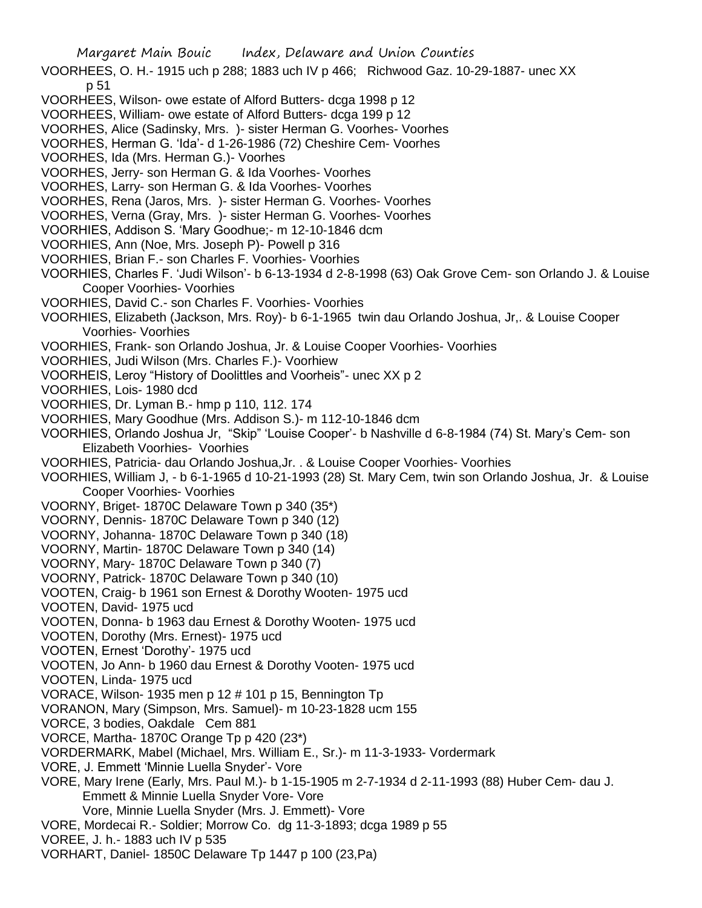VOORHEES, O. H.- 1915 uch p 288; 1883 uch IV p 466; Richwood Gaz. 10-29-1887- unec XX p 51

VOORHEES, Wilson- owe estate of Alford Butters- dcga 1998 p 12

VOORHEES, William- owe estate of Alford Butters- dcga 199 p 12

VOORHES, Alice (Sadinsky, Mrs. )- sister Herman G. Voorhes- Voorhes

VOORHES, Herman G. 'Ida'- d 1-26-1986 (72) Cheshire Cem- Voorhes

VOORHES, Ida (Mrs. Herman G.)- Voorhes

VOORHES, Jerry- son Herman G. & Ida Voorhes- Voorhes

VOORHES, Larry- son Herman G. & Ida Voorhes- Voorhes

VOORHES, Rena (Jaros, Mrs. )- sister Herman G. Voorhes- Voorhes

VOORHES, Verna (Gray, Mrs. )- sister Herman G. Voorhes- Voorhes

VOORHIES, Addison S. 'Mary Goodhue;- m 12-10-1846 dcm

VOORHIES, Ann (Noe, Mrs. Joseph P)- Powell p 316

VOORHIES, Brian F.- son Charles F. Voorhies- Voorhies

VOORHIES, Charles F. 'Judi Wilson'- b 6-13-1934 d 2-8-1998 (63) Oak Grove Cem- son Orlando J. & Louise Cooper Voorhies- Voorhies

VOORHIES, David C.- son Charles F. Voorhies- Voorhies

VOORHIES, Elizabeth (Jackson, Mrs. Roy)- b 6-1-1965 twin dau Orlando Joshua, Jr,. & Louise Cooper Voorhies- Voorhies

VOORHIES, Frank- son Orlando Joshua, Jr. & Louise Cooper Voorhies- Voorhies

VOORHIES, Judi Wilson (Mrs. Charles F.)- Voorhiew

VOORHEIS, Leroy "History of Doolittles and Voorheis"- unec XX p 2

VOORHIES, Lois- 1980 dcd

VOORHIES, Dr. Lyman B.- hmp p 110, 112. 174

VOORHIES, Mary Goodhue (Mrs. Addison S.)- m 112-10-1846 dcm

VOORHIES, Orlando Joshua Jr, "Skip" 'Louise Cooper'- b Nashville d 6-8-1984 (74) St. Mary's Cem- son Elizabeth Voorhies- Voorhies

VOORHIES, Patricia- dau Orlando Joshua,Jr. . & Louise Cooper Voorhies- Voorhies

VOORHIES, William J, - b 6-1-1965 d 10-21-1993 (28) St. Mary Cem, twin son Orlando Joshua, Jr. & Louise Cooper Voorhies- Voorhies

VOORNY, Briget- 1870C Delaware Town p 340 (35*)

VOORNY, Dennis- 1870C Delaware Town p 340 (12)

VOORNY, Johanna- 1870C Delaware Town p 340 (18)

VOORNY, Martin- 1870C Delaware Town p 340 (14)

VOORNY, Mary- 1870C Delaware Town p 340 (7)

VOORNY, Patrick- 1870C Delaware Town p 340 (10)

VOOTEN, Craig- b 1961 son Ernest & Dorothy Wooten- 1975 ucd

VOOTEN, David- 1975 ucd

VOOTEN, Donna- b 1963 dau Ernest & Dorothy Wooten- 1975 ucd

VOOTEN, Dorothy (Mrs. Ernest)- 1975 ucd

VOOTEN, Ernest 'Dorothy'- 1975 ucd

VOOTEN, Jo Ann- b 1960 dau Ernest & Dorothy Vooten- 1975 ucd

VOOTEN, Linda- 1975 ucd

VORACE, Wilson- 1935 men p 12 # 101 p 15, Bennington Tp

VORANON, Mary (Simpson, Mrs. Samuel)- m 10-23-1828 ucm 155

VORCE, 3 bodies, Oakdale Cem 881

VORCE, Martha- 1870C Orange Tp p 420 (23*)

VORDERMARK, Mabel (Michael, Mrs. William E., Sr.)- m 11-3-1933- Vordermark

VORE, J. Emmett 'Minnie Luella Snyder'- Vore

VORE, Mary Irene (Early, Mrs. Paul M.)- b 1-15-1905 m 2-7-1934 d 2-11-1993 (88) Huber Cem- dau J. Emmett & Minnie Luella Snyder Vore- Vore

Vore, Minnie Luella Snyder (Mrs. J. Emmett)- Vore

VORE, Mordecai R.- Soldier; Morrow Co. dg 11-3-1893; dcga 1989 p 55

VOREE, J. h.- 1883 uch IV p 535

VORHART, Daniel- 1850C Delaware Tp 1447 p 100 (23,Pa)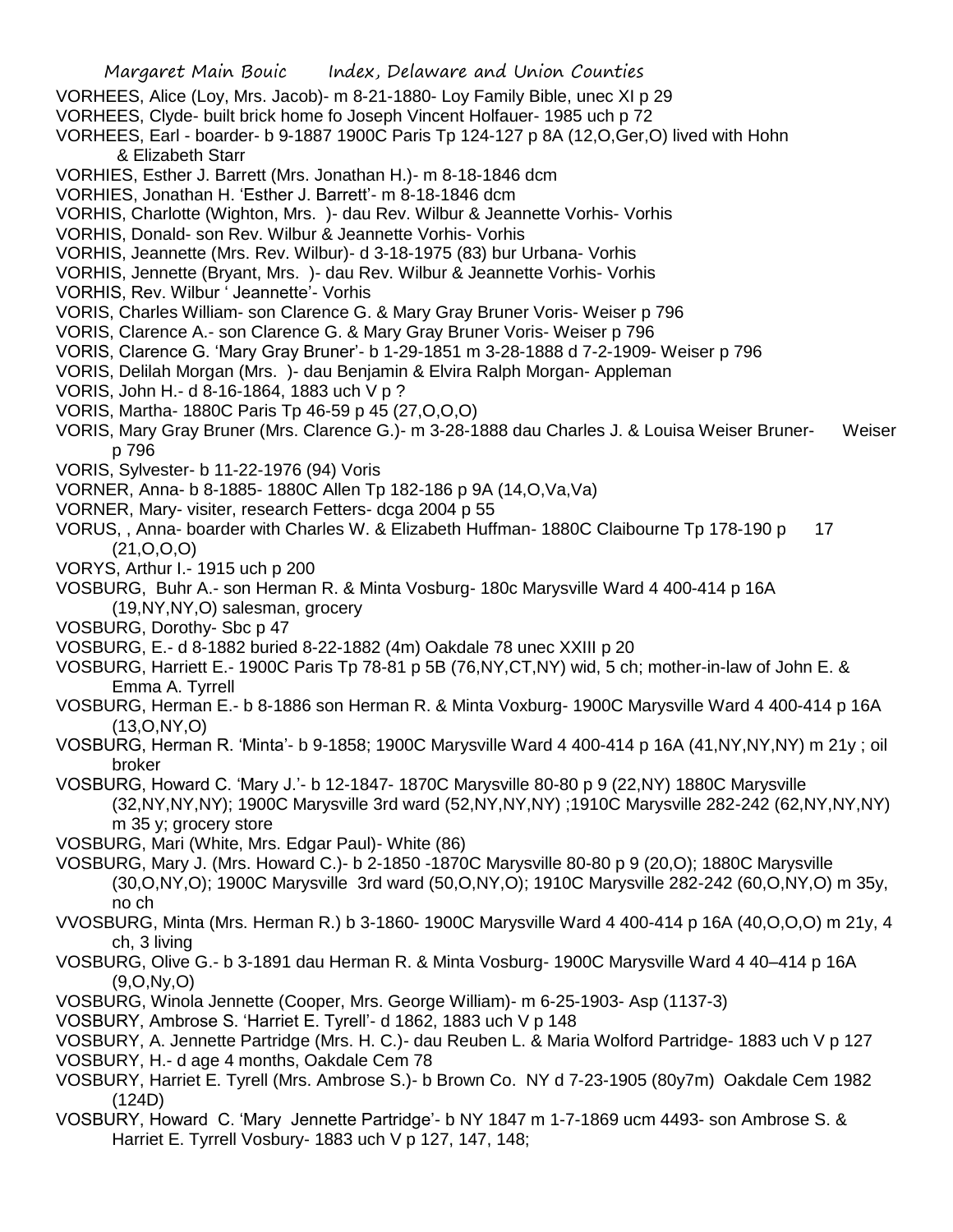VORHEES, Alice (Loy, Mrs. Jacob)- m 8-21-1880- Loy Family Bible, unec XI p 29

VORHEES, Clyde- built brick home fo Joseph Vincent Holfauer- 1985 uch p 72

VORHEES, Earl - boarder- b 9-1887 1900C Paris Tp 124-127 p 8A (12,O,Ger,O) lived with Hohn & Elizabeth Starr

VORHIES, Esther J. Barrett (Mrs. Jonathan H.)- m 8-18-1846 dcm

VORHIES, Jonathan H. 'Esther J. Barrett'- m 8-18-1846 dcm

VORHIS, Charlotte (Wighton, Mrs. )- dau Rev. Wilbur & Jeannette Vorhis- Vorhis

VORHIS, Donald- son Rev. Wilbur & Jeannette Vorhis- Vorhis

VORHIS, Jeannette (Mrs. Rev. Wilbur)- d 3-18-1975 (83) bur Urbana- Vorhis

VORHIS, Jennette (Bryant, Mrs. )- dau Rev. Wilbur & Jeannette Vorhis- Vorhis

VORHIS, Rev. Wilbur ' Jeannette'- Vorhis

VORIS, Charles William- son Clarence G. & Mary Gray Bruner Voris- Weiser p 796

VORIS, Clarence A.- son Clarence G. & Mary Gray Bruner Voris- Weiser p 796

VORIS, Clarence G. 'Mary Gray Bruner'- b 1-29-1851 m 3-28-1888 d 7-2-1909- Weiser p 796

VORIS, Delilah Morgan (Mrs. )- dau Benjamin & Elvira Ralph Morgan- Appleman

VORIS, John H.- d 8-16-1864, 1883 uch V p ?

VORIS, Martha- 1880C Paris Tp 46-59 p 45 (27,O,O,O)

VORIS, Mary Gray Bruner (Mrs. Clarence G.)- m 3-28-1888 dau Charles J. & Louisa Weiser Bruner- Weiser p 796

VORIS, Sylvester- b 11-22-1976 (94) Voris

VORNER, Anna- b 8-1885- 1880C Allen Tp 182-186 p 9A (14,O,Va,Va)

VORNER, Mary- visiter, research Fetters- dcga 2004 p 55

VORUS, , Anna- boarder with Charles W. & Elizabeth Huffman- 1880C Claibourne Tp 178-190 p 17 (21,O,O,O)

VORYS, Arthur I.- 1915 uch p 200

VOSBURG, Buhr A.- son Herman R. & Minta Vosburg- 180c Marysville Ward 4 400-414 p 16A (19,NY,NY,O) salesman, grocery

VOSBURG, Dorothy- Sbc p 47

VOSBURG, E.- d 8-1882 buried 8-22-1882 (4m) Oakdale 78 unec XXIII p 20

VOSBURG, Harriett E.- 1900C Paris Tp 78-81 p 5B (76,NY,CT,NY) wid, 5 ch; mother-in-law of John E. & Emma A. Tyrrell

VOSBURG, Herman E.- b 8-1886 son Herman R. & Minta Voxburg- 1900C Marysville Ward 4 400-414 p 16A (13,O,NY,O)

VOSBURG, Herman R. 'Minta'- b 9-1858; 1900C Marysville Ward 4 400-414 p 16A (41,NY,NY,NY) m 21y ; oil broker

VOSBURG, Howard C. 'Mary J.'- b 12-1847- 1870C Marysville 80-80 p 9 (22,NY) 1880C Marysville (32,NY,NY,NY); 1900C Marysville 3rd ward (52,NY,NY,NY) ;1910C Marysville 282-242 (62,NY,NY,NY) m 35 y; grocery store

VOSBURG, Mari (White, Mrs. Edgar Paul)- White (86)

VOSBURG, Mary J. (Mrs. Howard C.)- b 2-1850 -1870C Marysville 80-80 p 9 (20,O); 1880C Marysville (30,O,NY,O); 1900C Marysville 3rd ward (50,O,NY,O); 1910C Marysville 282-242 (60,O,NY,O) m 35y, no ch

VVOSBURG, Minta (Mrs. Herman R.) b 3-1860- 1900C Marysville Ward 4 400-414 p 16A (40,O,O,O) m 21y, 4 ch, 3 living

VOSBURG, Olive G.- b 3-1891 dau Herman R. & Minta Vosburg- 1900C Marysville Ward 4 40–414 p 16A (9,O,Ny,O)

VOSBURG, Winola Jennette (Cooper, Mrs. George William)- m 6-25-1903- Asp (1137-3)

VOSBURY, Ambrose S. 'Harriet E. Tyrell'- d 1862, 1883 uch V p 148

VOSBURY, A. Jennette Partridge (Mrs. H. C.)- dau Reuben L. & Maria Wolford Partridge- 1883 uch V p 127

VOSBURY, H.- d age 4 months, Oakdale Cem 78

VOSBURY, Harriet E. Tyrell (Mrs. Ambrose S.)- b Brown Co. NY d 7-23-1905 (80y7m) Oakdale Cem 1982 (124D)

VOSBURY, Howard C. 'Mary Jennette Partridge'- b NY 1847 m 1-7-1869 ucm 4493- son Ambrose S. & Harriet E. Tyrrell Vosbury- 1883 uch V p 127, 147, 148;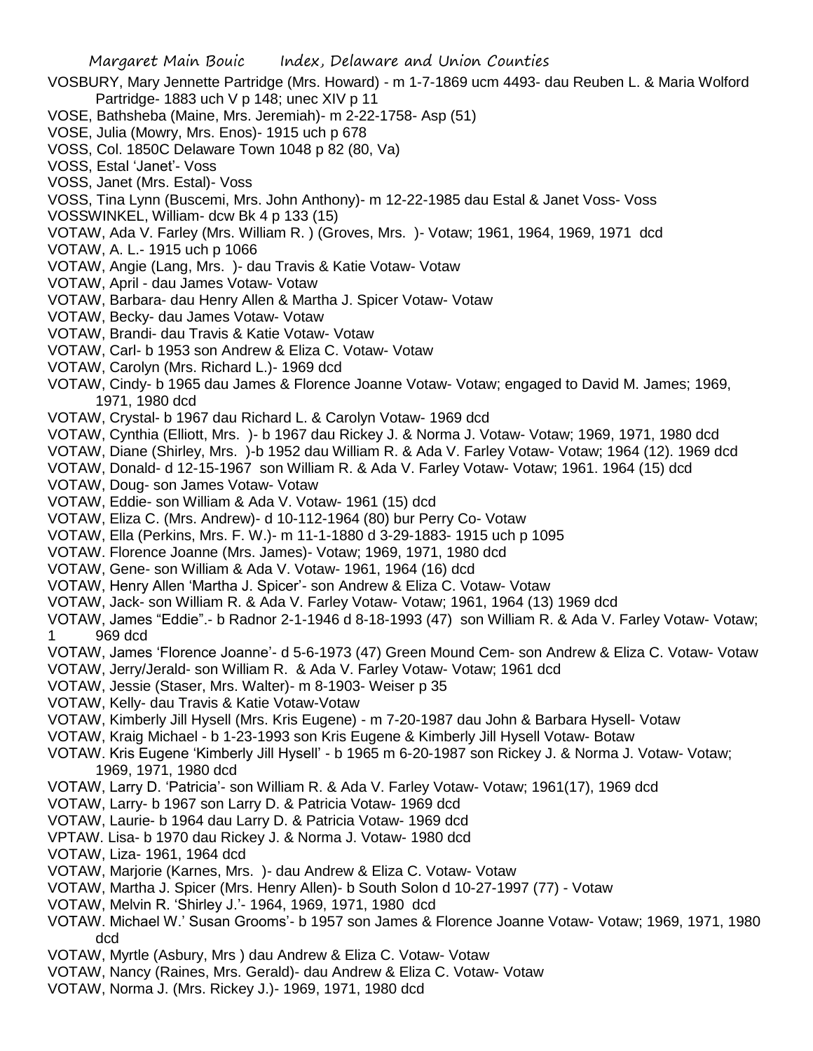VOSBURY, Mary Jennette Partridge (Mrs. Howard) - m 1-7-1869 ucm 4493- dau Reuben L. & Maria Wolford Partridge- 1883 uch V p 148; unec XIV p 11

VOSE, Bathsheba (Maine, Mrs. Jeremiah)- m 2-22-1758- Asp (51)

VOSE, Julia (Mowry, Mrs. Enos)- 1915 uch p 678

VOSS, Col. 1850C Delaware Town 1048 p 82 (80, Va)

VOSS, Estal 'Janet'- Voss

VOSS, Janet (Mrs. Estal)- Voss

VOSS, Tina Lynn (Buscemi, Mrs. John Anthony)- m 12-22-1985 dau Estal & Janet Voss- Voss

VOSSWINKEL, William- dcw Bk 4 p 133 (15)

VOTAW, Ada V. Farley (Mrs. William R. ) (Groves, Mrs. )- Votaw; 1961, 1964, 1969, 1971 dcd

VOTAW, A. L.- 1915 uch p 1066

VOTAW, Angie (Lang, Mrs. )- dau Travis & Katie Votaw- Votaw

VOTAW, April - dau James Votaw- Votaw

VOTAW, Barbara- dau Henry Allen & Martha J. Spicer Votaw- Votaw

VOTAW, Becky- dau James Votaw- Votaw

VOTAW, Brandi- dau Travis & Katie Votaw- Votaw

VOTAW, Carl- b 1953 son Andrew & Eliza C. Votaw- Votaw

VOTAW, Carolyn (Mrs. Richard L.)- 1969 dcd

VOTAW, Cindy- b 1965 dau James & Florence Joanne Votaw- Votaw; engaged to David M. James; 1969, 1971, 1980 dcd

VOTAW, Crystal- b 1967 dau Richard L. & Carolyn Votaw- 1969 dcd

VOTAW, Cynthia (Elliott, Mrs. )- b 1967 dau Rickey J. & Norma J. Votaw- Votaw; 1969, 1971, 1980 dcd

VOTAW, Diane (Shirley, Mrs. )-b 1952 dau William R. & Ada V. Farley Votaw- Votaw; 1964 (12). 1969 dcd

VOTAW, Donald- d 12-15-1967 son William R. & Ada V. Farley Votaw- Votaw; 1961. 1964 (15) dcd

VOTAW, Doug- son James Votaw- Votaw

VOTAW, Eddie- son William & Ada V. Votaw- 1961 (15) dcd

VOTAW, Eliza C. (Mrs. Andrew)- d 10-112-1964 (80) bur Perry Co- Votaw

VOTAW, Ella (Perkins, Mrs. F. W.)- m 11-1-1880 d 3-29-1883- 1915 uch p 1095

VOTAW. Florence Joanne (Mrs. James)- Votaw; 1969, 1971, 1980 dcd

VOTAW, Gene- son William & Ada V. Votaw- 1961, 1964 (16) dcd

VOTAW, Henry Allen 'Martha J. Spicer'- son Andrew & Eliza C. Votaw- Votaw

VOTAW, Jack- son William R. & Ada V. Farley Votaw- Votaw; 1961, 1964 (13) 1969 dcd

VOTAW, James "Eddie".- b Radnor 2-1-1946 d 8-18-1993 (47) son William R. & Ada V. Farley Votaw- Votaw; 1 969 dcd

VOTAW, James 'Florence Joanne'- d 5-6-1973 (47) Green Mound Cem- son Andrew & Eliza C. Votaw- Votaw

VOTAW, Jerry/Jerald- son William R. & Ada V. Farley Votaw- Votaw; 1961 dcd

VOTAW, Jessie (Staser, Mrs. Walter)- m 8-1903- Weiser p 35

VOTAW, Kelly- dau Travis & Katie Votaw-Votaw

VOTAW, Kimberly Jill Hysell (Mrs. Kris Eugene) - m 7-20-1987 dau John & Barbara Hysell- Votaw

VOTAW, Kraig Michael - b 1-23-1993 son Kris Eugene & Kimberly Jill Hysell Votaw- Botaw

VOTAW. Kris Eugene 'Kimberly Jill Hysell' - b 1965 m 6-20-1987 son Rickey J. & Norma J. Votaw- Votaw; 1969, 1971, 1980 dcd

VOTAW, Larry D. 'Patricia'- son William R. & Ada V. Farley Votaw- Votaw; 1961(17), 1969 dcd

VOTAW, Larry- b 1967 son Larry D. & Patricia Votaw- 1969 dcd

VOTAW, Laurie- b 1964 dau Larry D. & Patricia Votaw- 1969 dcd

VPTAW. Lisa- b 1970 dau Rickey J. & Norma J. Votaw- 1980 dcd

VOTAW, Liza- 1961, 1964 dcd

VOTAW, Marjorie (Karnes, Mrs. )- dau Andrew & Eliza C. Votaw- Votaw

VOTAW, Martha J. Spicer (Mrs. Henry Allen)- b South Solon d 10-27-1997 (77) - Votaw

VOTAW, Melvin R. 'Shirley J.'- 1964, 1969, 1971, 1980 dcd

VOTAW. Michael W.' Susan Grooms'- b 1957 son James & Florence Joanne Votaw- Votaw; 1969, 1971, 1980 dcd

VOTAW, Myrtle (Asbury, Mrs ) dau Andrew & Eliza C. Votaw- Votaw

VOTAW, Nancy (Raines, Mrs. Gerald)- dau Andrew & Eliza C. Votaw- Votaw

VOTAW, Norma J. (Mrs. Rickey J.)- 1969, 1971, 1980 dcd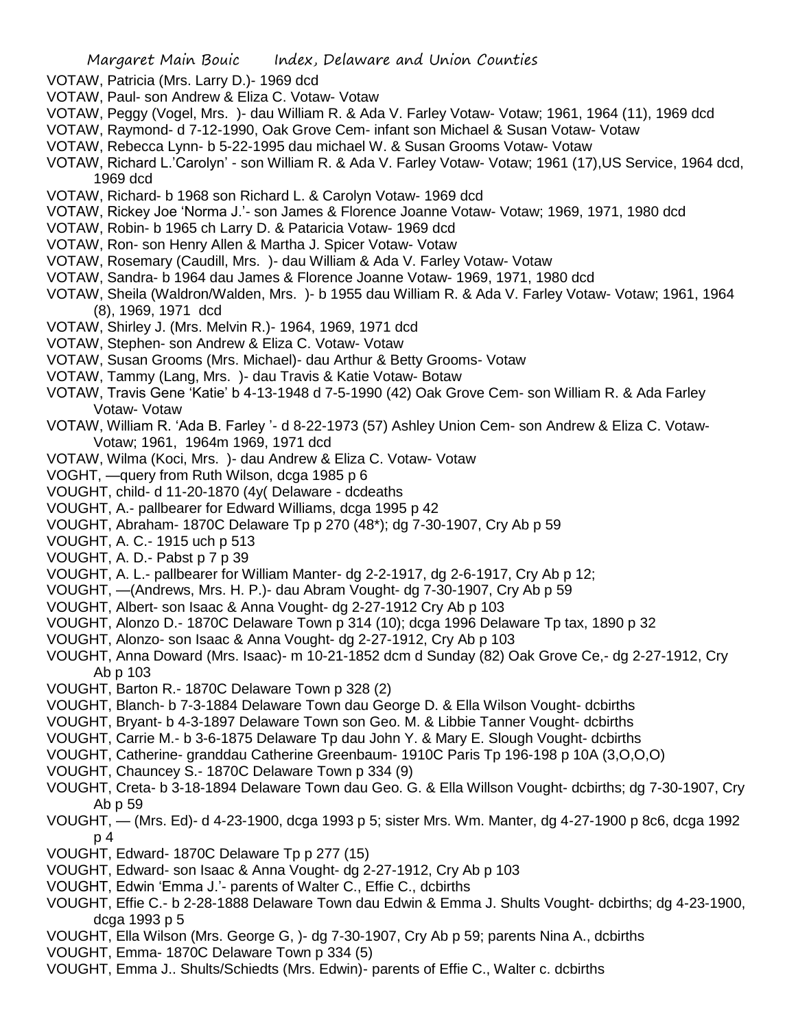VOTAW, Patricia (Mrs. Larry D.)- 1969 dcd

VOTAW, Paul- son Andrew & Eliza C. Votaw- Votaw

VOTAW, Peggy (Vogel, Mrs. )- dau William R. & Ada V. Farley Votaw- Votaw; 1961, 1964 (11), 1969 dcd

VOTAW, Raymond- d 7-12-1990, Oak Grove Cem- infant son Michael & Susan Votaw- Votaw

VOTAW, Rebecca Lynn- b 5-22-1995 dau michael W. & Susan Grooms Votaw- Votaw

VOTAW, Richard L.'Carolyn' - son William R. & Ada V. Farley Votaw- Votaw; 1961 (17),US Service, 1964 dcd, 1969 dcd

VOTAW, Richard- b 1968 son Richard L. & Carolyn Votaw- 1969 dcd

VOTAW, Rickey Joe 'Norma J.'- son James & Florence Joanne Votaw- Votaw; 1969, 1971, 1980 dcd

VOTAW, Robin- b 1965 ch Larry D. & Pataricia Votaw- 1969 dcd

VOTAW, Ron- son Henry Allen & Martha J. Spicer Votaw- Votaw

VOTAW, Rosemary (Caudill, Mrs. )- dau William & Ada V. Farley Votaw- Votaw

VOTAW, Sandra- b 1964 dau James & Florence Joanne Votaw- 1969, 1971, 1980 dcd

VOTAW, Sheila (Waldron/Walden, Mrs. )- b 1955 dau William R. & Ada V. Farley Votaw- Votaw; 1961, 1964 (8), 1969, 1971 dcd

VOTAW, Shirley J. (Mrs. Melvin R.)- 1964, 1969, 1971 dcd

VOTAW, Stephen- son Andrew & Eliza C. Votaw- Votaw

VOTAW, Susan Grooms (Mrs. Michael)- dau Arthur & Betty Grooms- Votaw

VOTAW, Tammy (Lang, Mrs. )- dau Travis & Katie Votaw- Botaw

VOTAW, Travis Gene 'Katie' b 4-13-1948 d 7-5-1990 (42) Oak Grove Cem- son William R. & Ada Farley Votaw- Votaw

VOTAW, William R. 'Ada B. Farley '- d 8-22-1973 (57) Ashley Union Cem- son Andrew & Eliza C. Votaw- Votaw; 1961, 1964m 1969, 1971 dcd

VOTAW, Wilma (Koci, Mrs. )- dau Andrew & Eliza C. Votaw- Votaw

VOGHT, —query from Ruth Wilson, dcga 1985 p 6

VOUGHT, child- d 11-20-1870 (4y( Delaware - dcdeaths

VOUGHT, A.- pallbearer for Edward Williams, dcga 1995 p 42

VOUGHT, Abraham- 1870C Delaware Tp p 270 (48*); dg 7-30-1907, Cry Ab p 59

VOUGHT, A. C.- 1915 uch p 513

VOUGHT, A. D.- Pabst p 7 p 39

VOUGHT, A. L.- pallbearer for William Manter- dg 2-2-1917, dg 2-6-1917, Cry Ab p 12;

VOUGHT, —(Andrews, Mrs. H. P.)- dau Abram Vought- dg 7-30-1907, Cry Ab p 59

VOUGHT, Albert- son Isaac & Anna Vought- dg 2-27-1912 Cry Ab p 103

VOUGHT, Alonzo D.- 1870C Delaware Town p 314 (10); dcga 1996 Delaware Tp tax, 1890 p 32

VOUGHT, Alonzo- son Isaac & Anna Vought- dg 2-27-1912, Cry Ab p 103

VOUGHT, Anna Doward (Mrs. Isaac)- m 10-21-1852 dcm d Sunday (82) Oak Grove Ce,- dg 2-27-1912, Cry Ab p 103

VOUGHT, Barton R.- 1870C Delaware Town p 328 (2)

VOUGHT, Blanch- b 7-3-1884 Delaware Town dau George D. & Ella Wilson Vought- dcbirths

VOUGHT, Bryant- b 4-3-1897 Delaware Town son Geo. M. & Libbie Tanner Vought- dcbirths

VOUGHT, Carrie M.- b 3-6-1875 Delaware Tp dau John Y. & Mary E. Slough Vought- dcbirths

VOUGHT, Catherine- granddau Catherine Greenbaum- 1910C Paris Tp 196-198 p 10A (3,O,O,O)

VOUGHT, Chauncey S.- 1870C Delaware Town p 334 (9)

VOUGHT, Creta- b 3-18-1894 Delaware Town dau Geo. G. & Ella Willson Vought- dcbirths; dg 7-30-1907, Cry Ab p 59

VOUGHT, — (Mrs. Ed)- d 4-23-1900, dcga 1993 p 5; sister Mrs. Wm. Manter, dg 4-27-1900 p 8c6, dcga 1992 p 4

VOUGHT, Edward- 1870C Delaware Tp p 277 (15)

VOUGHT, Edward- son Isaac & Anna Vought- dg 2-27-1912, Cry Ab p 103

VOUGHT, Edwin 'Emma J.'- parents of Walter C., Effie C., dcbirths

VOUGHT, Effie C.- b 2-28-1888 Delaware Town dau Edwin & Emma J. Shults Vought- dcbirths; dg 4-23-1900, dcga 1993 p 5

VOUGHT, Ella Wilson (Mrs. George G, )- dg 7-30-1907, Cry Ab p 59; parents Nina A., dcbirths

VOUGHT, Emma- 1870C Delaware Town p 334 (5)

VOUGHT, Emma J.. Shults/Schiedts (Mrs. Edwin)- parents of Effie C., Walter c. dcbirths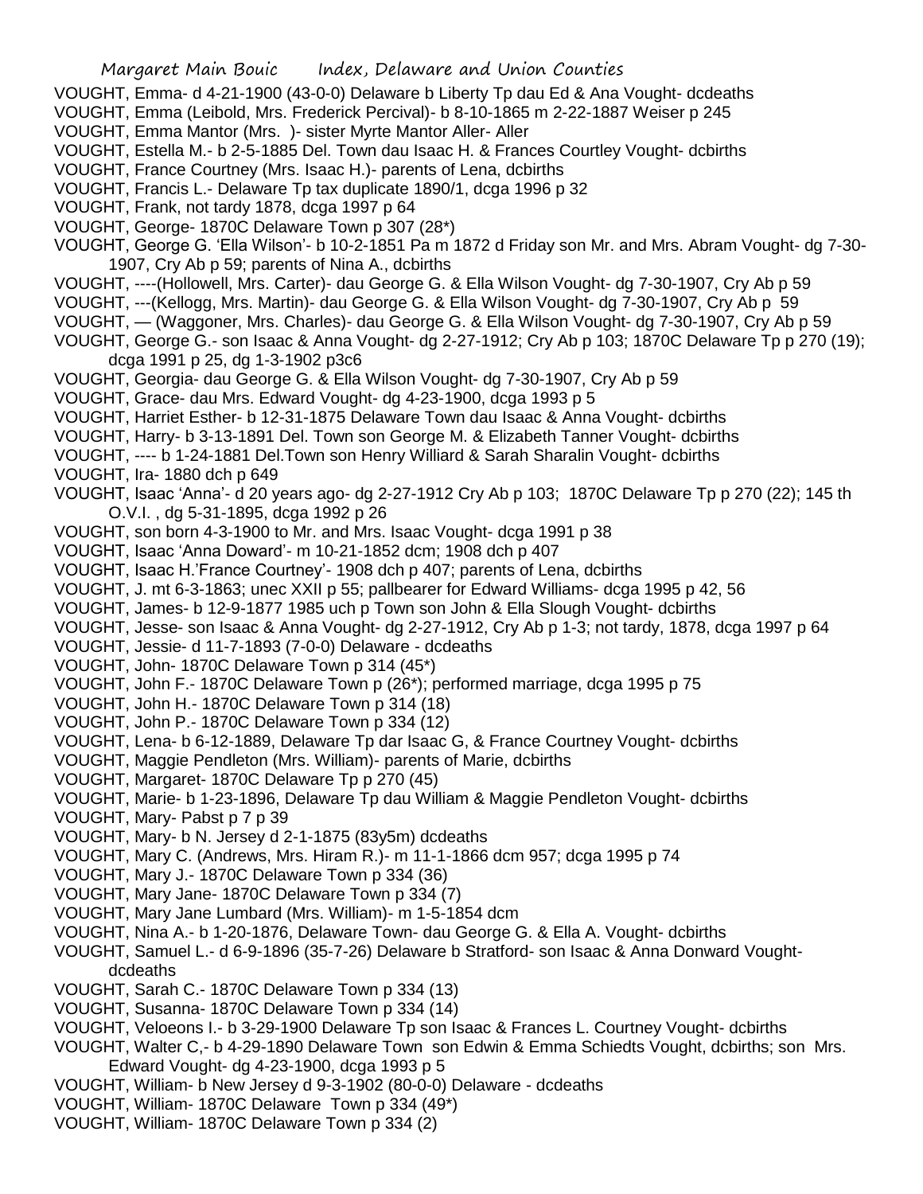VOUGHT, Emma- d 4-21-1900 (43-0-0) Delaware b Liberty Tp dau Ed & Ana Vought- dcdeaths
VOUGHT, Emma (Leibold, Mrs. Frederick Percival)- b 8-10-1865 m 2-22-1887 Weiser p 245
VOUGHT, Emma Mantor (Mrs. )- sister Myrte Mantor Aller- Aller
VOUGHT, Estella M.- b 2-5-1885 Del. Town dau Isaac H. & Frances Courtley Vought- dcbirths
VOUGHT, France Courtney (Mrs. Isaac H.)- parents of Lena, dcbirths
VOUGHT, Francis L.- Delaware Tp tax duplicate 1890/1, dcga 1996 p 32
VOUGHT, Frank, not tardy 1878, dcga 1997 p 64
VOUGHT, George- 1870C Delaware Town p 307 (28*)
VOUGHT, George G. 'Ella Wilson'- b 10-2-1851 Pa m 1872 d Friday son Mr. and Mrs. Abram Vought- dg 7-30-1907, Cry Ab p 59; parents of Nina A., dcbirths
VOUGHT, ----(Hollowell, Mrs. Carter)- dau George G. & Ella Wilson Vought- dg 7-30-1907, Cry Ab p 59
VOUGHT, ---(Kellogg, Mrs. Martin)- dau George G. & Ella Wilson Vought- dg 7-30-1907, Cry Ab p 59
VOUGHT, — (Waggoner, Mrs. Charles)- dau George G. & Ella Wilson Vought- dg 7-30-1907, Cry Ab p 59
VOUGHT, George G.- son Isaac & Anna Vought- dg 2-27-1912; Cry Ab p 103; 1870C Delaware Tp p 270 (19); dcga 1991 p 25, dg 1-3-1902 p3c6
VOUGHT, Georgia- dau George G. & Ella Wilson Vought- dg 7-30-1907, Cry Ab p 59
VOUGHT, Grace- dau Mrs. Edward Vought- dg 4-23-1900, dcga 1993 p 5
VOUGHT, Harriet Esther- b 12-31-1875 Delaware Town dau Isaac & Anna Vought- dcbirths
VOUGHT, Harry- b 3-13-1891 Del. Town son George M. & Elizabeth Tanner Vought- dcbirths
VOUGHT, ---- b 1-24-1881 Del.Town son Henry Williard & Sarah Sharalin Vought- dcbirths
VOUGHT, Ira- 1880 dch p 649
VOUGHT, Isaac 'Anna'- d 20 years ago- dg 2-27-1912 Cry Ab p 103; 1870C Delaware Tp p 270 (22); 145 th O.V.I. , dg 5-31-1895, dcga 1992 p 26
VOUGHT, son born 4-3-1900 to Mr. and Mrs. Isaac Vought- dcga 1991 p 38
VOUGHT, Isaac 'Anna Doward'- m 10-21-1852 dcm; 1908 dch p 407
VOUGHT, Isaac H.'France Courtney'- 1908 dch p 407; parents of Lena, dcbirths
VOUGHT, J. mt 6-3-1863; unec XXII p 55; pallbearer for Edward Williams- dcga 1995 p 42, 56
VOUGHT, James- b 12-9-1877 1985 uch p Town son John & Ella Slough Vought- dcbirths
VOUGHT, Jesse- son Isaac & Anna Vought- dg 2-27-1912, Cry Ab p 1-3; not tardy, 1878, dcga 1997 p 64
VOUGHT, Jessie- d 11-7-1893 (7-0-0) Delaware - dcdeaths
VOUGHT, John- 1870C Delaware Town p 314 (45*)
VOUGHT, John F.- 1870C Delaware Town p (26*); performed marriage, dcga 1995 p 75
VOUGHT, John H.- 1870C Delaware Town p 314 (18)
VOUGHT, John P.- 1870C Delaware Town p 334 (12)
VOUGHT, Lena- b 6-12-1889, Delaware Tp dar Isaac G, & France Courtney Vought- dcbirths
VOUGHT, Maggie Pendleton (Mrs. William)- parents of Marie, dcbirths
VOUGHT, Margaret- 1870C Delaware Tp p 270 (45)
VOUGHT, Marie- b 1-23-1896, Delaware Tp dau William & Maggie Pendleton Vought- dcbirths
VOUGHT, Mary- Pabst p 7 p 39
VOUGHT, Mary- b N. Jersey d 2-1-1875 (83y5m) dcdeaths
VOUGHT, Mary C. (Andrews, Mrs. Hiram R.)- m 11-1-1866 dcm 957; dcga 1995 p 74
VOUGHT, Mary J.- 1870C Delaware Town p 334 (36)
VOUGHT, Mary Jane- 1870C Delaware Town p 334 (7)
VOUGHT, Mary Jane Lumbard (Mrs. William)- m 1-5-1854 dcm
VOUGHT, Nina A.- b 1-20-1876, Delaware Town- dau George G. & Ella A. Vought- dcbirths
VOUGHT, Samuel L.- d 6-9-1896 (35-7-26) Delaware b Stratford- son Isaac & Anna Donward Vought- dcdeaths
VOUGHT, Sarah C.- 1870C Delaware Town p 334 (13)
VOUGHT, Susanna- 1870C Delaware Town p 334 (14)
VOUGHT, Veloeons I.- b 3-29-1900 Delaware Tp son Isaac & Frances L. Courtney Vought- dcbirths
VOUGHT, Walter C,- b 4-29-1890 Delaware Town son Edwin & Emma Schiedts Vought, dcbirths; son Mrs. Edward Vought- dg 4-23-1900, dcga 1993 p 5
VOUGHT, William- b New Jersey d 9-3-1902 (80-0-0) Delaware - dcdeaths
VOUGHT, William- 1870C Delaware Town p 334 (49*)
VOUGHT, William- 1870C Delaware Town p 334 (2)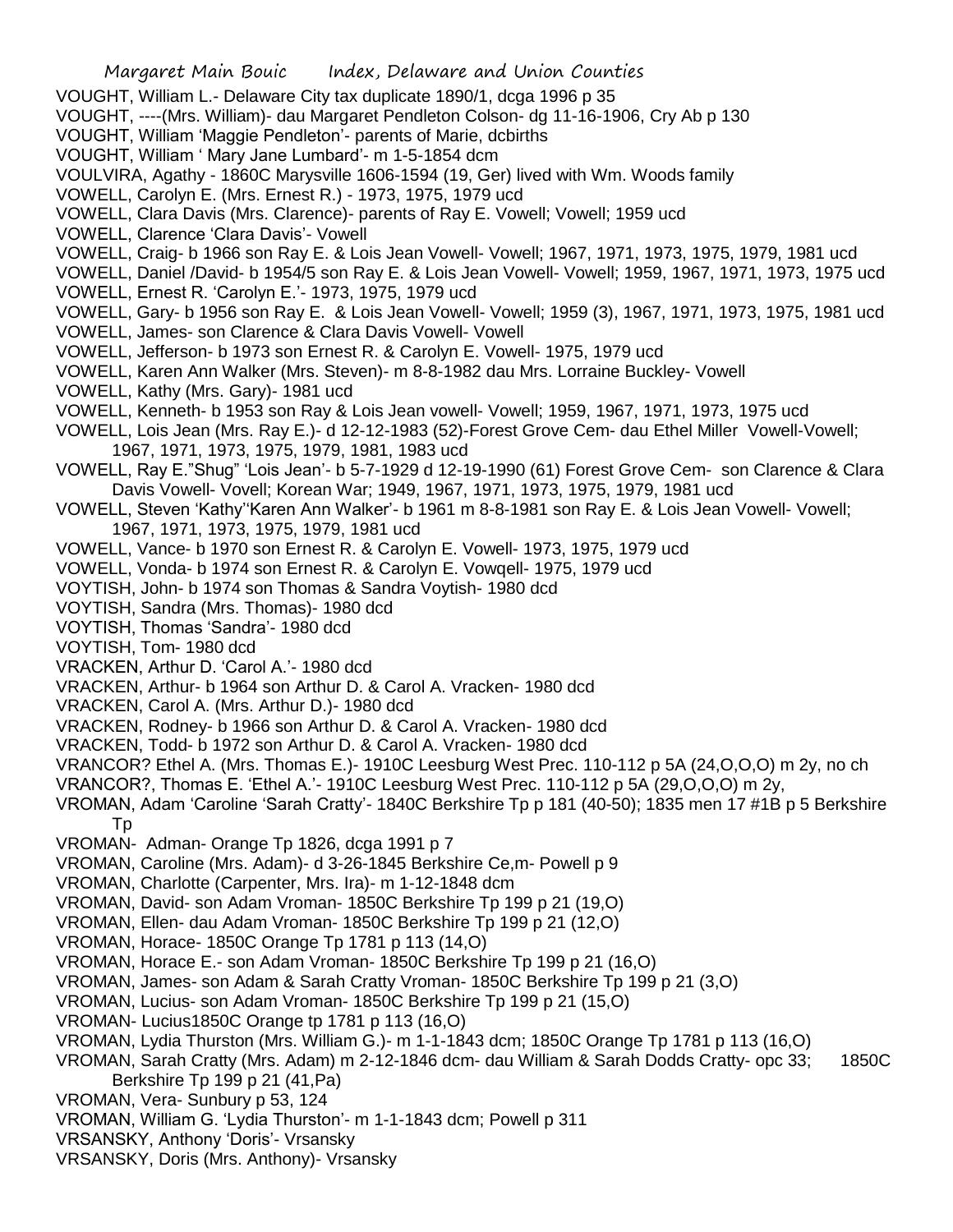VOUGHT, William L.- Delaware City tax duplicate 1890/1, dcga 1996 p 35
VOUGHT, ----(Mrs. William)- dau Margaret Pendleton Colson- dg 11-16-1906, Cry Ab p 130
VOUGHT, William 'Maggie Pendleton'- parents of Marie, dcbirths
VOUGHT, William ' Mary Jane Lumbard'- m 1-5-1854 dcm
VOULVIRA, Agathy - 1860C Marysville 1606-1594 (19, Ger) lived with Wm. Woods family
VOWELL, Carolyn E. (Mrs. Ernest R.) - 1973, 1975, 1979 ucd
VOWELL, Clara Davis (Mrs. Clarence)- parents of Ray E. Vowell; Vowell; 1959 ucd
VOWELL, Clarence 'Clara Davis'- Vowell
VOWELL, Craig- b 1966 son Ray E. & Lois Jean Vowell- Vowell; 1967, 1971, 1973, 1975, 1979, 1981 ucd
VOWELL, Daniel /David- b 1954/5 son Ray E. & Lois Jean Vowell- Vowell; 1959, 1967, 1971, 1973, 1975 ucd
VOWELL, Ernest R. 'Carolyn E.'- 1973, 1975, 1979 ucd
VOWELL, Gary- b 1956 son Ray E. & Lois Jean Vowell- Vowell; 1959 (3), 1967, 1971, 1973, 1975, 1981 ucd
VOWELL, James- son Clarence & Clara Davis Vowell- Vowell
VOWELL, Jefferson- b 1973 son Ernest R. & Carolyn E. Vowell- 1975, 1979 ucd
VOWELL, Karen Ann Walker (Mrs. Steven)- m 8-8-1982 dau Mrs. Lorraine Buckley- Vowell
VOWELL, Kathy (Mrs. Gary)- 1981 ucd
VOWELL, Kenneth- b 1953 son Ray & Lois Jean vowell- Vowell; 1959, 1967, 1971, 1973, 1975 ucd
VOWELL, Lois Jean (Mrs. Ray E.)- d 12-12-1983 (52)-Forest Grove Cem- dau Ethel Miller Vowell-Vowell; 1967, 1971, 1973, 1975, 1979, 1981, 1983 ucd
VOWELL, Ray E."Shug" 'Lois Jean'- b 5-7-1929 d 12-19-1990 (61) Forest Grove Cem- son Clarence & Clara Davis Vowell- Vovell; Korean War; 1949, 1967, 1971, 1973, 1975, 1979, 1981 ucd
VOWELL, Steven 'Kathy''Karen Ann Walker'- b 1961 m 8-8-1981 son Ray E. & Lois Jean Vowell- Vowell; 1967, 1971, 1973, 1975, 1979, 1981 ucd
VOWELL, Vance- b 1970 son Ernest R. & Carolyn E. Vowell- 1973, 1975, 1979 ucd
VOWELL, Vonda- b 1974 son Ernest R. & Carolyn E. Vowqell- 1975, 1979 ucd
VOYTISH, John- b 1974 son Thomas & Sandra Voytish- 1980 dcd
VOYTISH, Sandra (Mrs. Thomas)- 1980 dcd
VOYTISH, Thomas 'Sandra'- 1980 dcd
VOYTISH, Tom- 1980 dcd
VRACKEN, Arthur D. 'Carol A.'- 1980 dcd
VRACKEN, Arthur- b 1964 son Arthur D. & Carol A. Vracken- 1980 dcd
VRACKEN, Carol A. (Mrs. Arthur D.)- 1980 dcd
VRACKEN, Rodney- b 1966 son Arthur D. & Carol A. Vracken- 1980 dcd
VRACKEN, Todd- b 1972 son Arthur D. & Carol A. Vracken- 1980 dcd
VRANCOR? Ethel A. (Mrs. Thomas E.)- 1910C Leesburg West Prec. 110-112 p 5A (24,O,O,O) m 2y, no ch
VRANCOR?, Thomas E. 'Ethel A.'- 1910C Leesburg West Prec. 110-112 p 5A (29,O,O,O) m 2y,
VROMAN, Adam 'Caroline 'Sarah Cratty'- 1840C Berkshire Tp p 181 (40-50); 1835 men 17 #1B p 5 Berkshire Tp
VROMAN- Adman- Orange Tp 1826, dcga 1991 p 7
VROMAN, Caroline (Mrs. Adam)- d 3-26-1845 Berkshire Ce,m- Powell p 9
VROMAN, Charlotte (Carpenter, Mrs. Ira)- m 1-12-1848 dcm
VROMAN, David- son Adam Vroman- 1850C Berkshire Tp 199 p 21 (19,O)
VROMAN, Ellen- dau Adam Vroman- 1850C Berkshire Tp 199 p 21 (12,O)
VROMAN, Horace- 1850C Orange Tp 1781 p 113 (14,O)
VROMAN, Horace E.- son Adam Vroman- 1850C Berkshire Tp 199 p 21 (16,O)
VROMAN, James- son Adam & Sarah Cratty Vroman- 1850C Berkshire Tp 199 p 21 (3,O)
VROMAN, Lucius- son Adam Vroman- 1850C Berkshire Tp 199 p 21 (15,O)
VROMAN- Lucius1850C Orange tp 1781 p 113 (16,O)
VROMAN, Lydia Thurston (Mrs. William G.)- m 1-1-1843 dcm; 1850C Orange Tp 1781 p 113 (16,O)
VROMAN, Sarah Cratty (Mrs. Adam) m 2-12-1846 dcm- dau William & Sarah Dodds Cratty- opc 33; 1850C Berkshire Tp 199 p 21 (41,Pa)
VROMAN, Vera- Sunbury p 53, 124
VROMAN, William G. 'Lydia Thurston'- m 1-1-1843 dcm; Powell p 311
VRSANSKY, Anthony 'Doris'- Vrsansky
VRSANSKY, Doris (Mrs. Anthony)- Vrsansky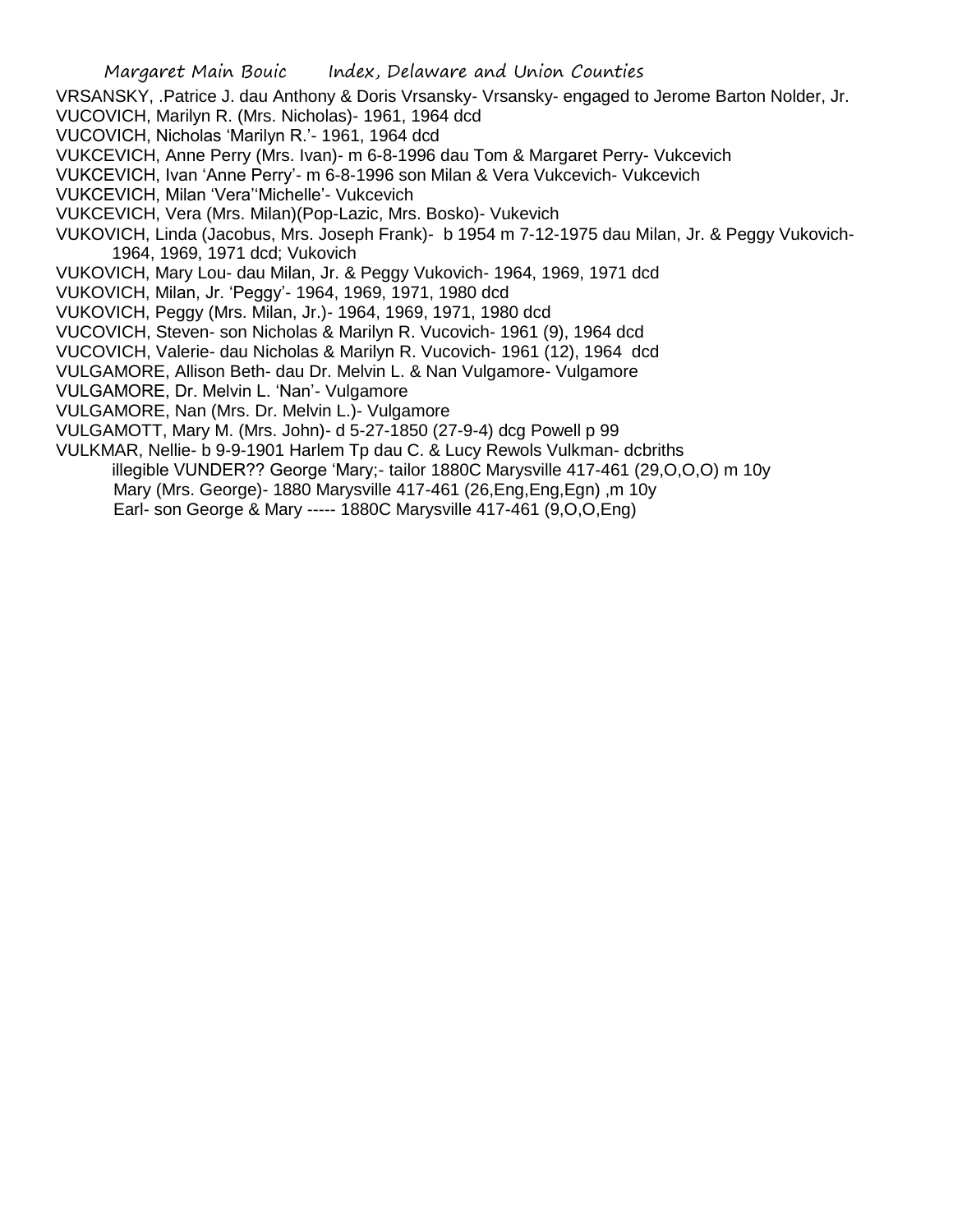VRSANSKY, .Patrice J. dau Anthony & Doris Vrsansky- Vrsansky- engaged to Jerome Barton Nolder, Jr.
VUCOVICH, Marilyn R. (Mrs. Nicholas)- 1961, 1964 dcd
VUCOVICH, Nicholas 'Marilyn R.'- 1961, 1964 dcd
VUKCEVICH, Anne Perry (Mrs. Ivan)- m 6-8-1996 dau Tom & Margaret Perry- Vukcevich
VUKCEVICH, Ivan 'Anne Perry'- m 6-8-1996 son Milan & Vera Vukcevich- Vukcevich
VUKCEVICH, Milan 'Vera''Michelle'- Vukcevich
VUKCEVICH, Vera (Mrs. Milan)(Pop-Lazic, Mrs. Bosko)- Vukevich
VUKOVICH, Linda (Jacobus, Mrs. Joseph Frank)- b 1954 m 7-12-1975 dau Milan, Jr. & Peggy Vukovich-
    1964, 1969, 1971 dcd; Vukovich
VUKOVICH, Mary Lou- dau Milan, Jr. & Peggy Vukovich- 1964, 1969, 1971 dcd
VUKOVICH, Milan, Jr. 'Peggy'- 1964, 1969, 1971, 1980 dcd
VUKOVICH, Peggy (Mrs. Milan, Jr.)- 1964, 1969, 1971, 1980 dcd
VUCOVICH, Steven- son Nicholas & Marilyn R. Vucovich- 1961 (9), 1964 dcd
VUCOVICH, Valerie- dau Nicholas & Marilyn R. Vucovich- 1961 (12), 1964 dcd
VULGAMORE, Allison Beth- dau Dr. Melvin L. & Nan Vulgamore- Vulgamore
VULGAMORE, Dr. Melvin L. 'Nan'- Vulgamore
VULGAMORE, Nan (Mrs. Dr. Melvin L.)- Vulgamore
VULGAMOTT, Mary M. (Mrs. John)- d 5-27-1850 (27-9-4) dcg Powell p 99
VULKMAR, Nellie- b 9-9-1901 Harlem Tp dau C. & Lucy Rewols Vulkman- dcbriths
    illegible VUNDER?? George 'Mary;- tailor 1880C Marysville 417-461 (29,O,O,O) m 10y
    Mary (Mrs. George)- 1880 Marysville 417-461 (26,Eng,Eng,Egn) ,m 10y
    Earl- son George & Mary ----- 1880C Marysville 417-461 (9,O,O,Eng)